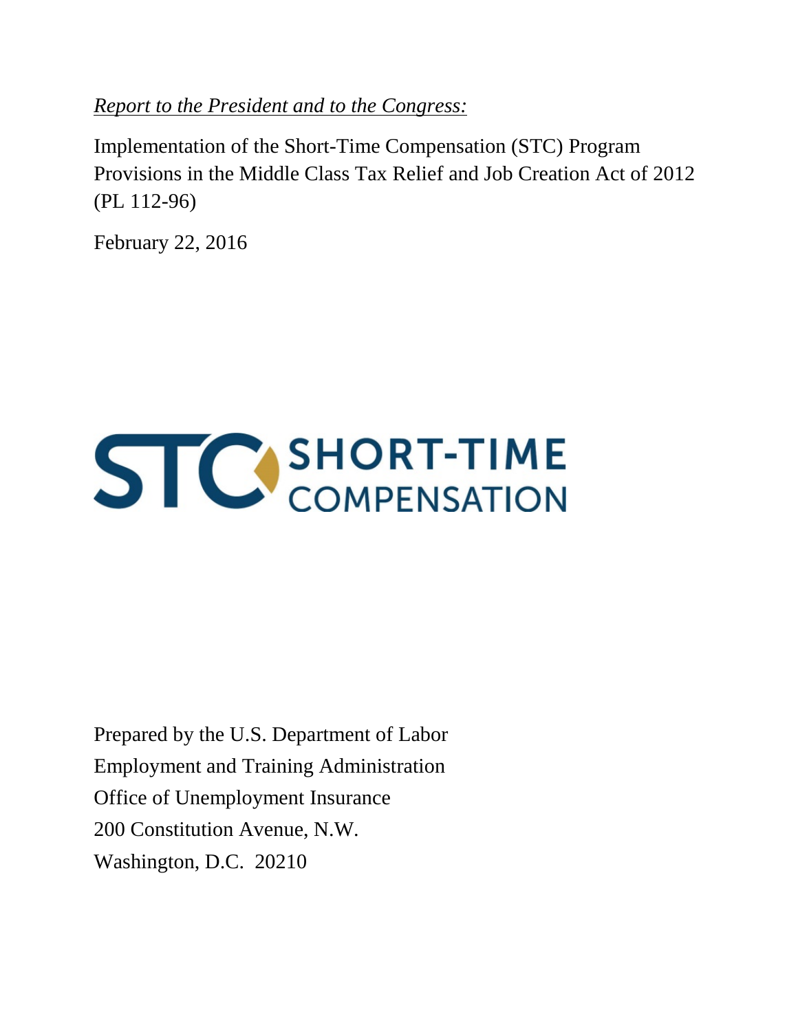*Report to the President and to the Congress:*

Implementation of the Short-Time Compensation (STC) Program Provisions in the Middle Class Tax Relief and Job Creation Act of 2012 (PL 112-96)

February 22, 2016

STC SHORT-TIME COMPENSATION

Prepared by the U.S. Department of Labor
Employment and Training Administration
Office of Unemployment Insurance
200 Constitution Avenue, N.W.
Washington, D.C. 20210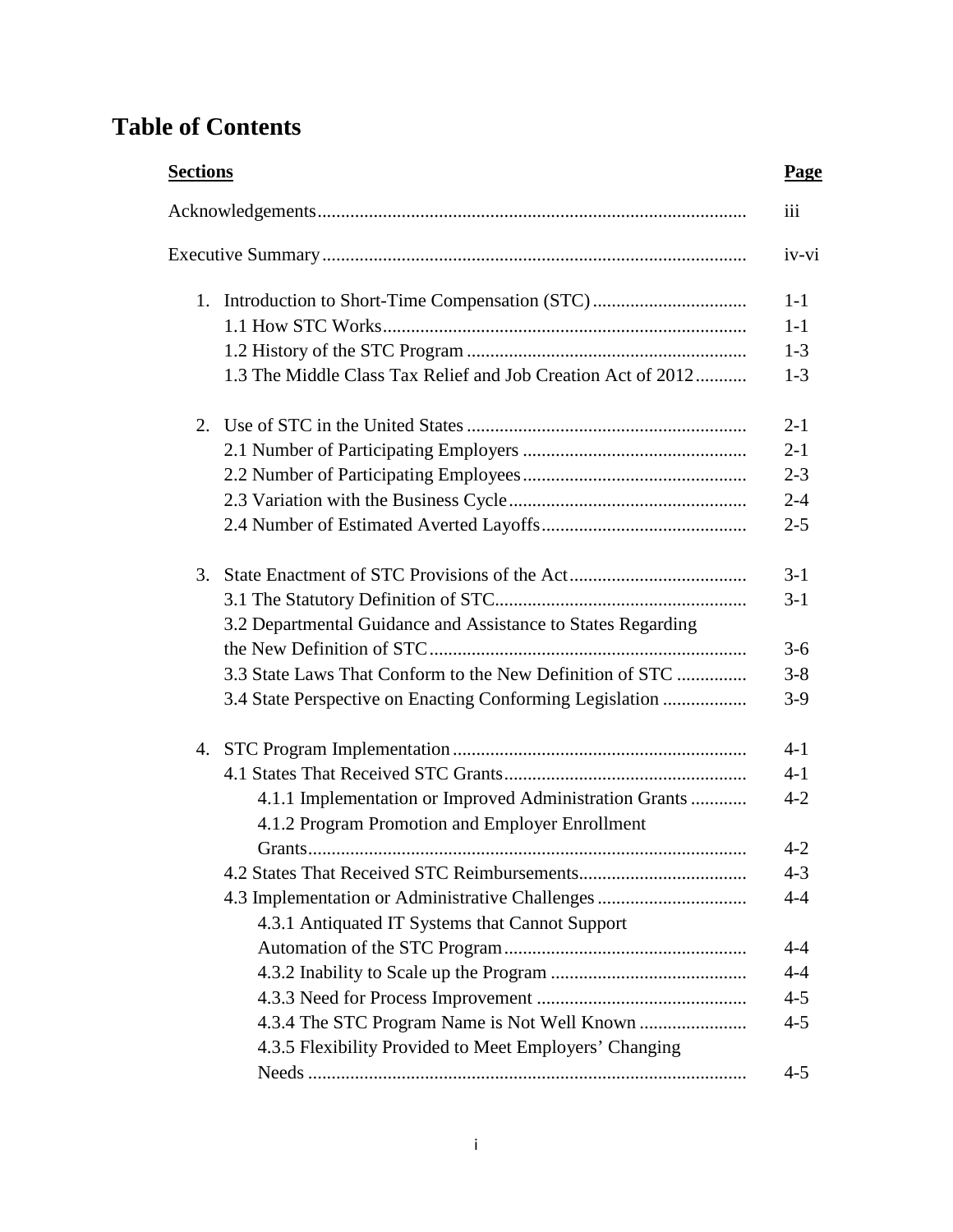# Table of Contents

| Sections | Page |
| --- | --- |
| Acknowledgements | iii |
| Executive Summary | iv-vi |
| 1. Introduction to Short-Time Compensation (STC) | 1-1 |
| 1.1 How STC Works | 1-1 |
| 1.2 History of the STC Program | 1-3 |
| 1.3 The Middle Class Tax Relief and Job Creation Act of 2012 | 1-3 |
| 2. Use of STC in the United States | 2-1 |
| 2.1 Number of Participating Employers | 2-1 |
| 2.2 Number of Participating Employees | 2-3 |
| 2.3 Variation with the Business Cycle | 2-4 |
| 2.4 Number of Estimated Averted Layoffs | 2-5 |
| 3. State Enactment of STC Provisions of the Act | 3-1 |
| 3.1 The Statutory Definition of STC | 3-1 |
| 3.2 Departmental Guidance and Assistance to States Regarding the New Definition of STC | 3-6 |
| 3.3 State Laws That Conform to the New Definition of STC | 3-8 |
| 3.4 State Perspective on Enacting Conforming Legislation | 3-9 |
| 4. STC Program Implementation | 4-1 |
| 4.1 States That Received STC Grants | 4-1 |
| 4.1.1 Implementation or Improved Administration Grants | 4-2 |
| 4.1.2 Program Promotion and Employer Enrollment Grants | 4-2 |
| 4.2 States That Received STC Reimbursements | 4-3 |
| 4.3 Implementation or Administrative Challenges | 4-4 |
| 4.3.1 Antiquated IT Systems that Cannot Support Automation of the STC Program | 4-4 |
| 4.3.2 Inability to Scale up the Program | 4-4 |
| 4.3.3 Need for Process Improvement | 4-5 |
| 4.3.4 The STC Program Name is Not Well Known | 4-5 |
| 4.3.5 Flexibility Provided to Meet Employers' Changing Needs | 4-5 |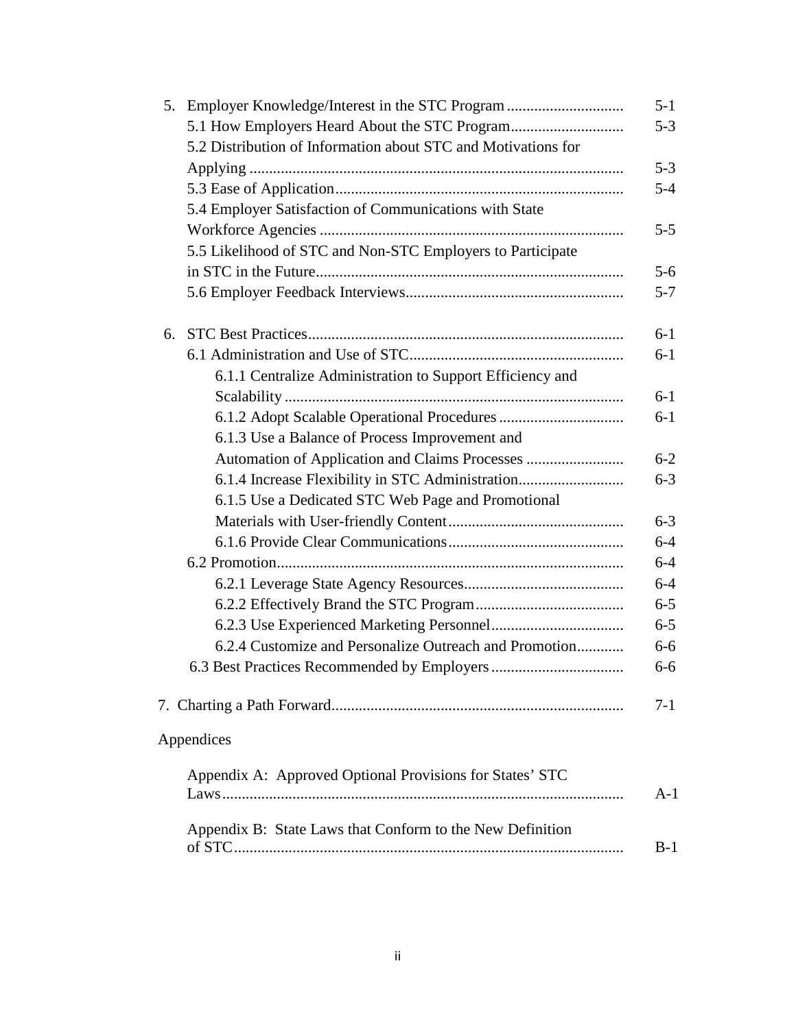| | |
|---|---|
| 5. Employer Knowledge/Interest in the STC Program | 5-1 |
| 5.1 How Employers Heard About the STC Program | 5-3 |
| 5.2 Distribution of Information about STC and Motivations for Applying | 5-3 |
| 5.3 Ease of Application | 5-4 |
| 5.4 Employer Satisfaction of Communications with State Workforce Agencies | 5-5 |
| 5.5 Likelihood of STC and Non-STC Employers to Participate in STC in the Future | 5-6 |
| 5.6 Employer Feedback Interviews | 5-7 |
| 6. STC Best Practices | 6-1 |
| 6.1 Administration and Use of STC | 6-1 |
| 6.1.1 Centralize Administration to Support Efficiency and Scalability | 6-1 |
| 6.1.2 Adopt Scalable Operational Procedures | 6-1 |
| 6.1.3 Use a Balance of Process Improvement and Automation of Application and Claims Processes | 6-2 |
| 6.1.4 Increase Flexibility in STC Administration | 6-3 |
| 6.1.5 Use a Dedicated STC Web Page and Promotional Materials with User-friendly Content | 6-3 |
| 6.1.6 Provide Clear Communications | 6-4 |
| 6.2 Promotion | 6-4 |
| 6.2.1 Leverage State Agency Resources | 6-4 |
| 6.2.2 Effectively Brand the STC Program | 6-5 |
| 6.2.3 Use Experienced Marketing Personnel | 6-5 |
| 6.2.4 Customize and Personalize Outreach and Promotion | 6-6 |
| 6.3 Best Practices Recommended by Employers | 6-6 |
| 7. Charting a Path Forward | 7-1 |
| Appendices | |
| Appendix A: Approved Optional Provisions for States' STC Laws | A-1 |
| Appendix B: State Laws that Conform to the New Definition of STC | B-1 |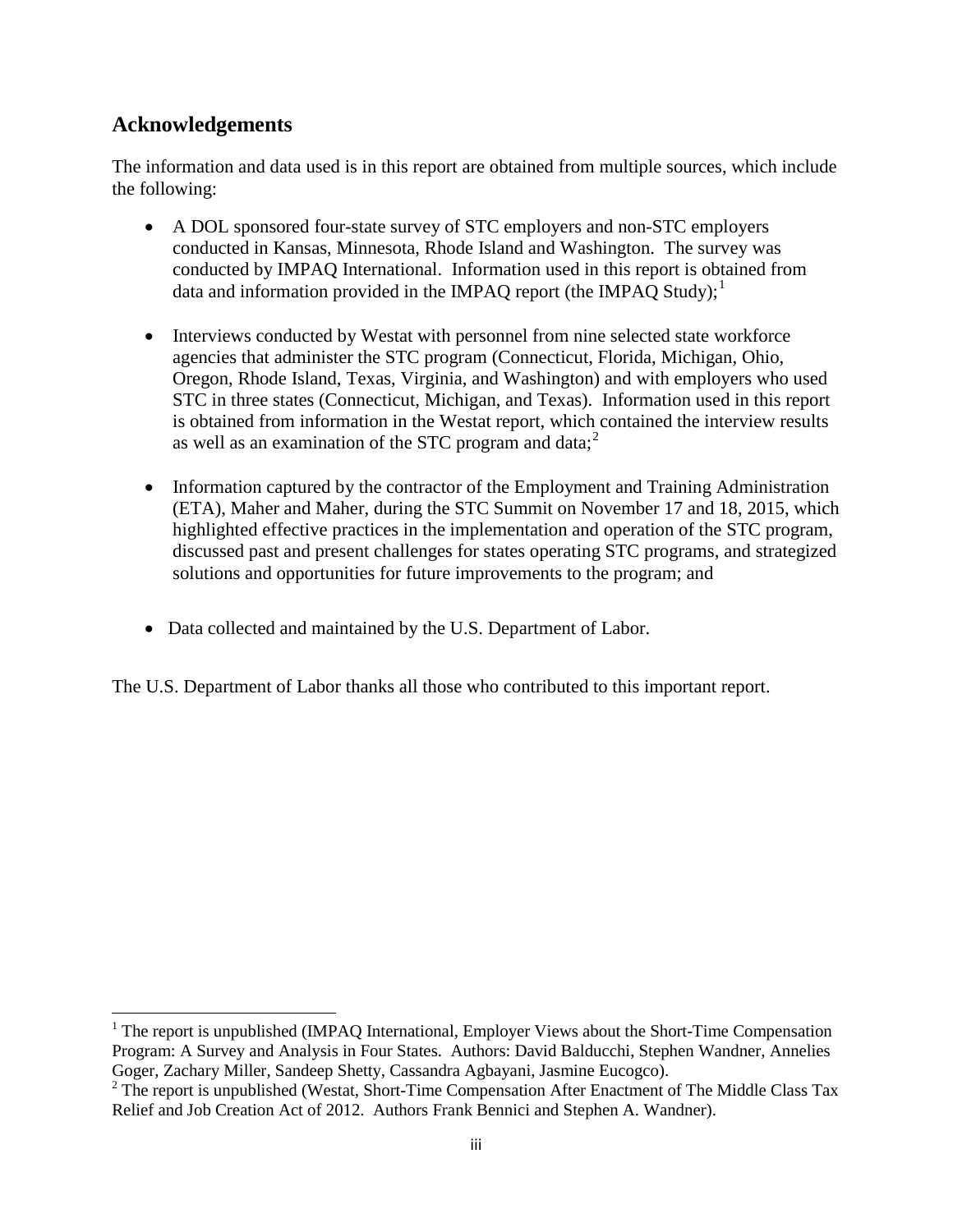## Acknowledgements

The information and data used is in this report are obtained from multiple sources, which include the following:

- A DOL sponsored four-state survey of STC employers and non-STC employers conducted in Kansas, Minnesota, Rhode Island and Washington. The survey was conducted by IMPAQ International. Information used in this report is obtained from data and information provided in the IMPAQ report (the IMPAQ Study);[1]

- Interviews conducted by Westat with personnel from nine selected state workforce agencies that administer the STC program (Connecticut, Florida, Michigan, Ohio, Oregon, Rhode Island, Texas, Virginia, and Washington) and with employers who used STC in three states (Connecticut, Michigan, and Texas). Information used in this report is obtained from information in the Westat report, which contained the interview results as well as an examination of the STC program and data;[2]

- Information captured by the contractor of the Employment and Training Administration (ETA), Maher and Maher, during the STC Summit on November 17 and 18, 2015, which highlighted effective practices in the implementation and operation of the STC program, discussed past and present challenges for states operating STC programs, and strategized solutions and opportunities for future improvements to the program; and

- Data collected and maintained by the U.S. Department of Labor.

The U.S. Department of Labor thanks all those who contributed to this important report.

[1] The report is unpublished (IMPAQ International, Employer Views about the Short-Time Compensation Program: A Survey and Analysis in Four States. Authors: David Balducchi, Stephen Wandner, Annelies Goger, Zachary Miller, Sandeep Shetty, Cassandra Agbayani, Jasmine Eucogco).

[2] The report is unpublished (Westat, Short-Time Compensation After Enactment of The Middle Class Tax Relief and Job Creation Act of 2012. Authors Frank Bennici and Stephen A. Wandner).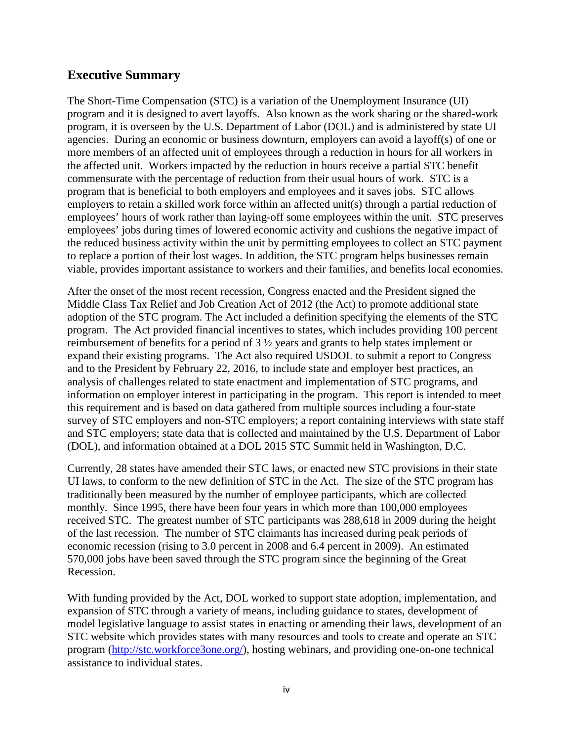## Executive Summary

The Short-Time Compensation (STC) is a variation of the Unemployment Insurance (UI) program and it is designed to avert layoffs. Also known as the work sharing or the shared-work program, it is overseen by the U.S. Department of Labor (DOL) and is administered by state UI agencies. During an economic or business downturn, employers can avoid a layoff(s) of one or more members of an affected unit of employees through a reduction in hours for all workers in the affected unit. Workers impacted by the reduction in hours receive a partial STC benefit commensurate with the percentage of reduction from their usual hours of work. STC is a program that is beneficial to both employers and employees and it saves jobs. STC allows employers to retain a skilled work force within an affected unit(s) through a partial reduction of employees' hours of work rather than laying-off some employees within the unit. STC preserves employees' jobs during times of lowered economic activity and cushions the negative impact of the reduced business activity within the unit by permitting employees to collect an STC payment to replace a portion of their lost wages. In addition, the STC program helps businesses remain viable, provides important assistance to workers and their families, and benefits local economies.

After the onset of the most recent recession, Congress enacted and the President signed the Middle Class Tax Relief and Job Creation Act of 2012 (the Act) to promote additional state adoption of the STC program. The Act included a definition specifying the elements of the STC program. The Act provided financial incentives to states, which includes providing 100 percent reimbursement of benefits for a period of 3 ½ years and grants to help states implement or expand their existing programs. The Act also required USDOL to submit a report to Congress and to the President by February 22, 2016, to include state and employer best practices, an analysis of challenges related to state enactment and implementation of STC programs, and information on employer interest in participating in the program. This report is intended to meet this requirement and is based on data gathered from multiple sources including a four-state survey of STC employers and non-STC employers; a report containing interviews with state staff and STC employers; state data that is collected and maintained by the U.S. Department of Labor (DOL), and information obtained at a DOL 2015 STC Summit held in Washington, D.C.

Currently, 28 states have amended their STC laws, or enacted new STC provisions in their state UI laws, to conform to the new definition of STC in the Act. The size of the STC program has traditionally been measured by the number of employee participants, which are collected monthly. Since 1995, there have been four years in which more than 100,000 employees received STC. The greatest number of STC participants was 288,618 in 2009 during the height of the last recession. The number of STC claimants has increased during peak periods of economic recession (rising to 3.0 percent in 2008 and 6.4 percent in 2009). An estimated 570,000 jobs have been saved through the STC program since the beginning of the Great Recession.

With funding provided by the Act, DOL worked to support state adoption, implementation, and expansion of STC through a variety of means, including guidance to states, development of model legislative language to assist states in enacting or amending their laws, development of an STC website which provides states with many resources and tools to create and operate an STC program (http://stc.workforce3one.org/), hosting webinars, and providing one-on-one technical assistance to individual states.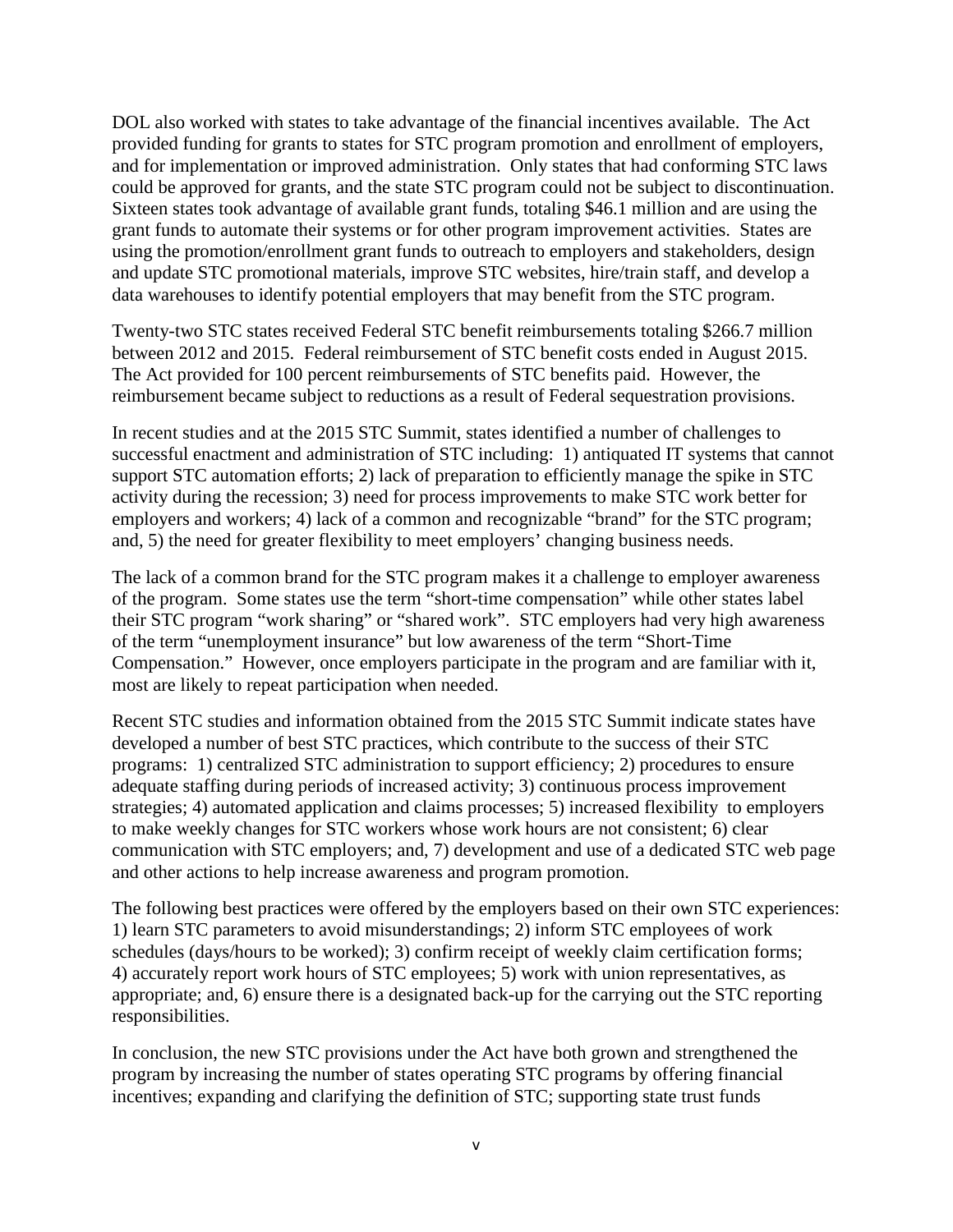DOL also worked with states to take advantage of the financial incentives available. The Act provided funding for grants to states for STC program promotion and enrollment of employers, and for implementation or improved administration. Only states that had conforming STC laws could be approved for grants, and the state STC program could not be subject to discontinuation. Sixteen states took advantage of available grant funds, totaling $46.1 million and are using the grant funds to automate their systems or for other program improvement activities. States are using the promotion/enrollment grant funds to outreach to employers and stakeholders, design and update STC promotional materials, improve STC websites, hire/train staff, and develop a data warehouses to identify potential employers that may benefit from the STC program.

Twenty-two STC states received Federal STC benefit reimbursements totaling $266.7 million between 2012 and 2015. Federal reimbursement of STC benefit costs ended in August 2015. The Act provided for 100 percent reimbursements of STC benefits paid. However, the reimbursement became subject to reductions as a result of Federal sequestration provisions.

In recent studies and at the 2015 STC Summit, states identified a number of challenges to successful enactment and administration of STC including: 1) antiquated IT systems that cannot support STC automation efforts; 2) lack of preparation to efficiently manage the spike in STC activity during the recession; 3) need for process improvements to make STC work better for employers and workers; 4) lack of a common and recognizable "brand" for the STC program; and, 5) the need for greater flexibility to meet employers' changing business needs.

The lack of a common brand for the STC program makes it a challenge to employer awareness of the program. Some states use the term "short-time compensation" while other states label their STC program "work sharing" or "shared work". STC employers had very high awareness of the term "unemployment insurance" but low awareness of the term "Short-Time Compensation." However, once employers participate in the program and are familiar with it, most are likely to repeat participation when needed.

Recent STC studies and information obtained from the 2015 STC Summit indicate states have developed a number of best STC practices, which contribute to the success of their STC programs: 1) centralized STC administration to support efficiency; 2) procedures to ensure adequate staffing during periods of increased activity; 3) continuous process improvement strategies; 4) automated application and claims processes; 5) increased flexibility to employers to make weekly changes for STC workers whose work hours are not consistent; 6) clear communication with STC employers; and, 7) development and use of a dedicated STC web page and other actions to help increase awareness and program promotion.

The following best practices were offered by the employers based on their own STC experiences: 1) learn STC parameters to avoid misunderstandings; 2) inform STC employees of work schedules (days/hours to be worked); 3) confirm receipt of weekly claim certification forms; 4) accurately report work hours of STC employees; 5) work with union representatives, as appropriate; and, 6) ensure there is a designated back-up for the carrying out the STC reporting responsibilities.

In conclusion, the new STC provisions under the Act have both grown and strengthened the program by increasing the number of states operating STC programs by offering financial incentives; expanding and clarifying the definition of STC; supporting state trust funds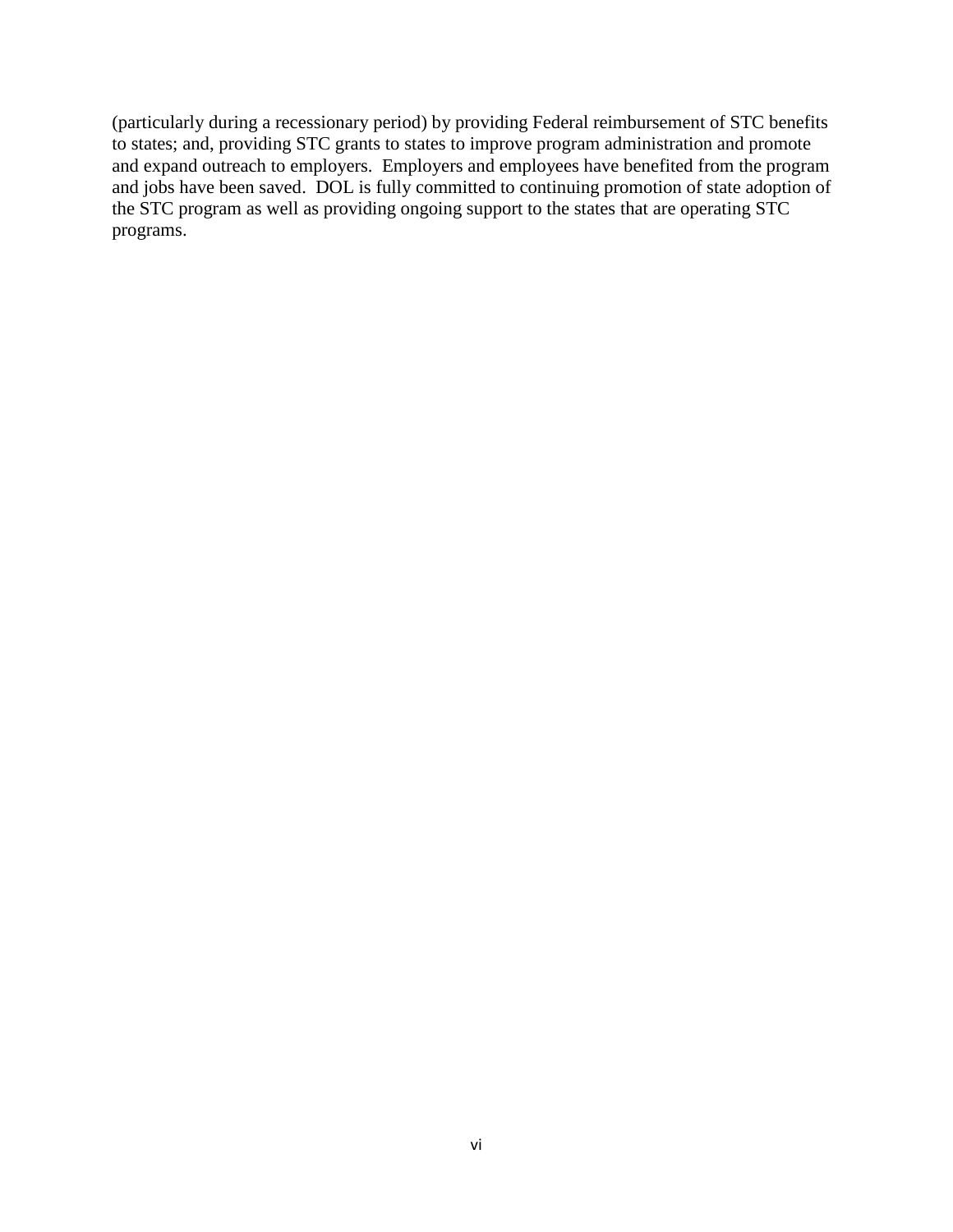(particularly during a recessionary period) by providing Federal reimbursement of STC benefits to states; and, providing STC grants to states to improve program administration and promote and expand outreach to employers. Employers and employees have benefited from the program and jobs have been saved. DOL is fully committed to continuing promotion of state adoption of the STC program as well as providing ongoing support to the states that are operating STC programs.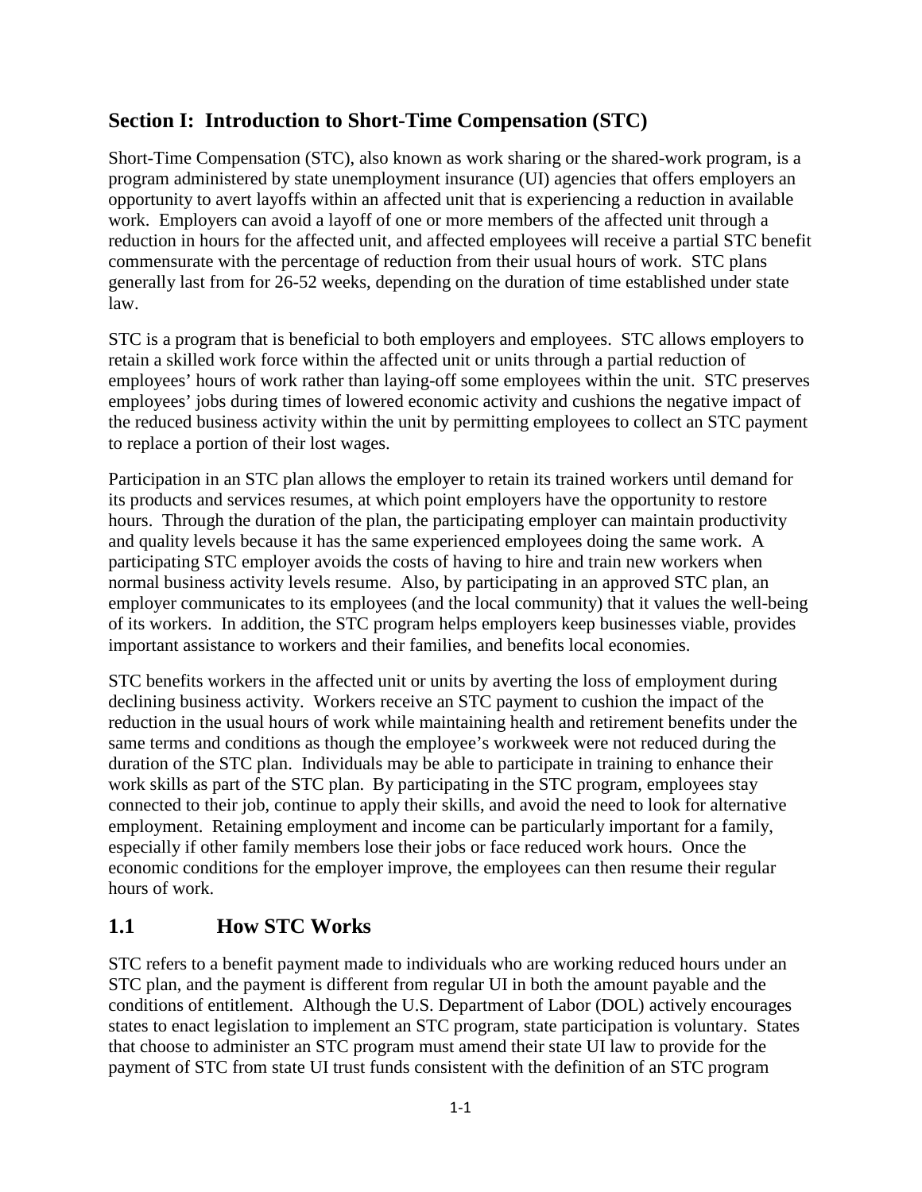## Section I: Introduction to Short-Time Compensation (STC)

Short-Time Compensation (STC), also known as work sharing or the shared-work program, is a program administered by state unemployment insurance (UI) agencies that offers employers an opportunity to avert layoffs within an affected unit that is experiencing a reduction in available work. Employers can avoid a layoff of one or more members of the affected unit through a reduction in hours for the affected unit, and affected employees will receive a partial STC benefit commensurate with the percentage of reduction from their usual hours of work. STC plans generally last from for 26-52 weeks, depending on the duration of time established under state law.

STC is a program that is beneficial to both employers and employees. STC allows employers to retain a skilled work force within the affected unit or units through a partial reduction of employees' hours of work rather than laying-off some employees within the unit. STC preserves employees' jobs during times of lowered economic activity and cushions the negative impact of the reduced business activity within the unit by permitting employees to collect an STC payment to replace a portion of their lost wages.

Participation in an STC plan allows the employer to retain its trained workers until demand for its products and services resumes, at which point employers have the opportunity to restore hours. Through the duration of the plan, the participating employer can maintain productivity and quality levels because it has the same experienced employees doing the same work. A participating STC employer avoids the costs of having to hire and train new workers when normal business activity levels resume. Also, by participating in an approved STC plan, an employer communicates to its employees (and the local community) that it values the well-being of its workers. In addition, the STC program helps employers keep businesses viable, provides important assistance to workers and their families, and benefits local economies.

STC benefits workers in the affected unit or units by averting the loss of employment during declining business activity. Workers receive an STC payment to cushion the impact of the reduction in the usual hours of work while maintaining health and retirement benefits under the same terms and conditions as though the employee's workweek were not reduced during the duration of the STC plan. Individuals may be able to participate in training to enhance their work skills as part of the STC plan. By participating in the STC program, employees stay connected to their job, continue to apply their skills, and avoid the need to look for alternative employment. Retaining employment and income can be particularly important for a family, especially if other family members lose their jobs or face reduced work hours. Once the economic conditions for the employer improve, the employees can then resume their regular hours of work.

## 1.1 How STC Works

STC refers to a benefit payment made to individuals who are working reduced hours under an STC plan, and the payment is different from regular UI in both the amount payable and the conditions of entitlement. Although the U.S. Department of Labor (DOL) actively encourages states to enact legislation to implement an STC program, state participation is voluntary. States that choose to administer an STC program must amend their state UI law to provide for the payment of STC from state UI trust funds consistent with the definition of an STC program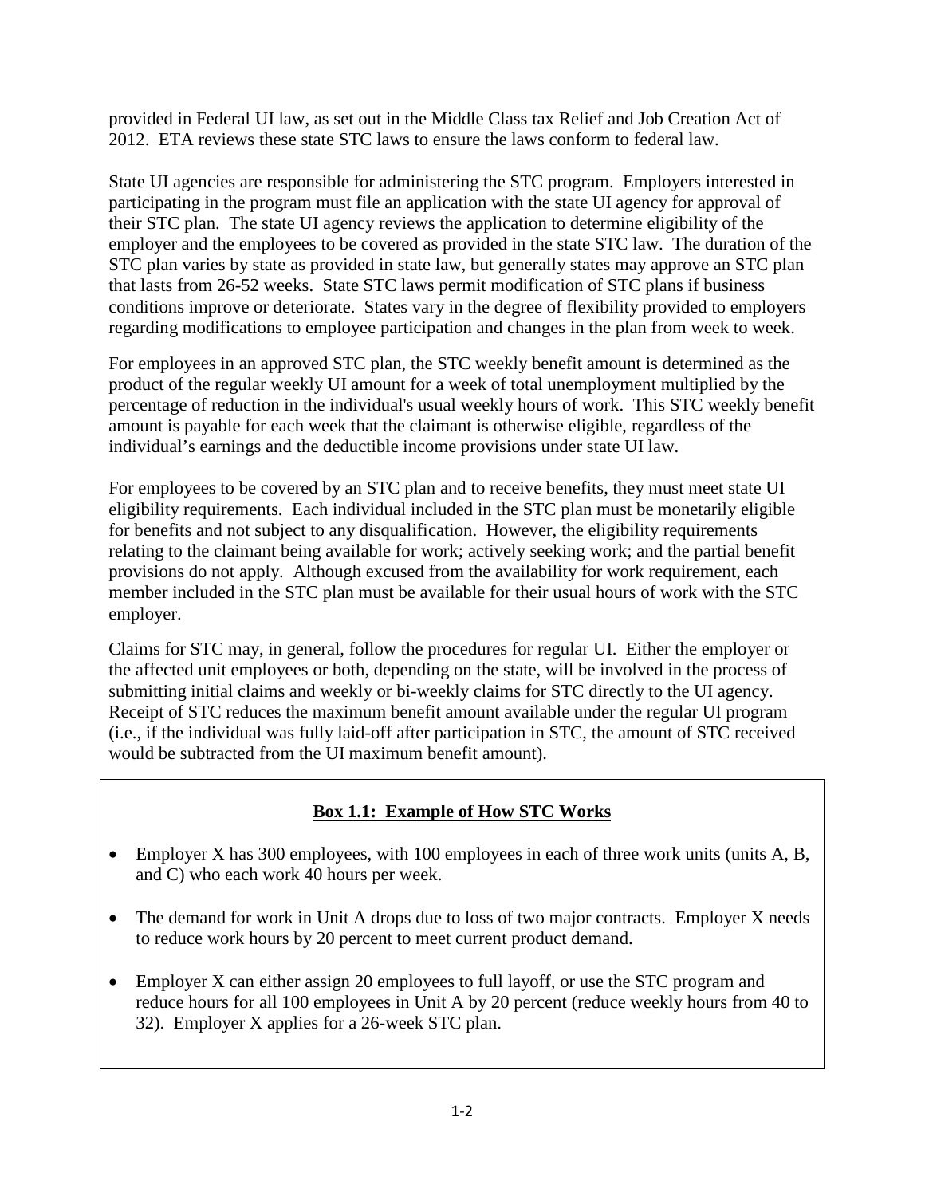provided in Federal UI law, as set out in the Middle Class tax Relief and Job Creation Act of 2012. ETA reviews these state STC laws to ensure the laws conform to federal law.

State UI agencies are responsible for administering the STC program. Employers interested in participating in the program must file an application with the state UI agency for approval of their STC plan. The state UI agency reviews the application to determine eligibility of the employer and the employees to be covered as provided in the state STC law. The duration of the STC plan varies by state as provided in state law, but generally states may approve an STC plan that lasts from 26-52 weeks. State STC laws permit modification of STC plans if business conditions improve or deteriorate. States vary in the degree of flexibility provided to employers regarding modifications to employee participation and changes in the plan from week to week.

For employees in an approved STC plan, the STC weekly benefit amount is determined as the product of the regular weekly UI amount for a week of total unemployment multiplied by the percentage of reduction in the individual's usual weekly hours of work. This STC weekly benefit amount is payable for each week that the claimant is otherwise eligible, regardless of the individual's earnings and the deductible income provisions under state UI law.

For employees to be covered by an STC plan and to receive benefits, they must meet state UI eligibility requirements. Each individual included in the STC plan must be monetarily eligible for benefits and not subject to any disqualification. However, the eligibility requirements relating to the claimant being available for work; actively seeking work; and the partial benefit provisions do not apply. Although excused from the availability for work requirement, each member included in the STC plan must be available for their usual hours of work with the STC employer.

Claims for STC may, in general, follow the procedures for regular UI. Either the employer or the affected unit employees or both, depending on the state, will be involved in the process of submitting initial claims and weekly or bi-weekly claims for STC directly to the UI agency. Receipt of STC reduces the maximum benefit amount available under the regular UI program (i.e., if the individual was fully laid-off after participation in STC, the amount of STC received would be subtracted from the UI maximum benefit amount).

**Box 1.1: Example of How STC Works**

- Employer X has 300 employees, with 100 employees in each of three work units (units A, B, and C) who each work 40 hours per week.
- The demand for work in Unit A drops due to loss of two major contracts. Employer X needs to reduce work hours by 20 percent to meet current product demand.
- Employer X can either assign 20 employees to full layoff, or use the STC program and reduce hours for all 100 employees in Unit A by 20 percent (reduce weekly hours from 40 to 32). Employer X applies for a 26-week STC plan.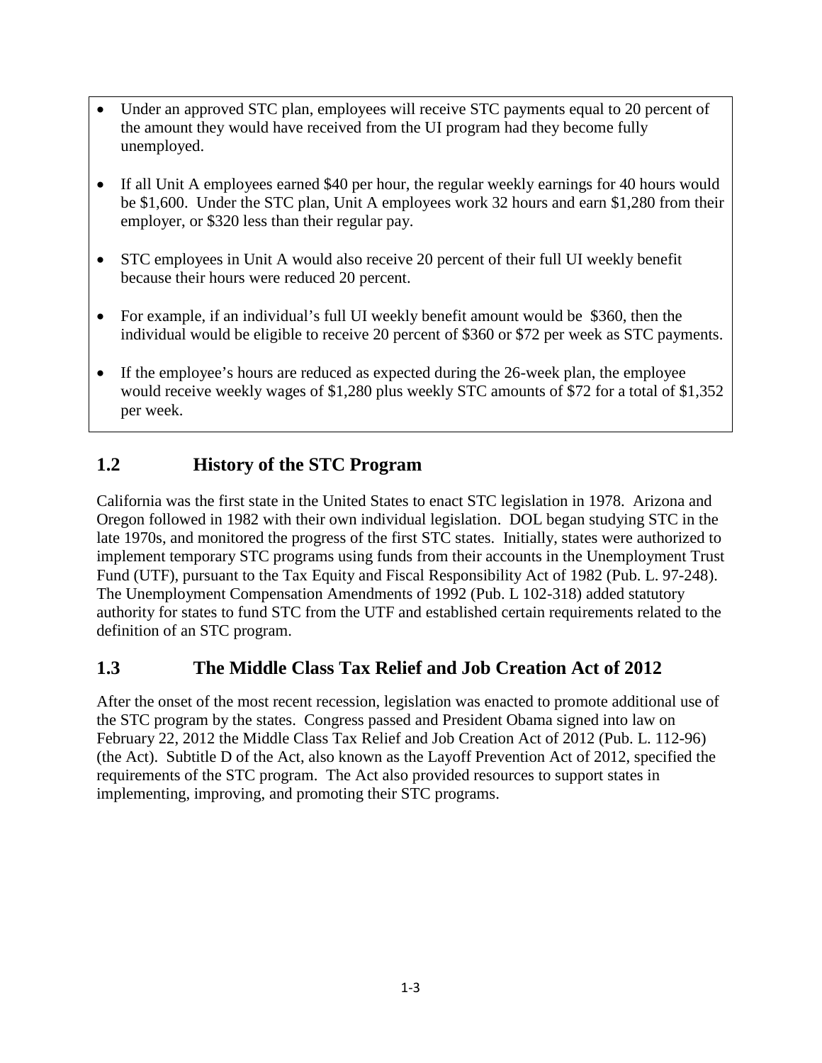- Under an approved STC plan, employees will receive STC payments equal to 20 percent of the amount they would have received from the UI program had they become fully unemployed.
- If all Unit A employees earned $40 per hour, the regular weekly earnings for 40 hours would be $1,600. Under the STC plan, Unit A employees work 32 hours and earn $1,280 from their employer, or $320 less than their regular pay.
- STC employees in Unit A would also receive 20 percent of their full UI weekly benefit because their hours were reduced 20 percent.
- For example, if an individual's full UI weekly benefit amount would be $360, then the individual would be eligible to receive 20 percent of $360 or $72 per week as STC payments.
- If the employee's hours are reduced as expected during the 26-week plan, the employee would receive weekly wages of $1,280 plus weekly STC amounts of $72 for a total of $1,352 per week.

## 1.2 History of the STC Program

California was the first state in the United States to enact STC legislation in 1978. Arizona and Oregon followed in 1982 with their own individual legislation. DOL began studying STC in the late 1970s, and monitored the progress of the first STC states. Initially, states were authorized to implement temporary STC programs using funds from their accounts in the Unemployment Trust Fund (UTF), pursuant to the Tax Equity and Fiscal Responsibility Act of 1982 (Pub. L. 97-248). The Unemployment Compensation Amendments of 1992 (Pub. L 102-318) added statutory authority for states to fund STC from the UTF and established certain requirements related to the definition of an STC program.

## 1.3 The Middle Class Tax Relief and Job Creation Act of 2012

After the onset of the most recent recession, legislation was enacted to promote additional use of the STC program by the states. Congress passed and President Obama signed into law on February 22, 2012 the Middle Class Tax Relief and Job Creation Act of 2012 (Pub. L. 112-96) (the Act). Subtitle D of the Act, also known as the Layoff Prevention Act of 2012, specified the requirements of the STC program. The Act also provided resources to support states in implementing, improving, and promoting their STC programs.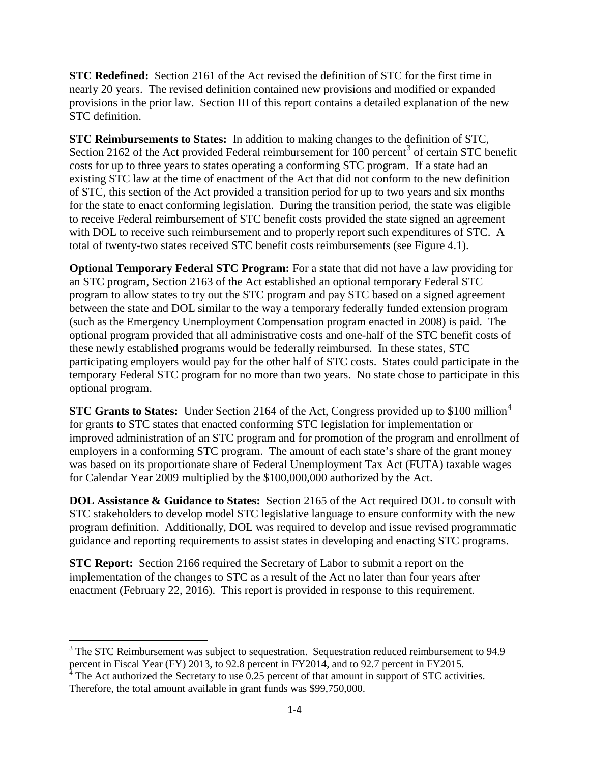**STC Redefined:** Section 2161 of the Act revised the definition of STC for the first time in nearly 20 years. The revised definition contained new provisions and modified or expanded provisions in the prior law. Section III of this report contains a detailed explanation of the new STC definition.

**STC Reimbursements to States:** In addition to making changes to the definition of STC, Section 2162 of the Act provided Federal reimbursement for 100 percent[3] of certain STC benefit costs for up to three years to states operating a conforming STC program. If a state had an existing STC law at the time of enactment of the Act that did not conform to the new definition of STC, this section of the Act provided a transition period for up to two years and six months for the state to enact conforming legislation. During the transition period, the state was eligible to receive Federal reimbursement of STC benefit costs provided the state signed an agreement with DOL to receive such reimbursement and to properly report such expenditures of STC. A total of twenty-two states received STC benefit costs reimbursements (see Figure 4.1).

**Optional Temporary Federal STC Program:** For a state that did not have a law providing for an STC program, Section 2163 of the Act established an optional temporary Federal STC program to allow states to try out the STC program and pay STC based on a signed agreement between the state and DOL similar to the way a temporary federally funded extension program (such as the Emergency Unemployment Compensation program enacted in 2008) is paid. The optional program provided that all administrative costs and one-half of the STC benefit costs of these newly established programs would be federally reimbursed. In these states, STC participating employers would pay for the other half of STC costs. States could participate in the temporary Federal STC program for no more than two years. No state chose to participate in this optional program.

**STC Grants to States:** Under Section 2164 of the Act, Congress provided up to $100 million[4] for grants to STC states that enacted conforming STC legislation for implementation or improved administration of an STC program and for promotion of the program and enrollment of employers in a conforming STC program. The amount of each state's share of the grant money was based on its proportionate share of Federal Unemployment Tax Act (FUTA) taxable wages for Calendar Year 2009 multiplied by the $100,000,000 authorized by the Act.

**DOL Assistance & Guidance to States:** Section 2165 of the Act required DOL to consult with STC stakeholders to develop model STC legislative language to ensure conformity with the new program definition. Additionally, DOL was required to develop and issue revised programmatic guidance and reporting requirements to assist states in developing and enacting STC programs.

**STC Report:** Section 2166 required the Secretary of Labor to submit a report on the implementation of the changes to STC as a result of the Act no later than four years after enactment (February 22, 2016). This report is provided in response to this requirement.

---

[3] The STC Reimbursement was subject to sequestration. Sequestration reduced reimbursement to 94.9 percent in Fiscal Year (FY) 2013, to 92.8 percent in FY2014, and to 92.7 percent in FY2015.

[4] The Act authorized the Secretary to use 0.25 percent of that amount in support of STC activities. Therefore, the total amount available in grant funds was $99,750,000.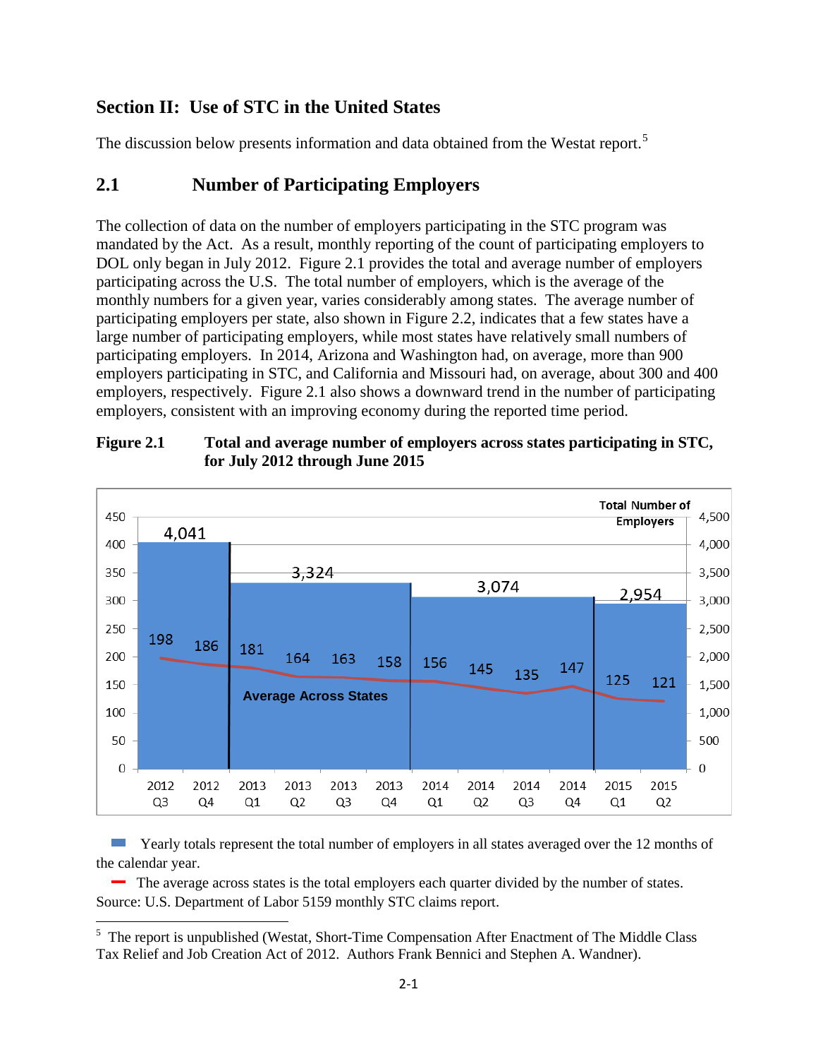## Section II: Use of STC in the United States

The discussion below presents information and data obtained from the Westat report.[5]

### 2.1 Number of Participating Employers

The collection of data on the number of employers participating in the STC program was mandated by the Act. As a result, monthly reporting of the count of participating employers to DOL only began in July 2012. Figure 2.1 provides the total and average number of employers participating across the U.S. The total number of employers, which is the average of the monthly numbers for a given year, varies considerably among states. The average number of participating employers per state, also shown in Figure 2.2, indicates that a few states have a large number of participating employers, while most states have relatively small numbers of participating employers. In 2014, Arizona and Washington had, on average, more than 900 employers participating in STC, and California and Missouri had, on average, about 300 and 400 employers, respectively. Figure 2.1 also shows a downward trend in the number of participating employers, consistent with an improving economy during the reported time period.

**Figure 2.1 Total and average number of employers across states participating in STC, for July 2012 through June 2015**

| Year | Total Number of Employers |
|---|---|
| 2012 | 4,041 |
| 2013 | 3,324 |
| 2014 | 3,074 |
| 2015 | 2,954 |

| Quarter | Average Across States |
|---|---|
| 2012 Q3 | 198 |
| 2012 Q4 | 186 |
| 2013 Q1 | 181 |
| 2013 Q2 | 164 |
| 2013 Q3 | 163 |
| 2013 Q4 | 158 |
| 2014 Q1 | 156 |
| 2014 Q2 | 145 |
| 2014 Q3 | 135 |
| 2014 Q4 | 147 |
| 2015 Q1 | 125 |
| 2015 Q2 | 121 |

Yearly totals represent the total number of employers in all states averaged over the 12 months of the calendar year.

The average across states is the total employers each quarter divided by the number of states.

Source: U.S. Department of Labor 5159 monthly STC claims report.

[5] The report is unpublished (Westat, Short-Time Compensation After Enactment of The Middle Class Tax Relief and Job Creation Act of 2012. Authors Frank Bennici and Stephen A. Wandner).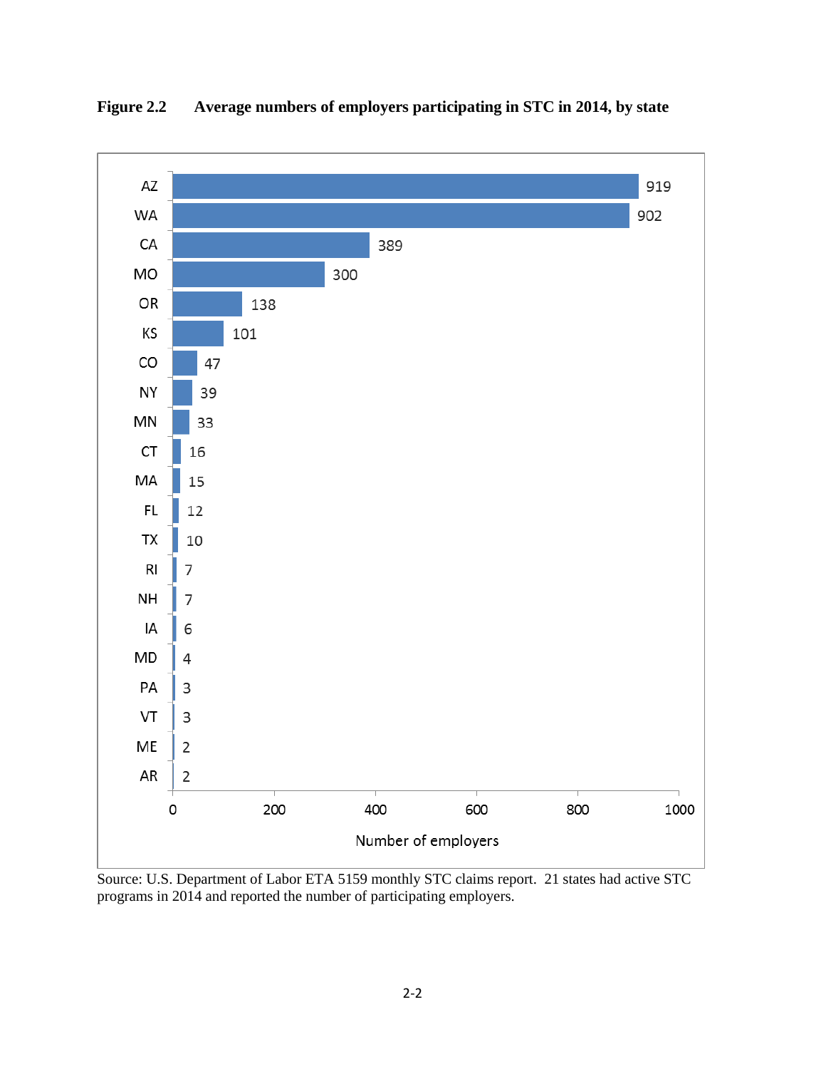**Figure 2.2 Average numbers of employers participating in STC in 2014, by state**

| State | Number of employers |
|---|---|
| AZ | 919 |
| WA | 902 |
| CA | 389 |
| MO | 300 |
| OR | 138 |
| KS | 101 |
| CO | 47 |
| NY | 39 |
| MN | 33 |
| CT | 16 |
| MA | 15 |
| FL | 12 |
| TX | 10 |
| RI | 7 |
| NH | 7 |
| IA | 6 |
| MD | 4 |
| PA | 3 |
| VT | 3 |
| ME | 2 |
| AR | 2 |

Source: U.S. Department of Labor ETA 5159 monthly STC claims report. 21 states had active STC programs in 2014 and reported the number of participating employers.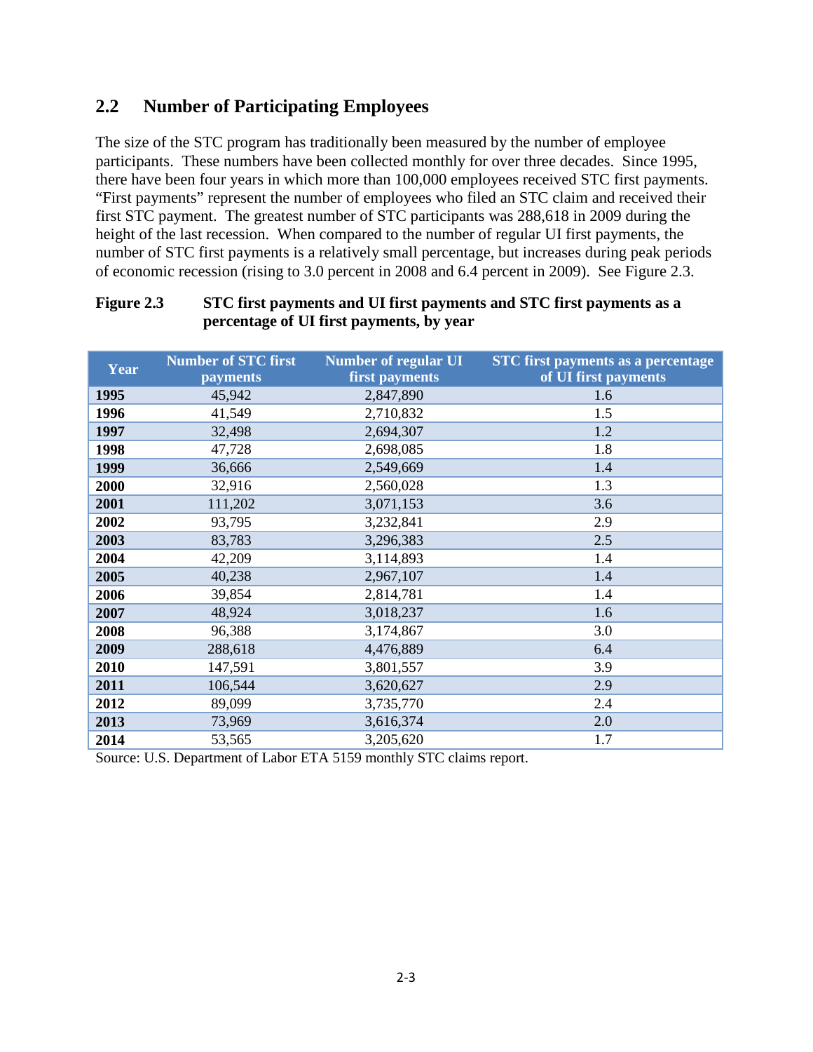## 2.2 Number of Participating Employees

The size of the STC program has traditionally been measured by the number of employee participants. These numbers have been collected monthly for over three decades. Since 1995, there have been four years in which more than 100,000 employees received STC first payments. "First payments" represent the number of employees who filed an STC claim and received their first STC payment. The greatest number of STC participants was 288,618 in 2009 during the height of the last recession. When compared to the number of regular UI first payments, the number of STC first payments is a relatively small percentage, but increases during peak periods of economic recession (rising to 3.0 percent in 2008 and 6.4 percent in 2009). See Figure 2.3.

**Figure 2.3 STC first payments and UI first payments and STC first payments as a percentage of UI first payments, by year**

| Year | Number of STC first payments | Number of regular UI first payments | STC first payments as a percentage of UI first payments |
|---|---|---|---|
| **1995** | 45,942 | 2,847,890 | 1.6 |
| **1996** | 41,549 | 2,710,832 | 1.5 |
| **1997** | 32,498 | 2,694,307 | 1.2 |
| **1998** | 47,728 | 2,698,085 | 1.8 |
| **1999** | 36,666 | 2,549,669 | 1.4 |
| **2000** | 32,916 | 2,560,028 | 1.3 |
| **2001** | 111,202 | 3,071,153 | 3.6 |
| **2002** | 93,795 | 3,232,841 | 2.9 |
| **2003** | 83,783 | 3,296,383 | 2.5 |
| **2004** | 42,209 | 3,114,893 | 1.4 |
| **2005** | 40,238 | 2,967,107 | 1.4 |
| **2006** | 39,854 | 2,814,781 | 1.4 |
| **2007** | 48,924 | 3,018,237 | 1.6 |
| **2008** | 96,388 | 3,174,867 | 3.0 |
| **2009** | 288,618 | 4,476,889 | 6.4 |
| **2010** | 147,591 | 3,801,557 | 3.9 |
| **2011** | 106,544 | 3,620,627 | 2.9 |
| **2012** | 89,099 | 3,735,770 | 2.4 |
| **2013** | 73,969 | 3,616,374 | 2.0 |
| **2014** | 53,565 | 3,205,620 | 1.7 |

Source: U.S. Department of Labor ETA 5159 monthly STC claims report.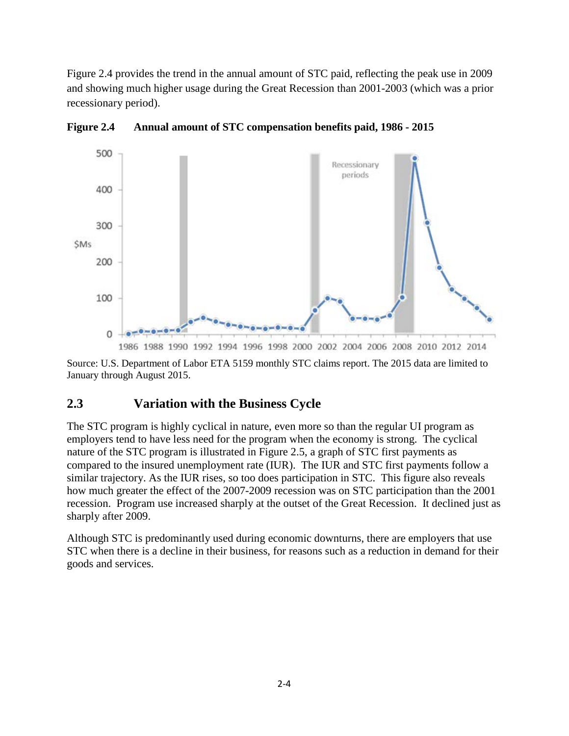Figure 2.4 provides the trend in the annual amount of STC paid, reflecting the peak use in 2009 and showing much higher usage during the Great Recession than 2001-2003 (which was a prior recessionary period).

**Figure 2.4 Annual amount of STC compensation benefits paid, 1986 - 2015**

Source: U.S. Department of Labor ETA 5159 monthly STC claims report. The 2015 data are limited to January through August 2015.

## 2.3 Variation with the Business Cycle

The STC program is highly cyclical in nature, even more so than the regular UI program as employers tend to have less need for the program when the economy is strong. The cyclical nature of the STC program is illustrated in Figure 2.5, a graph of STC first payments as compared to the insured unemployment rate (IUR). The IUR and STC first payments follow a similar trajectory. As the IUR rises, so too does participation in STC. This figure also reveals how much greater the effect of the 2007-2009 recession was on STC participation than the 2001 recession. Program use increased sharply at the outset of the Great Recession. It declined just as sharply after 2009.

Although STC is predominantly used during economic downturns, there are employers that use STC when there is a decline in their business, for reasons such as a reduction in demand for their goods and services.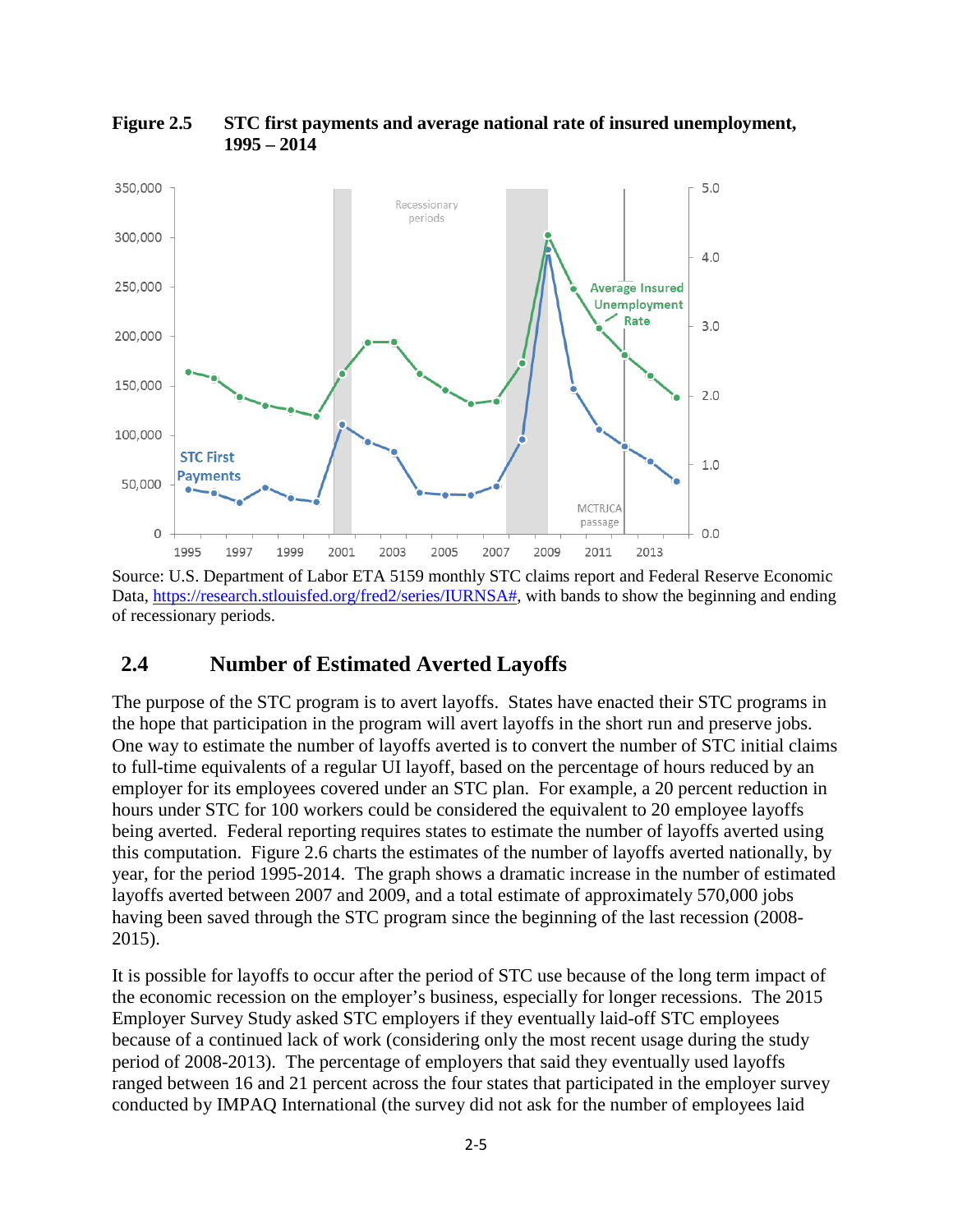**Figure 2.5 STC first payments and average national rate of insured unemployment, 1995 – 2014**

Source: U.S. Department of Labor ETA 5159 monthly STC claims report and Federal Reserve Economic Data, https://research.stlouisfed.org/fred2/series/IURNSA#, with bands to show the beginning and ending of recessionary periods.

## 2.4 Number of Estimated Averted Layoffs

The purpose of the STC program is to avert layoffs. States have enacted their STC programs in the hope that participation in the program will avert layoffs in the short run and preserve jobs. One way to estimate the number of layoffs averted is to convert the number of STC initial claims to full-time equivalents of a regular UI layoff, based on the percentage of hours reduced by an employer for its employees covered under an STC plan. For example, a 20 percent reduction in hours under STC for 100 workers could be considered the equivalent to 20 employee layoffs being averted. Federal reporting requires states to estimate the number of layoffs averted using this computation. Figure 2.6 charts the estimates of the number of layoffs averted nationally, by year, for the period 1995-2014. The graph shows a dramatic increase in the number of estimated layoffs averted between 2007 and 2009, and a total estimate of approximately 570,000 jobs having been saved through the STC program since the beginning of the last recession (2008-2015).

It is possible for layoffs to occur after the period of STC use because of the long term impact of the economic recession on the employer's business, especially for longer recessions. The 2015 Employer Survey Study asked STC employers if they eventually laid-off STC employees because of a continued lack of work (considering only the most recent usage during the study period of 2008-2013). The percentage of employers that said they eventually used layoffs ranged between 16 and 21 percent across the four states that participated in the employer survey conducted by IMPAQ International (the survey did not ask for the number of employees laid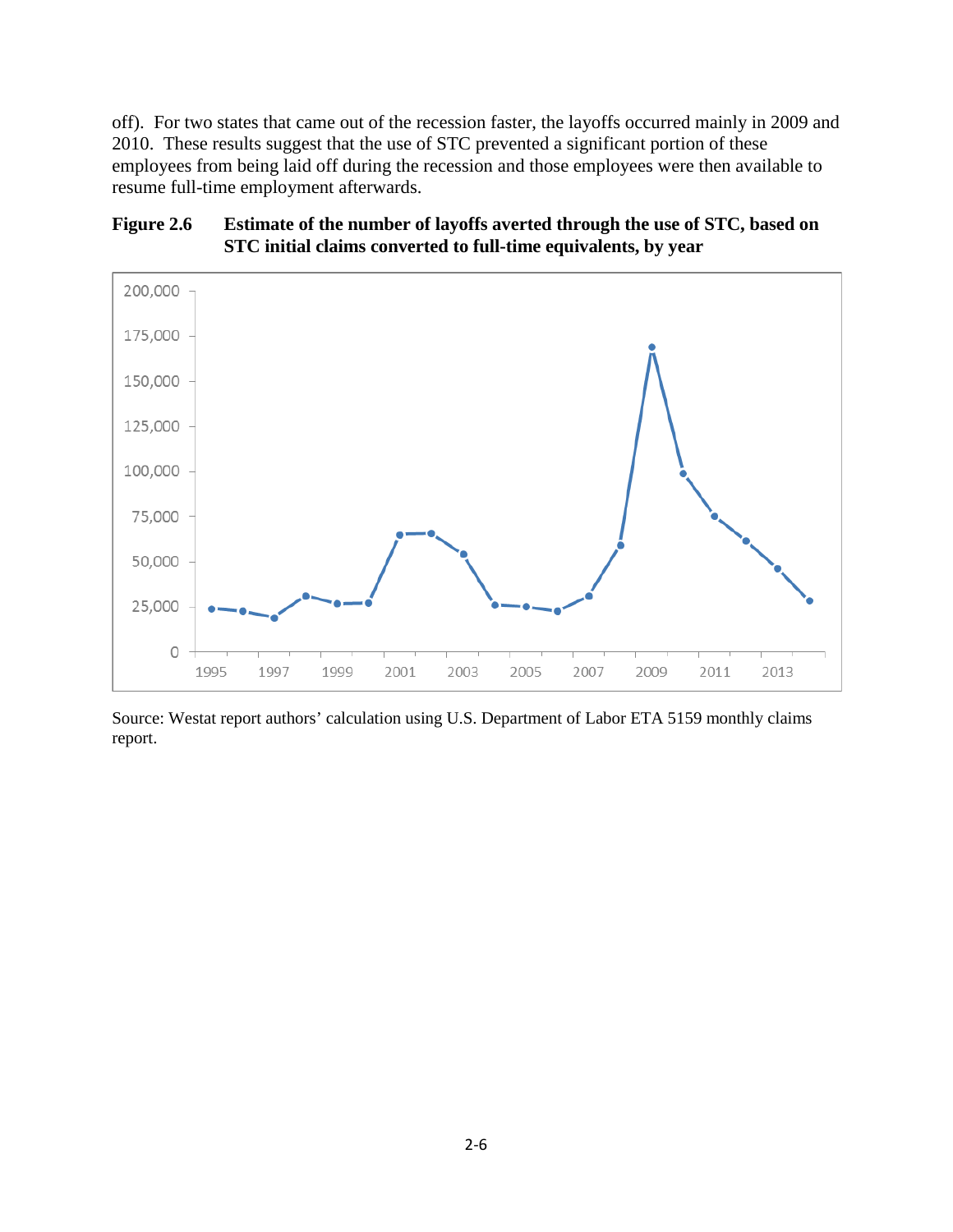off). For two states that came out of the recession faster, the layoffs occurred mainly in 2009 and 2010. These results suggest that the use of STC prevented a significant portion of these employees from being laid off during the recession and those employees were then available to resume full-time employment afterwards.

**Figure 2.6 Estimate of the number of layoffs averted through the use of STC, based on STC initial claims converted to full-time equivalents, by year**

Source: Westat report authors' calculation using U.S. Department of Labor ETA 5159 monthly claims report.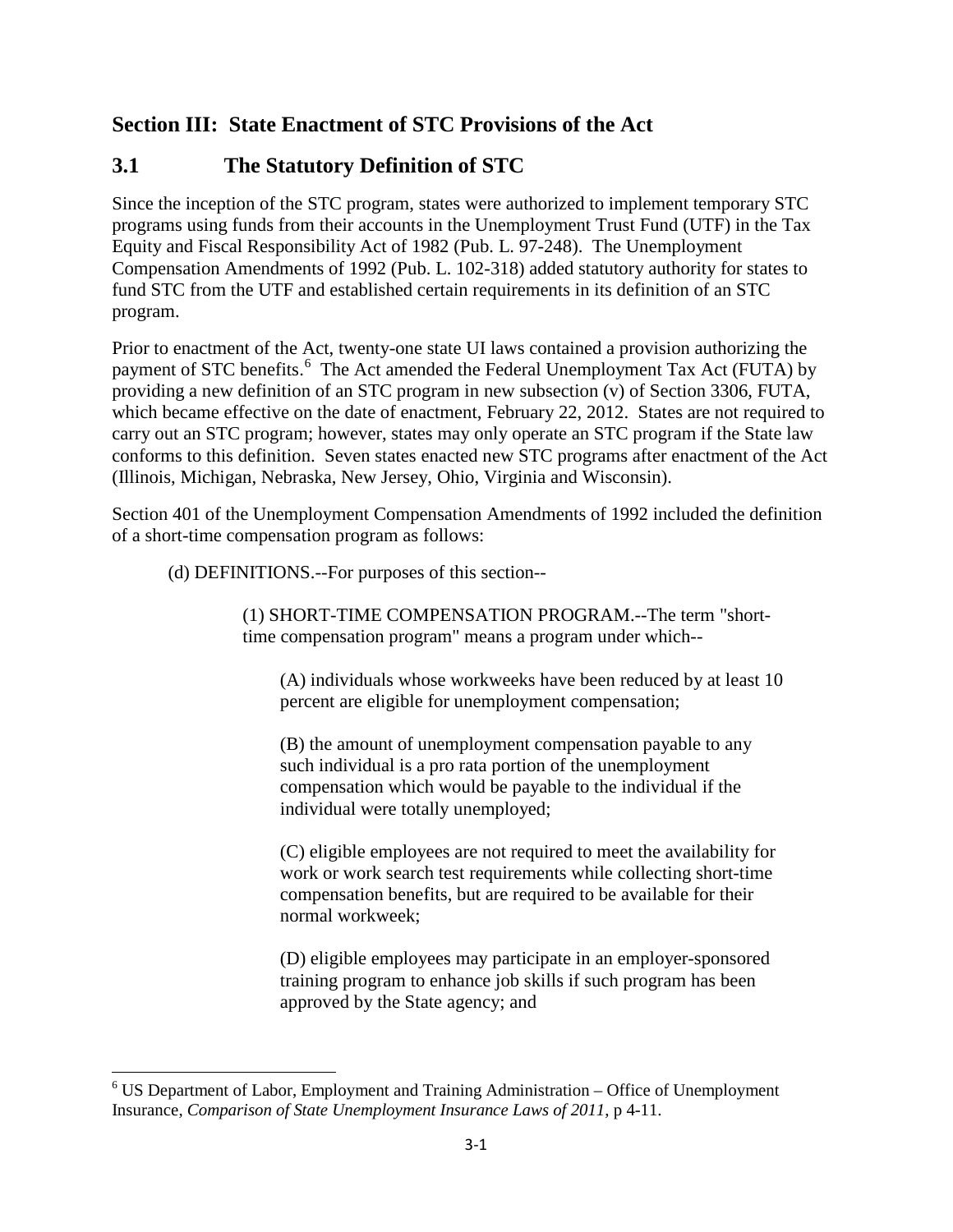## Section III: State Enactment of STC Provisions of the Act

## 3.1 The Statutory Definition of STC

Since the inception of the STC program, states were authorized to implement temporary STC programs using funds from their accounts in the Unemployment Trust Fund (UTF) in the Tax Equity and Fiscal Responsibility Act of 1982 (Pub. L. 97-248). The Unemployment Compensation Amendments of 1992 (Pub. L. 102-318) added statutory authority for states to fund STC from the UTF and established certain requirements in its definition of an STC program.

Prior to enactment of the Act, twenty-one state UI laws contained a provision authorizing the payment of STC benefits.[6] The Act amended the Federal Unemployment Tax Act (FUTA) by providing a new definition of an STC program in new subsection (v) of Section 3306, FUTA, which became effective on the date of enactment, February 22, 2012. States are not required to carry out an STC program; however, states may only operate an STC program if the State law conforms to this definition. Seven states enacted new STC programs after enactment of the Act (Illinois, Michigan, Nebraska, New Jersey, Ohio, Virginia and Wisconsin).

Section 401 of the Unemployment Compensation Amendments of 1992 included the definition of a short-time compensation program as follows:

> (d) DEFINITIONS.--For purposes of this section--
>
> > (1) SHORT-TIME COMPENSATION PROGRAM.--The term "short-time compensation program" means a program under which--
> >
> > > (A) individuals whose workweeks have been reduced by at least 10 percent are eligible for unemployment compensation;
> > >
> > > (B) the amount of unemployment compensation payable to any such individual is a pro rata portion of the unemployment compensation which would be payable to the individual if the individual were totally unemployed;
> > >
> > > (C) eligible employees are not required to meet the availability for work or work search test requirements while collecting short-time compensation benefits, but are required to be available for their normal workweek;
> > >
> > > (D) eligible employees may participate in an employer-sponsored training program to enhance job skills if such program has been approved by the State agency; and

[6] US Department of Labor, Employment and Training Administration – Office of Unemployment Insurance, *Comparison of State Unemployment Insurance Laws of 2011*, p 4-11.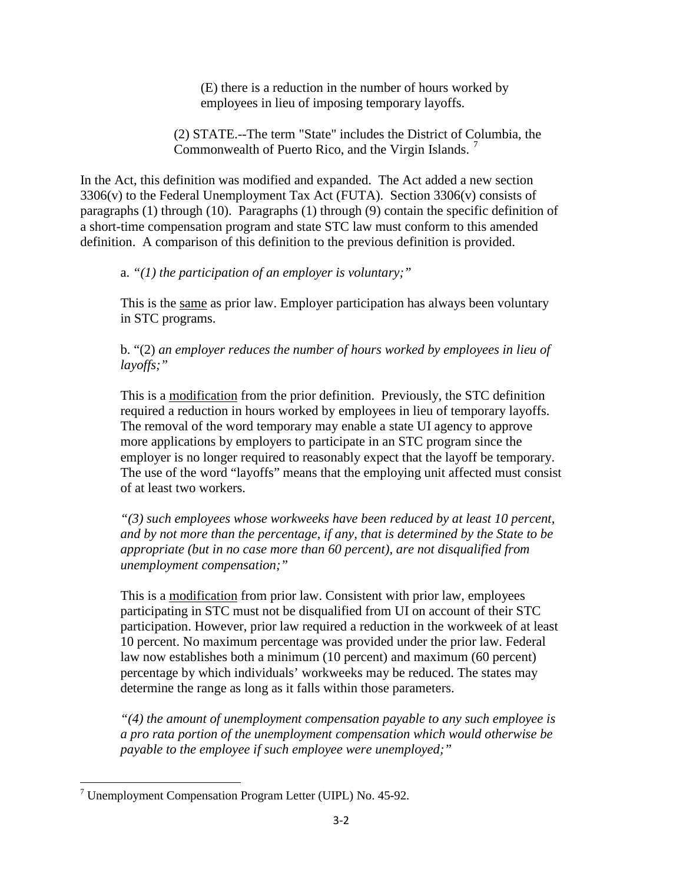(E) there is a reduction in the number of hours worked by employees in lieu of imposing temporary layoffs.

(2) STATE.--The term "State" includes the District of Columbia, the Commonwealth of Puerto Rico, and the Virgin Islands. [7]

In the Act, this definition was modified and expanded. The Act added a new section 3306(v) to the Federal Unemployment Tax Act (FUTA). Section 3306(v) consists of paragraphs (1) through (10). Paragraphs (1) through (9) contain the specific definition of a short-time compensation program and state STC law must conform to this amended definition. A comparison of this definition to the previous definition is provided.

a. *"(1) the participation of an employer is voluntary;"*

This is the <u>same</u> as prior law. Employer participation has always been voluntary in STC programs.

b. "(2) *an employer reduces the number of hours worked by employees in lieu of layoffs;"*

This is a <u>modification</u> from the prior definition. Previously, the STC definition required a reduction in hours worked by employees in lieu of temporary layoffs. The removal of the word temporary may enable a state UI agency to approve more applications by employers to participate in an STC program since the employer is no longer required to reasonably expect that the layoff be temporary. The use of the word "layoffs" means that the employing unit affected must consist of at least two workers.

*"(3) such employees whose workweeks have been reduced by at least 10 percent, and by not more than the percentage, if any, that is determined by the State to be appropriate (but in no case more than 60 percent), are not disqualified from unemployment compensation;"*

This is a <u>modification</u> from prior law. Consistent with prior law, employees participating in STC must not be disqualified from UI on account of their STC participation. However, prior law required a reduction in the workweek of at least 10 percent. No maximum percentage was provided under the prior law. Federal law now establishes both a minimum (10 percent) and maximum (60 percent) percentage by which individuals' workweeks may be reduced. The states may determine the range as long as it falls within those parameters.

*"(4) the amount of unemployment compensation payable to any such employee is a pro rata portion of the unemployment compensation which would otherwise be payable to the employee if such employee were unemployed;"*

[7] Unemployment Compensation Program Letter (UIPL) No. 45-92.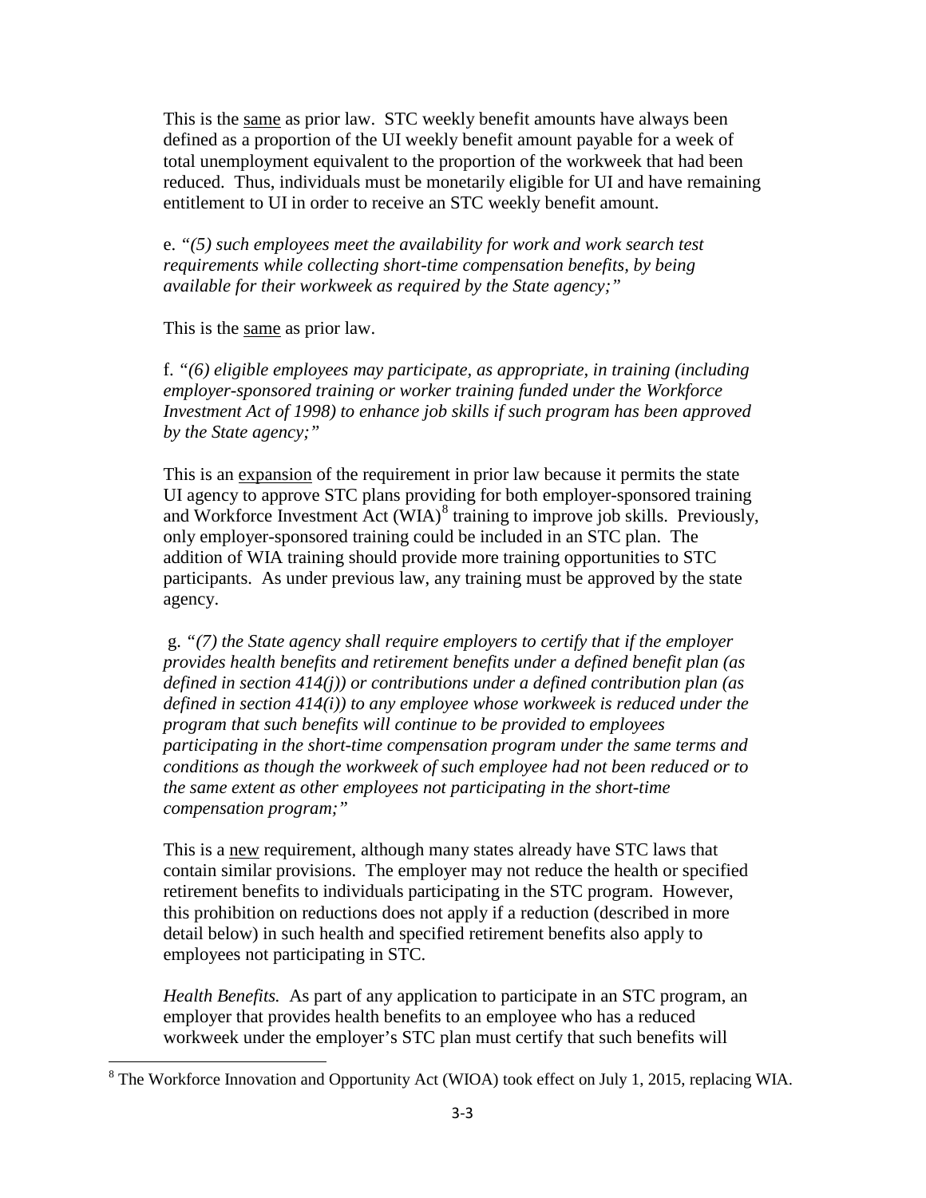This is the <u>same</u> as prior law. STC weekly benefit amounts have always been defined as a proportion of the UI weekly benefit amount payable for a week of total unemployment equivalent to the proportion of the workweek that had been reduced. Thus, individuals must be monetarily eligible for UI and have remaining entitlement to UI in order to receive an STC weekly benefit amount.

e. *"(5) such employees meet the availability for work and work search test requirements while collecting short-time compensation benefits, by being available for their workweek as required by the State agency;"*

This is the <u>same</u> as prior law.

f. *"(6) eligible employees may participate, as appropriate, in training (including employer-sponsored training or worker training funded under the Workforce Investment Act of 1998) to enhance job skills if such program has been approved by the State agency;"*

This is an <u>expansion</u> of the requirement in prior law because it permits the state UI agency to approve STC plans providing for both employer-sponsored training and Workforce Investment Act (WIA)[8] training to improve job skills. Previously, only employer-sponsored training could be included in an STC plan. The addition of WIA training should provide more training opportunities to STC participants. As under previous law, any training must be approved by the state agency.

g. *"(7) the State agency shall require employers to certify that if the employer provides health benefits and retirement benefits under a defined benefit plan (as defined in section 414(j)) or contributions under a defined contribution plan (as defined in section 414(i)) to any employee whose workweek is reduced under the program that such benefits will continue to be provided to employees participating in the short-time compensation program under the same terms and conditions as though the workweek of such employee had not been reduced or to the same extent as other employees not participating in the short-time compensation program;"*

This is a <u>new</u> requirement, although many states already have STC laws that contain similar provisions. The employer may not reduce the health or specified retirement benefits to individuals participating in the STC program. However, this prohibition on reductions does not apply if a reduction (described in more detail below) in such health and specified retirement benefits also apply to employees not participating in STC.

*Health Benefits.* As part of any application to participate in an STC program, an employer that provides health benefits to an employee who has a reduced workweek under the employer's STC plan must certify that such benefits will

[8] The Workforce Innovation and Opportunity Act (WIOA) took effect on July 1, 2015, replacing WIA.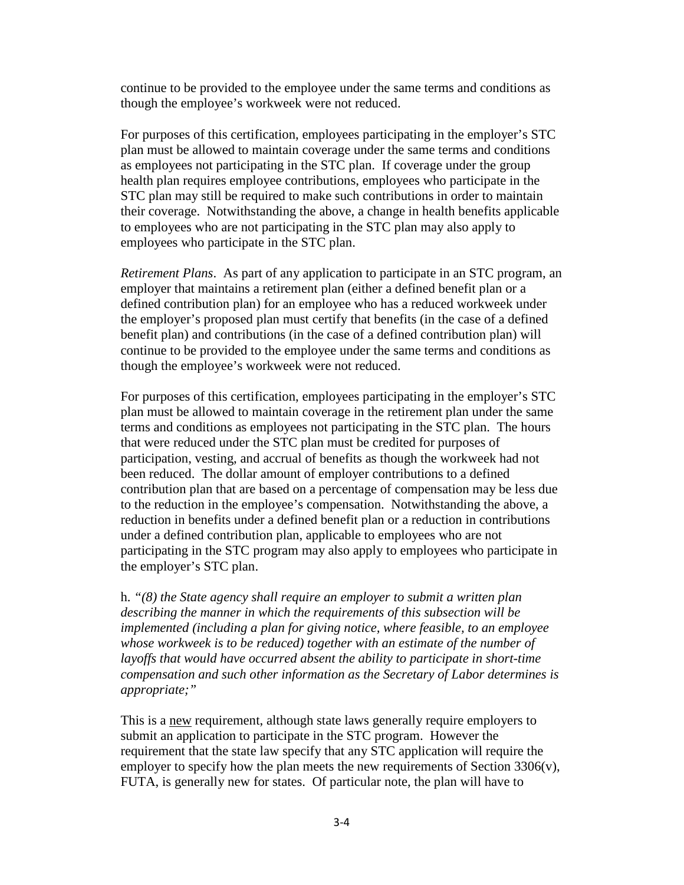continue to be provided to the employee under the same terms and conditions as though the employee's workweek were not reduced.

For purposes of this certification, employees participating in the employer's STC plan must be allowed to maintain coverage under the same terms and conditions as employees not participating in the STC plan. If coverage under the group health plan requires employee contributions, employees who participate in the STC plan may still be required to make such contributions in order to maintain their coverage. Notwithstanding the above, a change in health benefits applicable to employees who are not participating in the STC plan may also apply to employees who participate in the STC plan.

*Retirement Plans*. As part of any application to participate in an STC program, an employer that maintains a retirement plan (either a defined benefit plan or a defined contribution plan) for an employee who has a reduced workweek under the employer's proposed plan must certify that benefits (in the case of a defined benefit plan) and contributions (in the case of a defined contribution plan) will continue to be provided to the employee under the same terms and conditions as though the employee's workweek were not reduced.

For purposes of this certification, employees participating in the employer's STC plan must be allowed to maintain coverage in the retirement plan under the same terms and conditions as employees not participating in the STC plan. The hours that were reduced under the STC plan must be credited for purposes of participation, vesting, and accrual of benefits as though the workweek had not been reduced. The dollar amount of employer contributions to a defined contribution plan that are based on a percentage of compensation may be less due to the reduction in the employee's compensation. Notwithstanding the above, a reduction in benefits under a defined benefit plan or a reduction in contributions under a defined contribution plan, applicable to employees who are not participating in the STC program may also apply to employees who participate in the employer's STC plan.

h. *"(8) the State agency shall require an employer to submit a written plan describing the manner in which the requirements of this subsection will be implemented (including a plan for giving notice, where feasible, to an employee whose workweek is to be reduced) together with an estimate of the number of layoffs that would have occurred absent the ability to participate in short-time compensation and such other information as the Secretary of Labor determines is appropriate;"*

This is a <u>new</u> requirement, although state laws generally require employers to submit an application to participate in the STC program. However the requirement that the state law specify that any STC application will require the employer to specify how the plan meets the new requirements of Section 3306(v), FUTA, is generally new for states. Of particular note, the plan will have to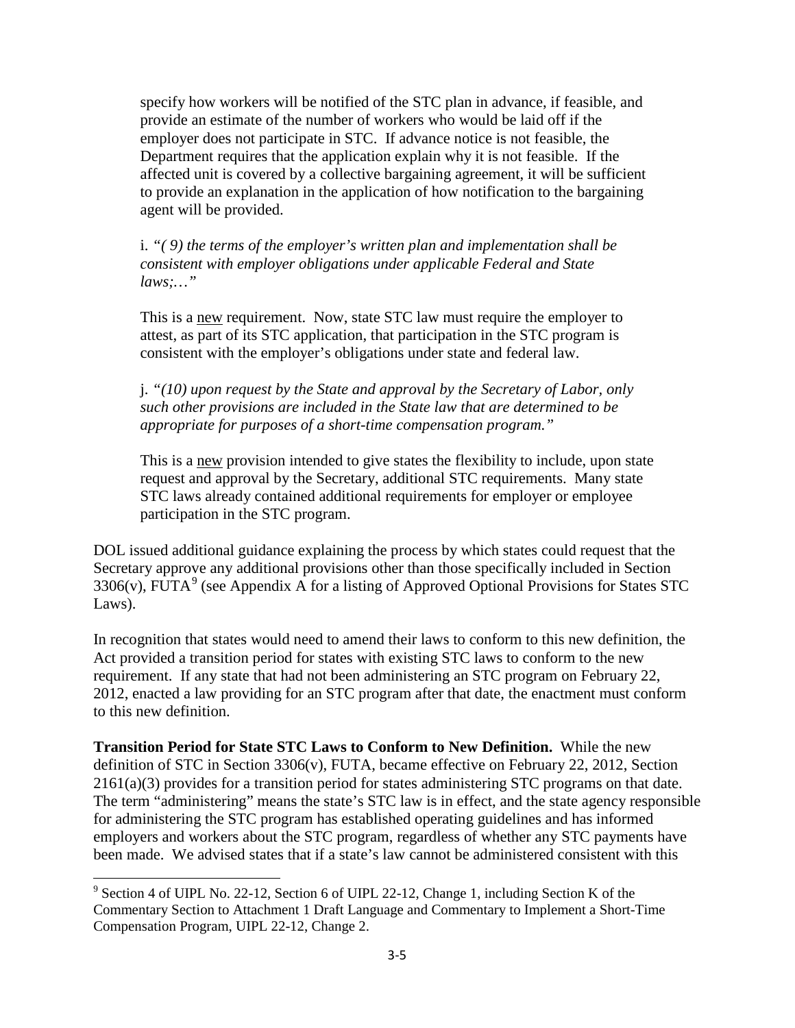specify how workers will be notified of the STC plan in advance, if feasible, and provide an estimate of the number of workers who would be laid off if the employer does not participate in STC. If advance notice is not feasible, the Department requires that the application explain why it is not feasible. If the affected unit is covered by a collective bargaining agreement, it will be sufficient to provide an explanation in the application of how notification to the bargaining agent will be provided.

i. *"( 9) the terms of the employer's written plan and implementation shall be consistent with employer obligations under applicable Federal and State laws;…"*

This is a new requirement. Now, state STC law must require the employer to attest, as part of its STC application, that participation in the STC program is consistent with the employer's obligations under state and federal law.

j. *"(10) upon request by the State and approval by the Secretary of Labor, only such other provisions are included in the State law that are determined to be appropriate for purposes of a short-time compensation program."*

This is a new provision intended to give states the flexibility to include, upon state request and approval by the Secretary, additional STC requirements. Many state STC laws already contained additional requirements for employer or employee participation in the STC program.

DOL issued additional guidance explaining the process by which states could request that the Secretary approve any additional provisions other than those specifically included in Section 3306(v), FUTA[9] (see Appendix A for a listing of Approved Optional Provisions for States STC Laws).

In recognition that states would need to amend their laws to conform to this new definition, the Act provided a transition period for states with existing STC laws to conform to the new requirement. If any state that had not been administering an STC program on February 22, 2012, enacted a law providing for an STC program after that date, the enactment must conform to this new definition.

**Transition Period for State STC Laws to Conform to New Definition.** While the new definition of STC in Section 3306(v), FUTA, became effective on February 22, 2012, Section 2161(a)(3) provides for a transition period for states administering STC programs on that date. The term "administering" means the state's STC law is in effect, and the state agency responsible for administering the STC program has established operating guidelines and has informed employers and workers about the STC program, regardless of whether any STC payments have been made. We advised states that if a state's law cannot be administered consistent with this

[9] Section 4 of UIPL No. 22-12, Section 6 of UIPL 22-12, Change 1, including Section K of the Commentary Section to Attachment 1 Draft Language and Commentary to Implement a Short-Time Compensation Program, UIPL 22-12, Change 2.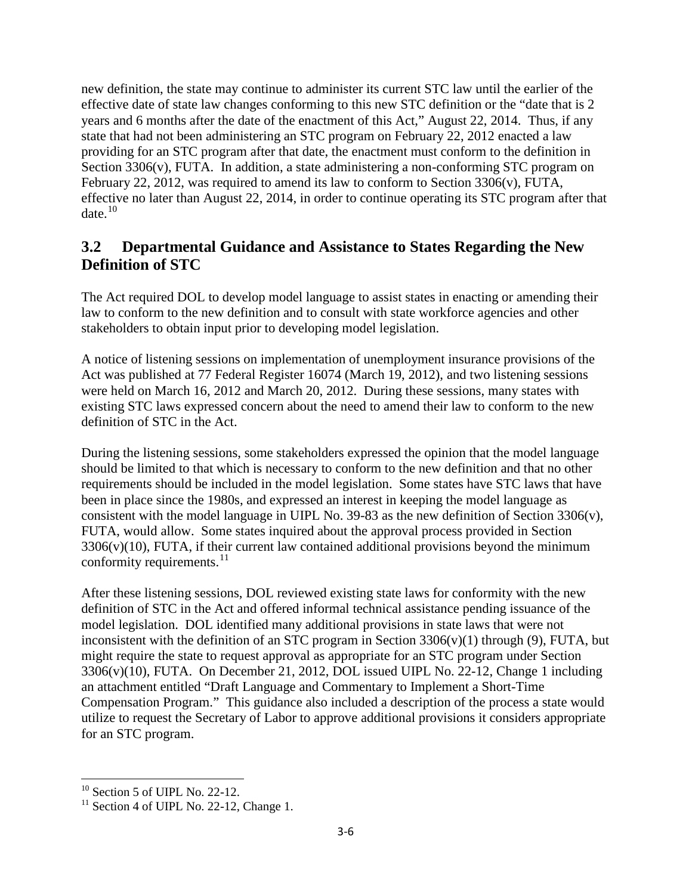new definition, the state may continue to administer its current STC law until the earlier of the effective date of state law changes conforming to this new STC definition or the "date that is 2 years and 6 months after the date of the enactment of this Act," August 22, 2014. Thus, if any state that had not been administering an STC program on February 22, 2012 enacted a law providing for an STC program after that date, the enactment must conform to the definition in Section 3306(v), FUTA. In addition, a state administering a non-conforming STC program on February 22, 2012, was required to amend its law to conform to Section 3306(v), FUTA, effective no later than August 22, 2014, in order to continue operating its STC program after that date.[10]

## 3.2 Departmental Guidance and Assistance to States Regarding the New Definition of STC

The Act required DOL to develop model language to assist states in enacting or amending their law to conform to the new definition and to consult with state workforce agencies and other stakeholders to obtain input prior to developing model legislation.

A notice of listening sessions on implementation of unemployment insurance provisions of the Act was published at 77 Federal Register 16074 (March 19, 2012), and two listening sessions were held on March 16, 2012 and March 20, 2012. During these sessions, many states with existing STC laws expressed concern about the need to amend their law to conform to the new definition of STC in the Act.

During the listening sessions, some stakeholders expressed the opinion that the model language should be limited to that which is necessary to conform to the new definition and that no other requirements should be included in the model legislation. Some states have STC laws that have been in place since the 1980s, and expressed an interest in keeping the model language as consistent with the model language in UIPL No. 39-83 as the new definition of Section 3306(v), FUTA, would allow. Some states inquired about the approval process provided in Section 3306(v)(10), FUTA, if their current law contained additional provisions beyond the minimum conformity requirements.[11]

After these listening sessions, DOL reviewed existing state laws for conformity with the new definition of STC in the Act and offered informal technical assistance pending issuance of the model legislation. DOL identified many additional provisions in state laws that were not inconsistent with the definition of an STC program in Section 3306(v)(1) through (9), FUTA, but might require the state to request approval as appropriate for an STC program under Section 3306(v)(10), FUTA. On December 21, 2012, DOL issued UIPL No. 22-12, Change 1 including an attachment entitled "Draft Language and Commentary to Implement a Short-Time Compensation Program." This guidance also included a description of the process a state would utilize to request the Secretary of Labor to approve additional provisions it considers appropriate for an STC program.

[10] Section 5 of UIPL No. 22-12.

[11] Section 4 of UIPL No. 22-12, Change 1.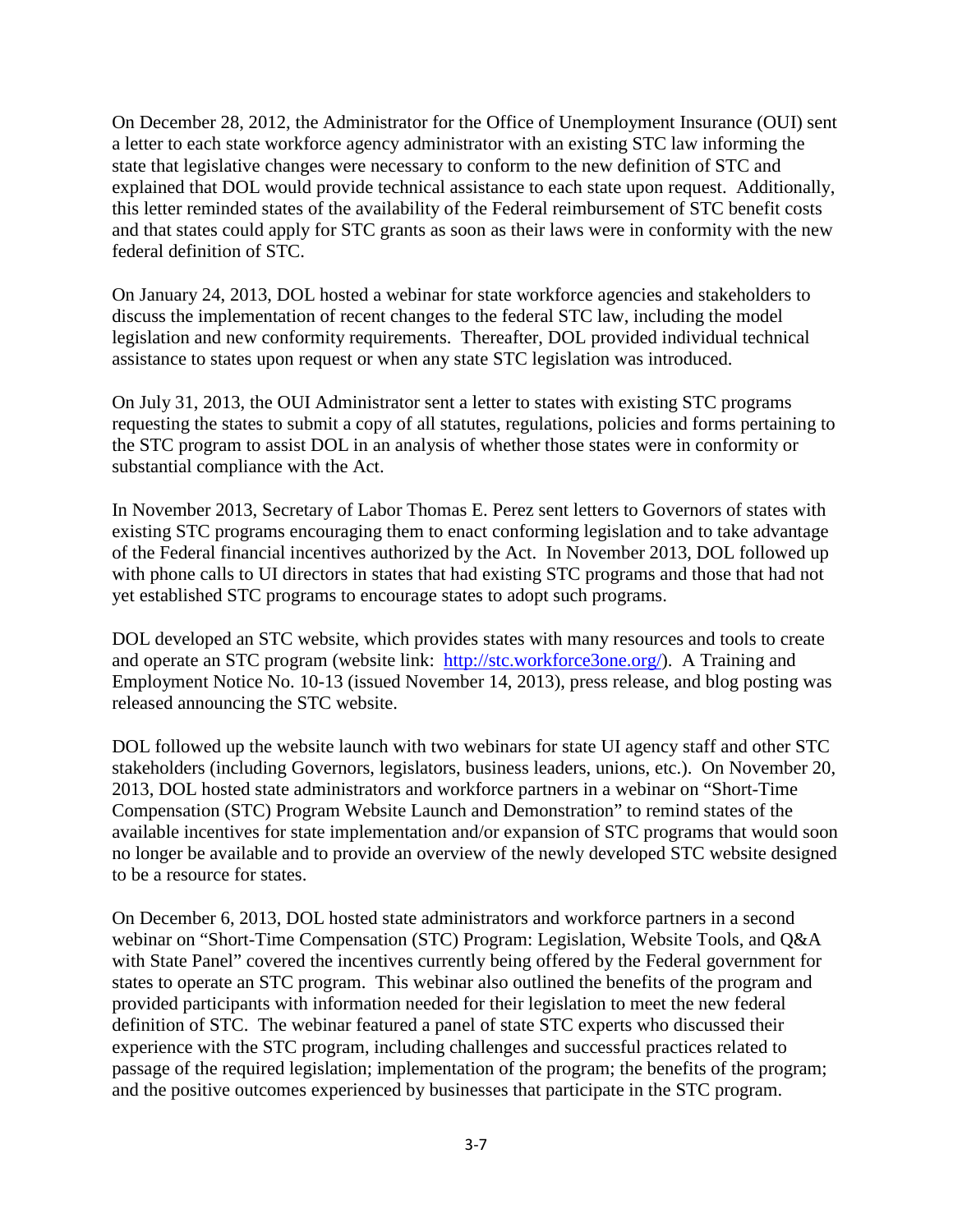On December 28, 2012, the Administrator for the Office of Unemployment Insurance (OUI) sent a letter to each state workforce agency administrator with an existing STC law informing the state that legislative changes were necessary to conform to the new definition of STC and explained that DOL would provide technical assistance to each state upon request. Additionally, this letter reminded states of the availability of the Federal reimbursement of STC benefit costs and that states could apply for STC grants as soon as their laws were in conformity with the new federal definition of STC.

On January 24, 2013, DOL hosted a webinar for state workforce agencies and stakeholders to discuss the implementation of recent changes to the federal STC law, including the model legislation and new conformity requirements. Thereafter, DOL provided individual technical assistance to states upon request or when any state STC legislation was introduced.

On July 31, 2013, the OUI Administrator sent a letter to states with existing STC programs requesting the states to submit a copy of all statutes, regulations, policies and forms pertaining to the STC program to assist DOL in an analysis of whether those states were in conformity or substantial compliance with the Act.

In November 2013, Secretary of Labor Thomas E. Perez sent letters to Governors of states with existing STC programs encouraging them to enact conforming legislation and to take advantage of the Federal financial incentives authorized by the Act. In November 2013, DOL followed up with phone calls to UI directors in states that had existing STC programs and those that had not yet established STC programs to encourage states to adopt such programs.

DOL developed an STC website, which provides states with many resources and tools to create and operate an STC program (website link: [http://stc.workforce3one.org/](http://stc.workforce3one.org/)). A Training and Employment Notice No. 10-13 (issued November 14, 2013), press release, and blog posting was released announcing the STC website.

DOL followed up the website launch with two webinars for state UI agency staff and other STC stakeholders (including Governors, legislators, business leaders, unions, etc.). On November 20, 2013, DOL hosted state administrators and workforce partners in a webinar on "Short-Time Compensation (STC) Program Website Launch and Demonstration" to remind states of the available incentives for state implementation and/or expansion of STC programs that would soon no longer be available and to provide an overview of the newly developed STC website designed to be a resource for states.

On December 6, 2013, DOL hosted state administrators and workforce partners in a second webinar on "Short-Time Compensation (STC) Program: Legislation, Website Tools, and Q&A with State Panel" covered the incentives currently being offered by the Federal government for states to operate an STC program. This webinar also outlined the benefits of the program and provided participants with information needed for their legislation to meet the new federal definition of STC. The webinar featured a panel of state STC experts who discussed their experience with the STC program, including challenges and successful practices related to passage of the required legislation; implementation of the program; the benefits of the program; and the positive outcomes experienced by businesses that participate in the STC program.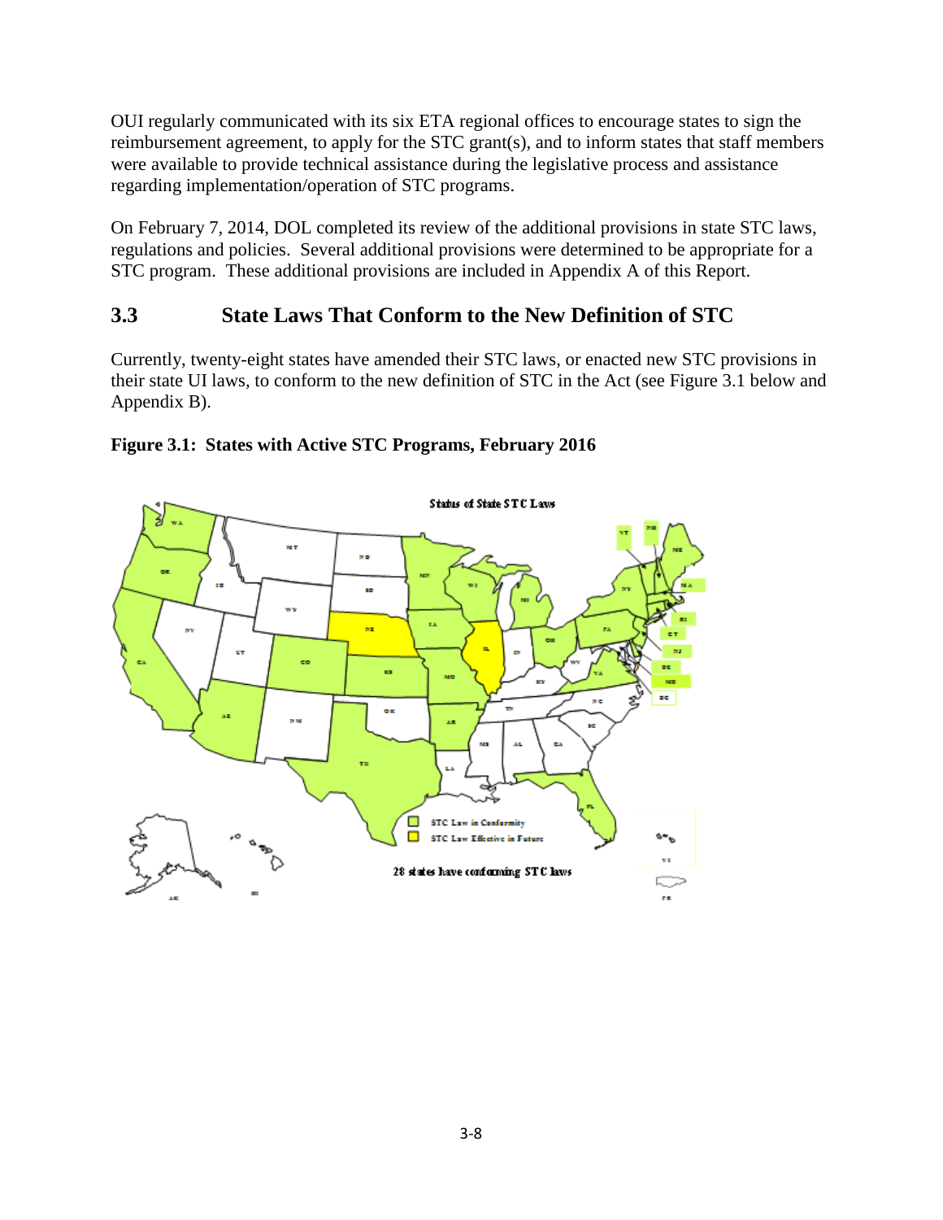OUI regularly communicated with its six ETA regional offices to encourage states to sign the reimbursement agreement, to apply for the STC grant(s), and to inform states that staff members were available to provide technical assistance during the legislative process and assistance regarding implementation/operation of STC programs.

On February 7, 2014, DOL completed its review of the additional provisions in state STC laws, regulations and policies. Several additional provisions were determined to be appropriate for a STC program. These additional provisions are included in Appendix A of this Report.

## 3.3 State Laws That Conform to the New Definition of STC

Currently, twenty-eight states have amended their STC laws, or enacted new STC provisions in their state UI laws, to conform to the new definition of STC in the Act (see Figure 3.1 below and Appendix B).

**Figure 3.1: States with Active STC Programs, February 2016**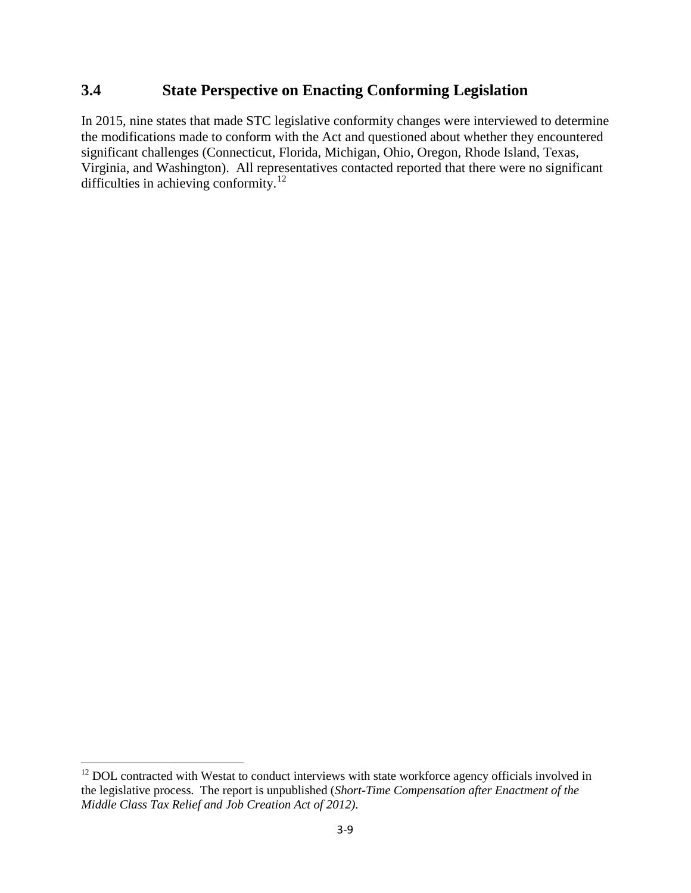## 3.4 State Perspective on Enacting Conforming Legislation

In 2015, nine states that made STC legislative conformity changes were interviewed to determine the modifications made to conform with the Act and questioned about whether they encountered significant challenges (Connecticut, Florida, Michigan, Ohio, Oregon, Rhode Island, Texas, Virginia, and Washington). All representatives contacted reported that there were no significant difficulties in achieving conformity.[12]

---

[12] DOL contracted with Westat to conduct interviews with state workforce agency officials involved in the legislative process. The report is unpublished (*Short-Time Compensation after Enactment of the Middle Class Tax Relief and Job Creation Act of 2012)*.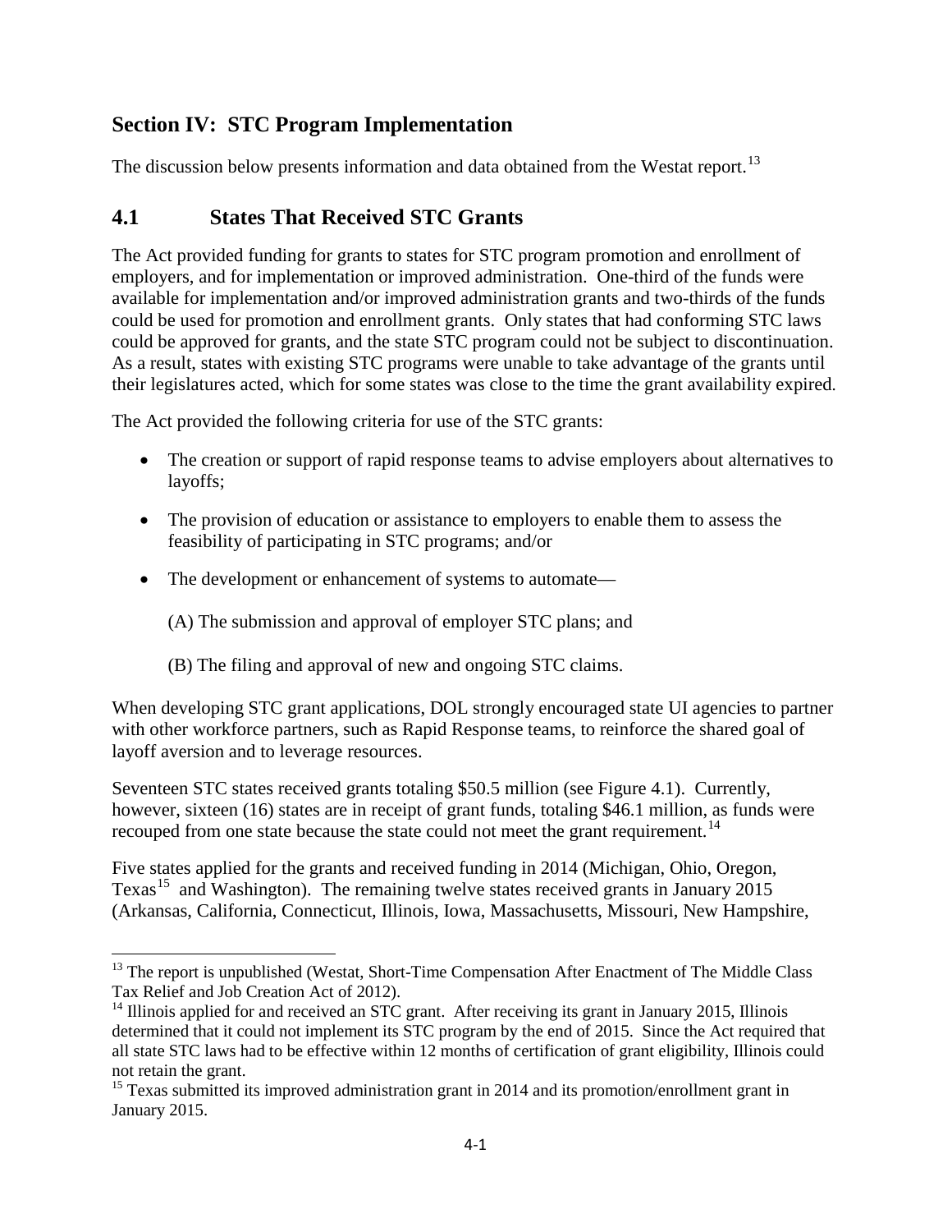## Section IV: STC Program Implementation

The discussion below presents information and data obtained from the Westat report.[13]

## 4.1 States That Received STC Grants

The Act provided funding for grants to states for STC program promotion and enrollment of employers, and for implementation or improved administration. One-third of the funds were available for implementation and/or improved administration grants and two-thirds of the funds could be used for promotion and enrollment grants. Only states that had conforming STC laws could be approved for grants, and the state STC program could not be subject to discontinuation. As a result, states with existing STC programs were unable to take advantage of the grants until their legislatures acted, which for some states was close to the time the grant availability expired.

The Act provided the following criteria for use of the STC grants:

- The creation or support of rapid response teams to advise employers about alternatives to layoffs;
- The provision of education or assistance to employers to enable them to assess the feasibility of participating in STC programs; and/or
- The development or enhancement of systems to automate—

  (A) The submission and approval of employer STC plans; and

  (B) The filing and approval of new and ongoing STC claims.

When developing STC grant applications, DOL strongly encouraged state UI agencies to partner with other workforce partners, such as Rapid Response teams, to reinforce the shared goal of layoff aversion and to leverage resources.

Seventeen STC states received grants totaling $50.5 million (see Figure 4.1). Currently, however, sixteen (16) states are in receipt of grant funds, totaling $46.1 million, as funds were recouped from one state because the state could not meet the grant requirement.[14]

Five states applied for the grants and received funding in 2014 (Michigan, Ohio, Oregon, Texas[15] and Washington). The remaining twelve states received grants in January 2015 (Arkansas, California, Connecticut, Illinois, Iowa, Massachusetts, Missouri, New Hampshire,

---

[13] The report is unpublished (Westat, Short-Time Compensation After Enactment of The Middle Class Tax Relief and Job Creation Act of 2012).

[14] Illinois applied for and received an STC grant. After receiving its grant in January 2015, Illinois determined that it could not implement its STC program by the end of 2015. Since the Act required that all state STC laws had to be effective within 12 months of certification of grant eligibility, Illinois could not retain the grant.

[15] Texas submitted its improved administration grant in 2014 and its promotion/enrollment grant in January 2015.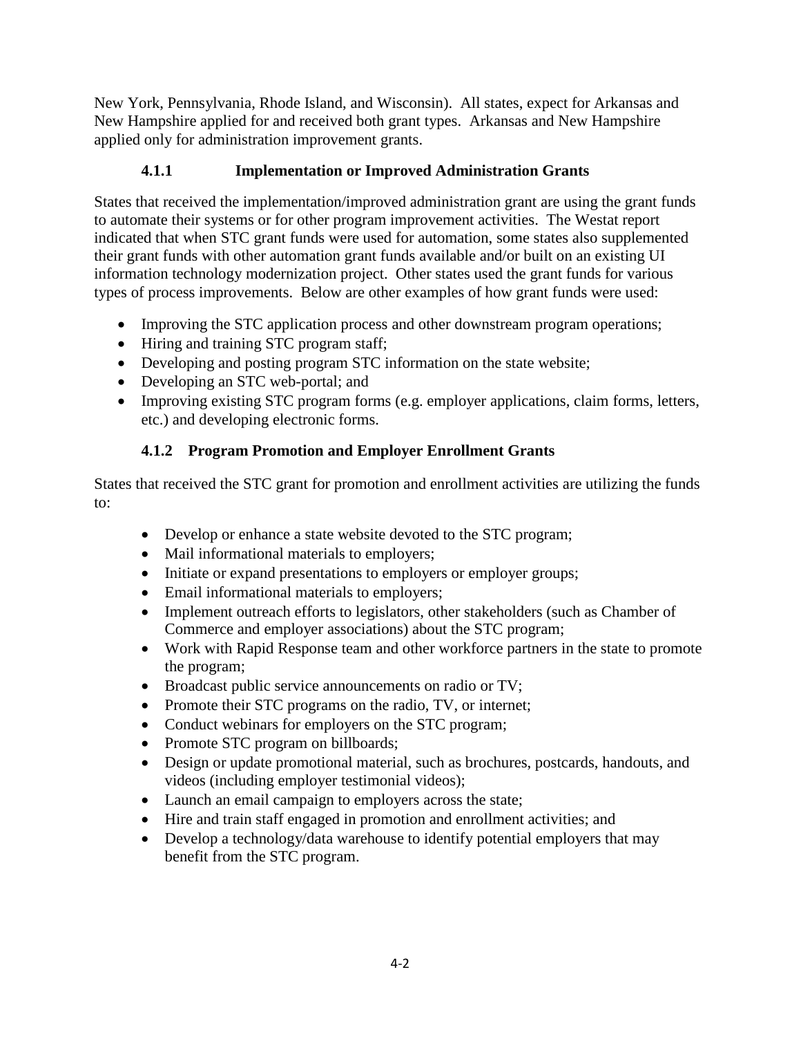New York, Pennsylvania, Rhode Island, and Wisconsin). All states, expect for Arkansas and New Hampshire applied for and received both grant types. Arkansas and New Hampshire applied only for administration improvement grants.

### 4.1.1 Implementation or Improved Administration Grants

States that received the implementation/improved administration grant are using the grant funds to automate their systems or for other program improvement activities. The Westat report indicated that when STC grant funds were used for automation, some states also supplemented their grant funds with other automation grant funds available and/or built on an existing UI information technology modernization project. Other states used the grant funds for various types of process improvements. Below are other examples of how grant funds were used:

- Improving the STC application process and other downstream program operations;
- Hiring and training STC program staff;
- Developing and posting program STC information on the state website;
- Developing an STC web-portal; and
- Improving existing STC program forms (e.g. employer applications, claim forms, letters, etc.) and developing electronic forms.

### 4.1.2 Program Promotion and Employer Enrollment Grants

States that received the STC grant for promotion and enrollment activities are utilizing the funds to:

- Develop or enhance a state website devoted to the STC program;
- Mail informational materials to employers;
- Initiate or expand presentations to employers or employer groups;
- Email informational materials to employers;
- Implement outreach efforts to legislators, other stakeholders (such as Chamber of Commerce and employer associations) about the STC program;
- Work with Rapid Response team and other workforce partners in the state to promote the program;
- Broadcast public service announcements on radio or TV;
- Promote their STC programs on the radio, TV, or internet;
- Conduct webinars for employers on the STC program;
- Promote STC program on billboards;
- Design or update promotional material, such as brochures, postcards, handouts, and videos (including employer testimonial videos);
- Launch an email campaign to employers across the state;
- Hire and train staff engaged in promotion and enrollment activities; and
- Develop a technology/data warehouse to identify potential employers that may benefit from the STC program.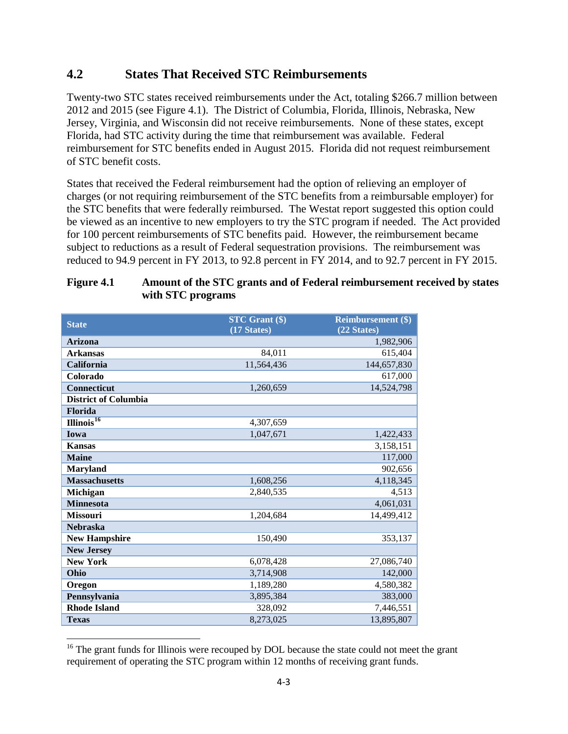## 4.2 States That Received STC Reimbursements

Twenty-two STC states received reimbursements under the Act, totaling $266.7 million between 2012 and 2015 (see Figure 4.1). The District of Columbia, Florida, Illinois, Nebraska, New Jersey, Virginia, and Wisconsin did not receive reimbursements. None of these states, except Florida, had STC activity during the time that reimbursement was available. Federal reimbursement for STC benefits ended in August 2015. Florida did not request reimbursement of STC benefit costs.

States that received the Federal reimbursement had the option of relieving an employer of charges (or not requiring reimbursement of the STC benefits from a reimbursable employer) for the STC benefits that were federally reimbursed. The Westat report suggested this option could be viewed as an incentive to new employers to try the STC program if needed. The Act provided for 100 percent reimbursements of STC benefits paid. However, the reimbursement became subject to reductions as a result of Federal sequestration provisions. The reimbursement was reduced to 94.9 percent in FY 2013, to 92.8 percent in FY 2014, and to 92.7 percent in FY 2015.

**Figure 4.1 Amount of the STC grants and of Federal reimbursement received by states with STC programs**

| State | STC Grant ($) (17 States) | Reimbursement ($) (22 States) |
|---|---|---|
| **Arizona** | | 1,982,906 |
| **Arkansas** | 84,011 | 615,404 |
| **California** | 11,564,436 | 144,657,830 |
| **Colorado** | | 617,000 |
| **Connecticut** | 1,260,659 | 14,524,798 |
| **District of Columbia** | | |
| **Florida** | | |
| **Illinois**[16] | 4,307,659 | |
| **Iowa** | 1,047,671 | 1,422,433 |
| **Kansas** | | 3,158,151 |
| **Maine** | | 117,000 |
| **Maryland** | | 902,656 |
| **Massachusetts** | 1,608,256 | 4,118,345 |
| **Michigan** | 2,840,535 | 4,513 |
| **Minnesota** | | 4,061,031 |
| **Missouri** | 1,204,684 | 14,499,412 |
| **Nebraska** | | |
| **New Hampshire** | 150,490 | 353,137 |
| **New Jersey** | | |
| **New York** | 6,078,428 | 27,086,740 |
| **Ohio** | 3,714,908 | 142,000 |
| **Oregon** | 1,189,280 | 4,580,382 |
| **Pennsylvania** | 3,895,384 | 383,000 |
| **Rhode Island** | 328,092 | 7,446,551 |
| **Texas** | 8,273,025 | 13,895,807 |

[16] The grant funds for Illinois were recouped by DOL because the state could not meet the grant requirement of operating the STC program within 12 months of receiving grant funds.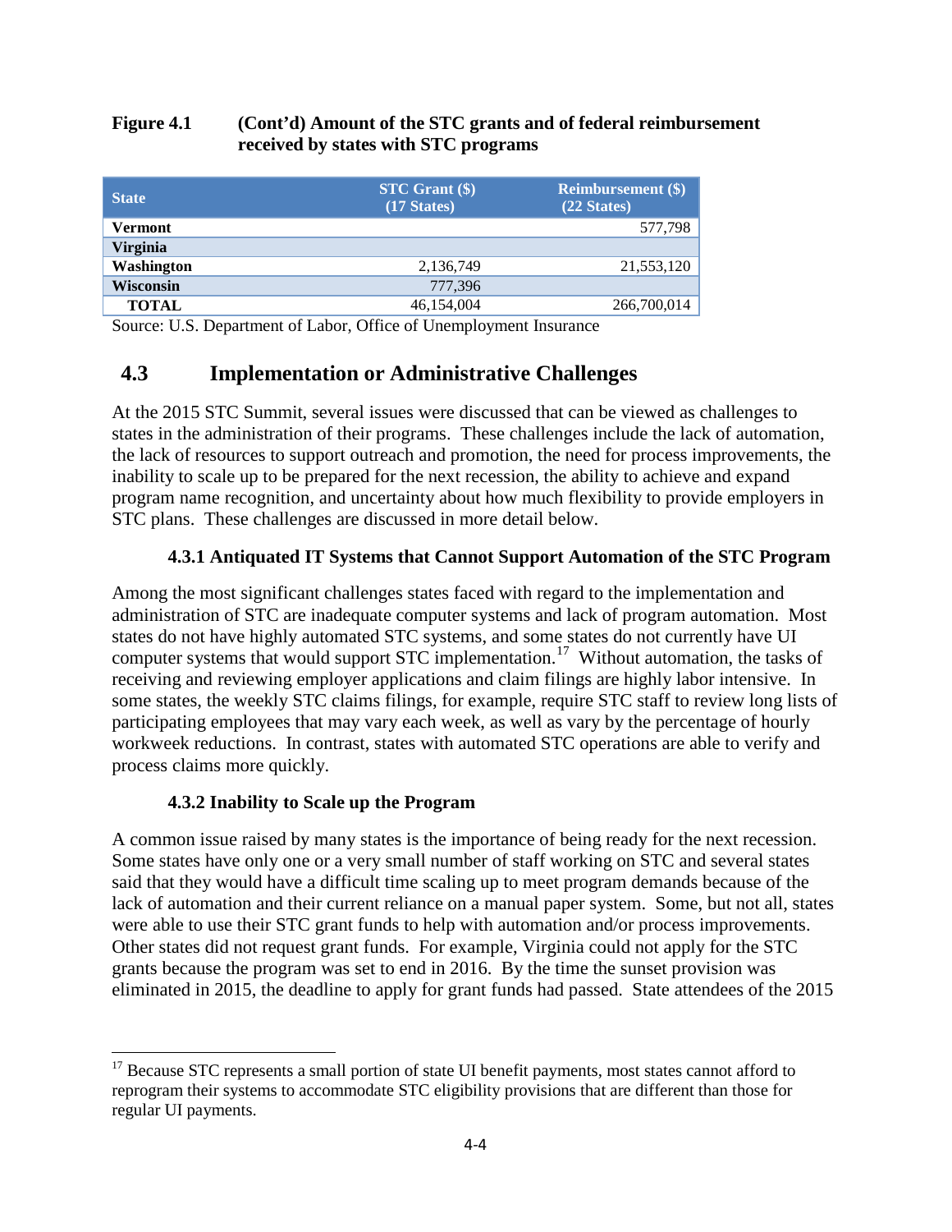**Figure 4.1 (Cont'd) Amount of the STC grants and of federal reimbursement received by states with STC programs**

| State | STC Grant ($) (17 States) | Reimbursement ($) (22 States) |
|---|---|---|
| **Vermont** | | 577,798 |
| **Virginia** | | |
| **Washington** | 2,136,749 | 21,553,120 |
| **Wisconsin** | 777,396 | |
| **TOTAL** | 46,154,004 | 266,700,014 |

Source: U.S. Department of Labor, Office of Unemployment Insurance

## 4.3 Implementation or Administrative Challenges

At the 2015 STC Summit, several issues were discussed that can be viewed as challenges to states in the administration of their programs. These challenges include the lack of automation, the lack of resources to support outreach and promotion, the need for process improvements, the inability to scale up to be prepared for the next recession, the ability to achieve and expand program name recognition, and uncertainty about how much flexibility to provide employers in STC plans. These challenges are discussed in more detail below.

### 4.3.1 Antiquated IT Systems that Cannot Support Automation of the STC Program

Among the most significant challenges states faced with regard to the implementation and administration of STC are inadequate computer systems and lack of program automation. Most states do not have highly automated STC systems, and some states do not currently have UI computer systems that would support STC implementation.[17] Without automation, the tasks of receiving and reviewing employer applications and claim filings are highly labor intensive. In some states, the weekly STC claims filings, for example, require STC staff to review long lists of participating employees that may vary each week, as well as vary by the percentage of hourly workweek reductions. In contrast, states with automated STC operations are able to verify and process claims more quickly.

### 4.3.2 Inability to Scale up the Program

A common issue raised by many states is the importance of being ready for the next recession. Some states have only one or a very small number of staff working on STC and several states said that they would have a difficult time scaling up to meet program demands because of the lack of automation and their current reliance on a manual paper system. Some, but not all, states were able to use their STC grant funds to help with automation and/or process improvements. Other states did not request grant funds. For example, Virginia could not apply for the STC grants because the program was set to end in 2016. By the time the sunset provision was eliminated in 2015, the deadline to apply for grant funds had passed. State attendees of the 2015

[17] Because STC represents a small portion of state UI benefit payments, most states cannot afford to reprogram their systems to accommodate STC eligibility provisions that are different than those for regular UI payments.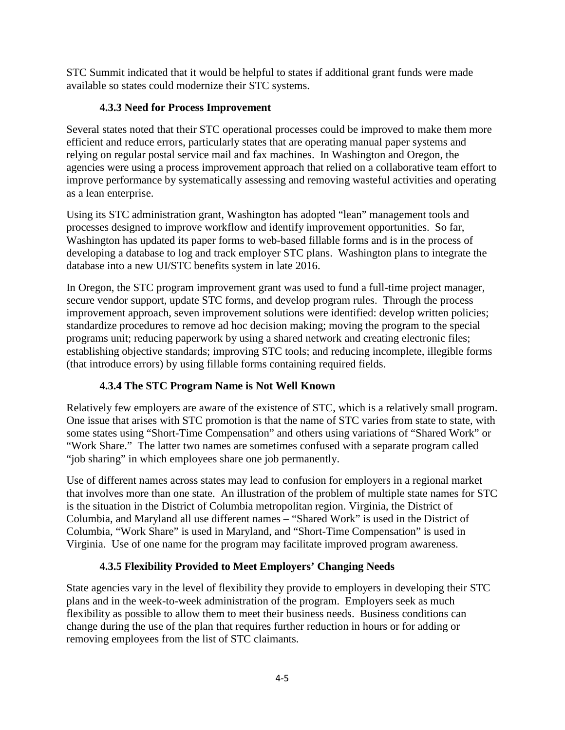STC Summit indicated that it would be helpful to states if additional grant funds were made available so states could modernize their STC systems.

### 4.3.3 Need for Process Improvement

Several states noted that their STC operational processes could be improved to make them more efficient and reduce errors, particularly states that are operating manual paper systems and relying on regular postal service mail and fax machines. In Washington and Oregon, the agencies were using a process improvement approach that relied on a collaborative team effort to improve performance by systematically assessing and removing wasteful activities and operating as a lean enterprise.

Using its STC administration grant, Washington has adopted "lean" management tools and processes designed to improve workflow and identify improvement opportunities. So far, Washington has updated its paper forms to web-based fillable forms and is in the process of developing a database to log and track employer STC plans. Washington plans to integrate the database into a new UI/STC benefits system in late 2016.

In Oregon, the STC program improvement grant was used to fund a full-time project manager, secure vendor support, update STC forms, and develop program rules. Through the process improvement approach, seven improvement solutions were identified: develop written policies; standardize procedures to remove ad hoc decision making; moving the program to the special programs unit; reducing paperwork by using a shared network and creating electronic files; establishing objective standards; improving STC tools; and reducing incomplete, illegible forms (that introduce errors) by using fillable forms containing required fields.

### 4.3.4 The STC Program Name is Not Well Known

Relatively few employers are aware of the existence of STC, which is a relatively small program. One issue that arises with STC promotion is that the name of STC varies from state to state, with some states using "Short-Time Compensation" and others using variations of "Shared Work" or "Work Share." The latter two names are sometimes confused with a separate program called "job sharing" in which employees share one job permanently.

Use of different names across states may lead to confusion for employers in a regional market that involves more than one state. An illustration of the problem of multiple state names for STC is the situation in the District of Columbia metropolitan region. Virginia, the District of Columbia, and Maryland all use different names – "Shared Work" is used in the District of Columbia, "Work Share" is used in Maryland, and "Short-Time Compensation" is used in Virginia. Use of one name for the program may facilitate improved program awareness.

### 4.3.5 Flexibility Provided to Meet Employers' Changing Needs

State agencies vary in the level of flexibility they provide to employers in developing their STC plans and in the week-to-week administration of the program. Employers seek as much flexibility as possible to allow them to meet their business needs. Business conditions can change during the use of the plan that requires further reduction in hours or for adding or removing employees from the list of STC claimants.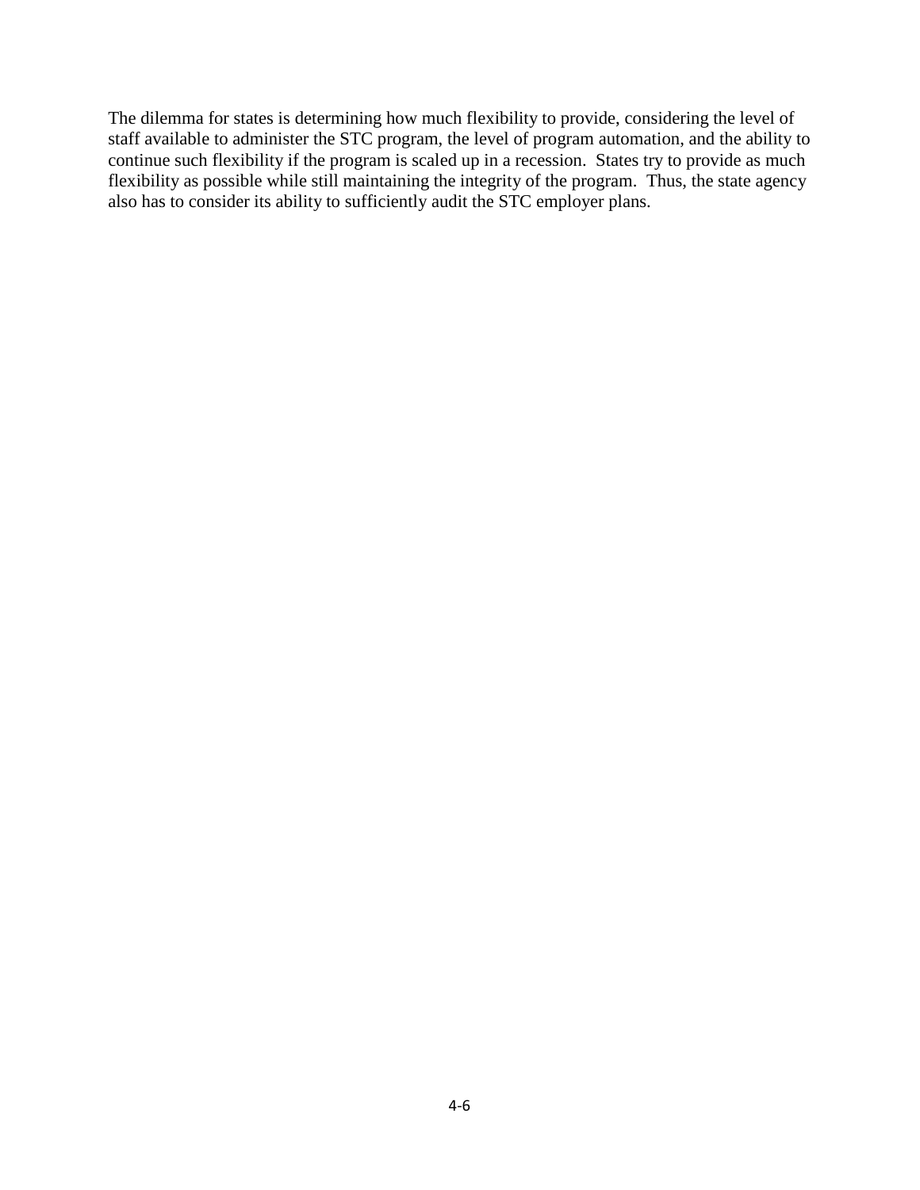The dilemma for states is determining how much flexibility to provide, considering the level of staff available to administer the STC program, the level of program automation, and the ability to continue such flexibility if the program is scaled up in a recession. States try to provide as much flexibility as possible while still maintaining the integrity of the program. Thus, the state agency also has to consider its ability to sufficiently audit the STC employer plans.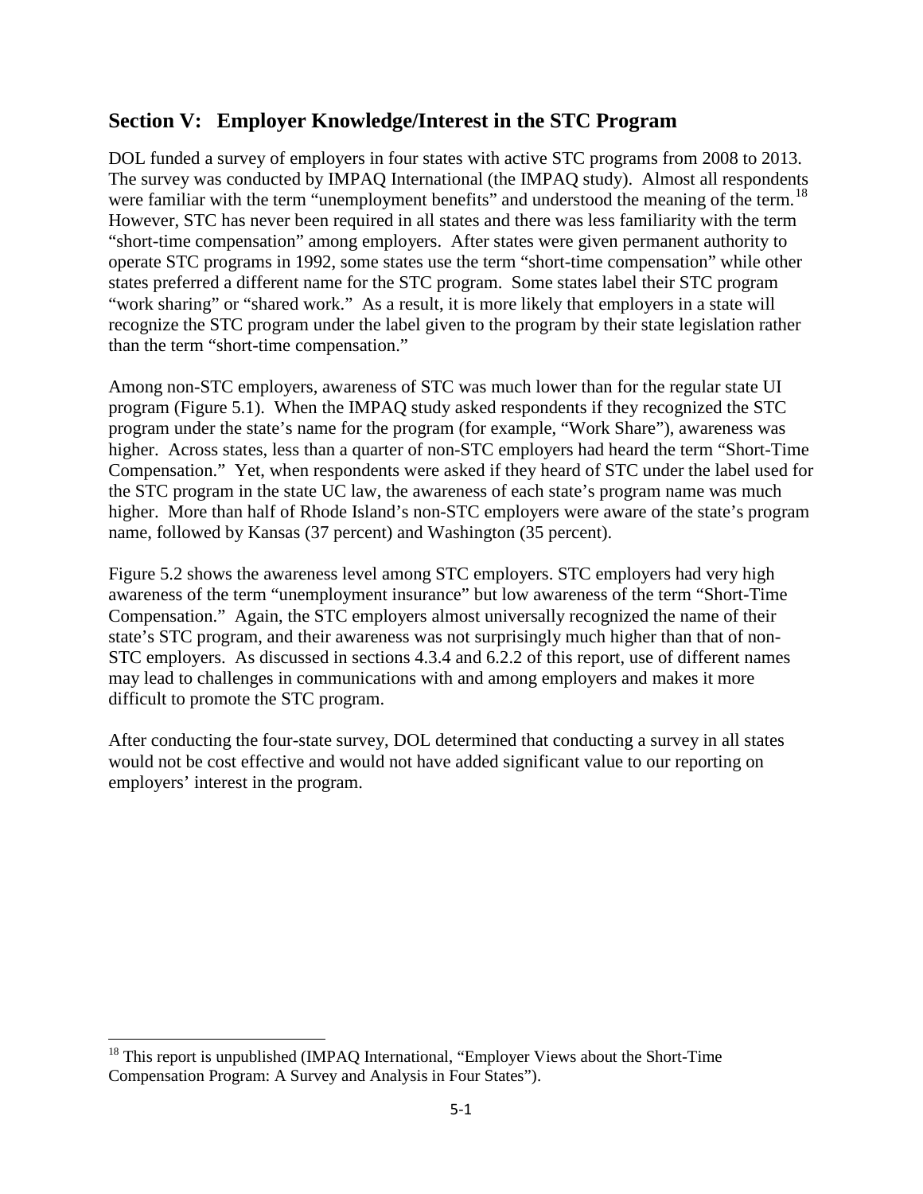## Section V: Employer Knowledge/Interest in the STC Program

DOL funded a survey of employers in four states with active STC programs from 2008 to 2013. The survey was conducted by IMPAQ International (the IMPAQ study). Almost all respondents were familiar with the term "unemployment benefits" and understood the meaning of the term.[18] However, STC has never been required in all states and there was less familiarity with the term "short-time compensation" among employers. After states were given permanent authority to operate STC programs in 1992, some states use the term "short-time compensation" while other states preferred a different name for the STC program. Some states label their STC program "work sharing" or "shared work." As a result, it is more likely that employers in a state will recognize the STC program under the label given to the program by their state legislation rather than the term "short-time compensation."

Among non-STC employers, awareness of STC was much lower than for the regular state UI program (Figure 5.1). When the IMPAQ study asked respondents if they recognized the STC program under the state's name for the program (for example, "Work Share"), awareness was higher. Across states, less than a quarter of non-STC employers had heard the term "Short-Time Compensation." Yet, when respondents were asked if they heard of STC under the label used for the STC program in the state UC law, the awareness of each state's program name was much higher. More than half of Rhode Island's non-STC employers were aware of the state's program name, followed by Kansas (37 percent) and Washington (35 percent).

Figure 5.2 shows the awareness level among STC employers. STC employers had very high awareness of the term "unemployment insurance" but low awareness of the term "Short-Time Compensation." Again, the STC employers almost universally recognized the name of their state's STC program, and their awareness was not surprisingly much higher than that of non-STC employers. As discussed in sections 4.3.4 and 6.2.2 of this report, use of different names may lead to challenges in communications with and among employers and makes it more difficult to promote the STC program.

After conducting the four-state survey, DOL determined that conducting a survey in all states would not be cost effective and would not have added significant value to our reporting on employers' interest in the program.

---

[18] This report is unpublished (IMPAQ International, "Employer Views about the Short-Time Compensation Program: A Survey and Analysis in Four States").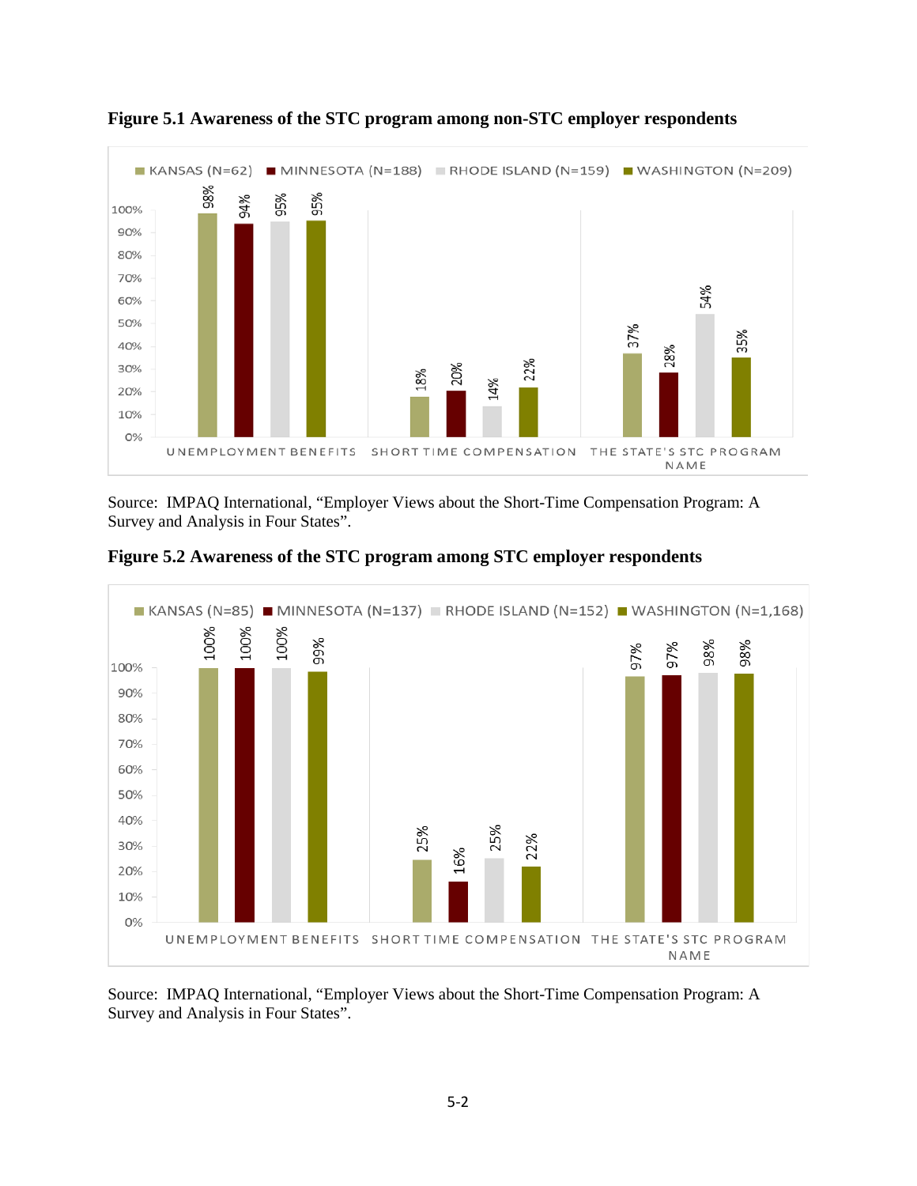**Figure 5.1 Awareness of the STC program among non-STC employer respondents**

| | Kansas (N=62) | Minnesota (N=188) | Rhode Island (N=159) | Washington (N=209) |
|---|---|---|---|---|
| Unemployment Benefits | 98% | 94% | 95% | 95% |
| Short Time Compensation | 18% | 20% | 14% | 22% |
| The State's STC Program Name | 37% | 28% | 54% | 35% |

Source: IMPAQ International, "Employer Views about the Short-Time Compensation Program: A Survey and Analysis in Four States".

**Figure 5.2 Awareness of the STC program among STC employer respondents**

| | Kansas (N=85) | Minnesota (N=137) | Rhode Island (N=152) | Washington (N=1,168) |
|---|---|---|---|---|
| Unemployment Benefits | 100% | 100% | 100% | 99% |
| Short Time Compensation | 25% | 16% | 25% | 22% |
| The State's STC Program Name | 97% | 97% | 98% | 98% |

Source: IMPAQ International, "Employer Views about the Short-Time Compensation Program: A Survey and Analysis in Four States".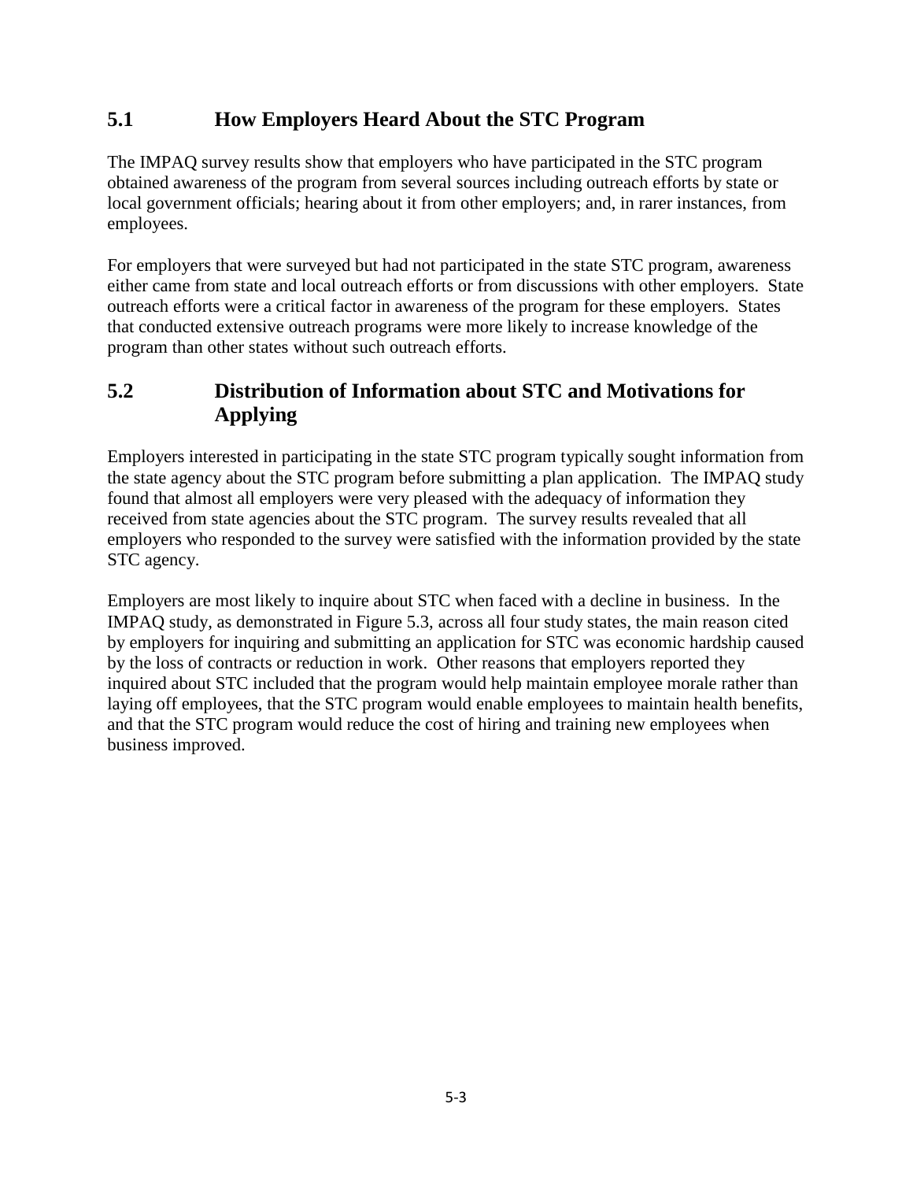## 5.1 How Employers Heard About the STC Program

The IMPAQ survey results show that employers who have participated in the STC program obtained awareness of the program from several sources including outreach efforts by state or local government officials; hearing about it from other employers; and, in rarer instances, from employees.

For employers that were surveyed but had not participated in the state STC program, awareness either came from state and local outreach efforts or from discussions with other employers. State outreach efforts were a critical factor in awareness of the program for these employers. States that conducted extensive outreach programs were more likely to increase knowledge of the program than other states without such outreach efforts.

## 5.2 Distribution of Information about STC and Motivations for Applying

Employers interested in participating in the state STC program typically sought information from the state agency about the STC program before submitting a plan application. The IMPAQ study found that almost all employers were very pleased with the adequacy of information they received from state agencies about the STC program. The survey results revealed that all employers who responded to the survey were satisfied with the information provided by the state STC agency.

Employers are most likely to inquire about STC when faced with a decline in business. In the IMPAQ study, as demonstrated in Figure 5.3, across all four study states, the main reason cited by employers for inquiring and submitting an application for STC was economic hardship caused by the loss of contracts or reduction in work. Other reasons that employers reported they inquired about STC included that the program would help maintain employee morale rather than laying off employees, that the STC program would enable employees to maintain health benefits, and that the STC program would reduce the cost of hiring and training new employees when business improved.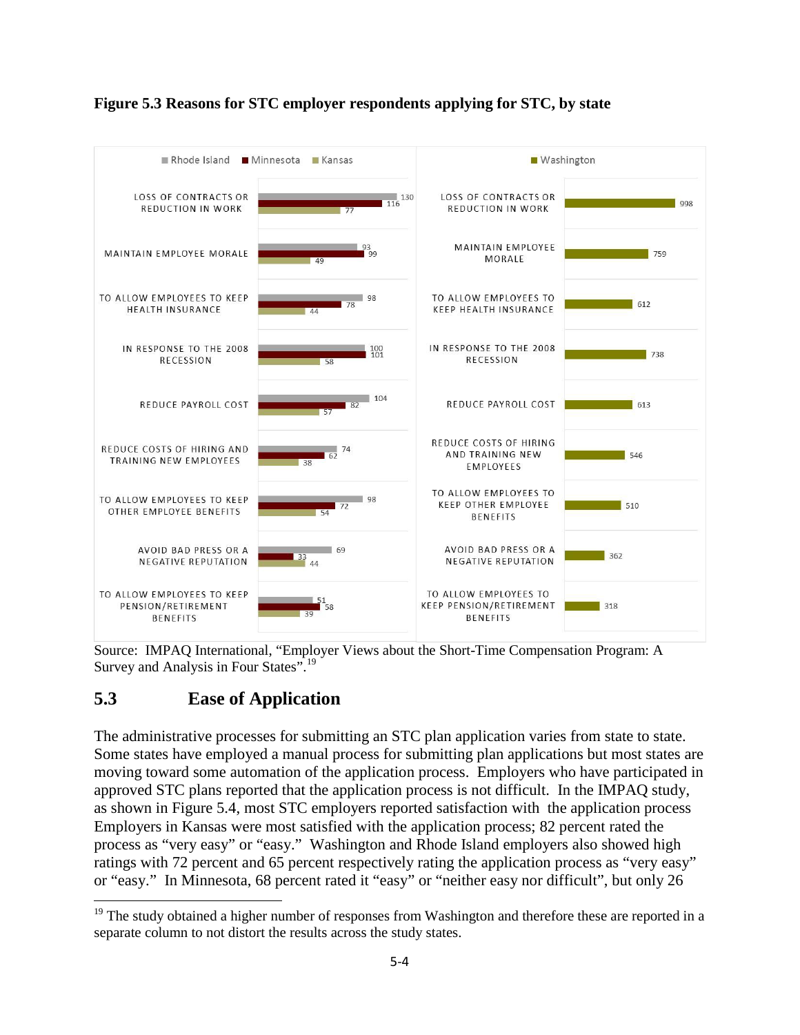**Figure 5.3 Reasons for STC employer respondents applying for STC, by state**

| Reason | Rhode Island | Minnesota | Kansas | Washington |
|---|---|---|---|---|
| Loss of contracts or reduction in work | 130 | 116 | 77 | 998 |
| Maintain employee morale | 93 | 99 | 49 | 759 |
| To allow employees to keep health insurance | 98 | 78 | 44 | 612 |
| In response to the 2008 recession | 100 | 101 | 58 | 738 |
| Reduce payroll cost | 104 | 82 | 57 | 613 |
| Reduce costs of hiring and training new employees | 74 | 62 | 38 | 546 |
| To allow employees to keep other employee benefits | 98 | 72 | 54 | 510 |
| Avoid bad press or a negative reputation | 69 | 33 | 44 | 362 |
| To allow employees to keep pension/retirement benefits | 51 | 58 | 39 | 318 |

Source: IMPAQ International, "Employer Views about the Short-Time Compensation Program: A Survey and Analysis in Four States".[19]

## 5.3 Ease of Application

The administrative processes for submitting an STC plan application varies from state to state. Some states have employed a manual process for submitting plan applications but most states are moving toward some automation of the application process. Employers who have participated in approved STC plans reported that the application process is not difficult. In the IMPAQ study, as shown in Figure 5.4, most STC employers reported satisfaction with the application process Employers in Kansas were most satisfied with the application process; 82 percent rated the process as "very easy" or "easy." Washington and Rhode Island employers also showed high ratings with 72 percent and 65 percent respectively rating the application process as "very easy" or "easy." In Minnesota, 68 percent rated it "easy" or "neither easy nor difficult", but only 26

[19] The study obtained a higher number of responses from Washington and therefore these are reported in a separate column to not distort the results across the study states.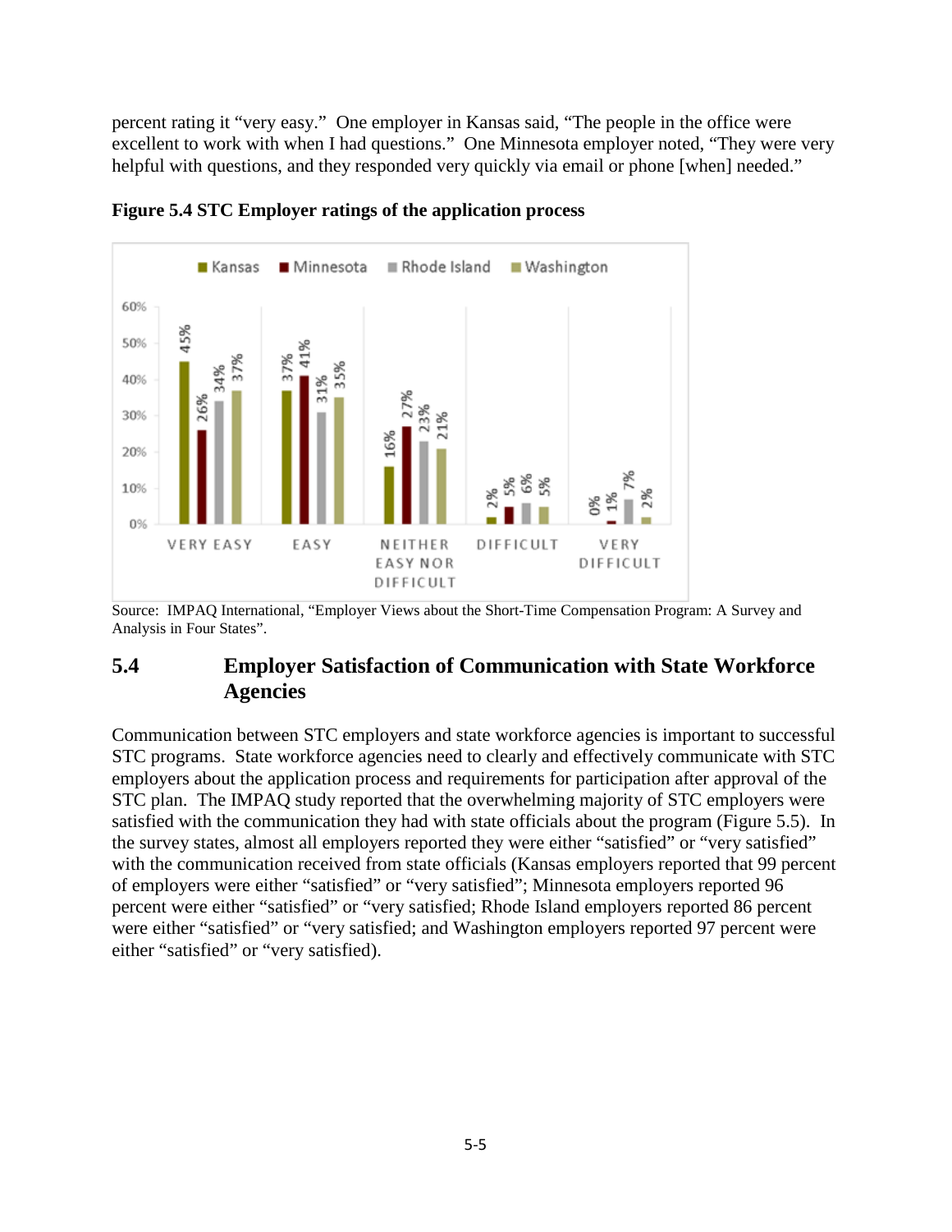percent rating it "very easy." One employer in Kansas said, "The people in the office were excellent to work with when I had questions." One Minnesota employer noted, "They were very helpful with questions, and they responded very quickly via email or phone [when] needed."

**Figure 5.4 STC Employer ratings of the application process**

| | Kansas | Minnesota | Rhode Island | Washington |
|---|---|---|---|---|
| Very Easy | 45% | 26% | 34% | 37% |
| Easy | 37% | 41% | 31% | 35% |
| Neither Easy nor Difficult | 16% | 27% | 23% | 21% |
| Difficult | 2% | 5% | 6% | 5% |
| Very Difficult | 0% | 1% | 7% | 2% |

Source: IMPAQ International, "Employer Views about the Short-Time Compensation Program: A Survey and Analysis in Four States".

## 5.4 Employer Satisfaction of Communication with State Workforce Agencies

Communication between STC employers and state workforce agencies is important to successful STC programs. State workforce agencies need to clearly and effectively communicate with STC employers about the application process and requirements for participation after approval of the STC plan. The IMPAQ study reported that the overwhelming majority of STC employers were satisfied with the communication they had with state officials about the program (Figure 5.5). In the survey states, almost all employers reported they were either "satisfied" or "very satisfied" with the communication received from state officials (Kansas employers reported that 99 percent of employers were either "satisfied" or "very satisfied"; Minnesota employers reported 96 percent were either "satisfied" or "very satisfied; Rhode Island employers reported 86 percent were either "satisfied" or "very satisfied; and Washington employers reported 97 percent were either "satisfied" or "very satisfied).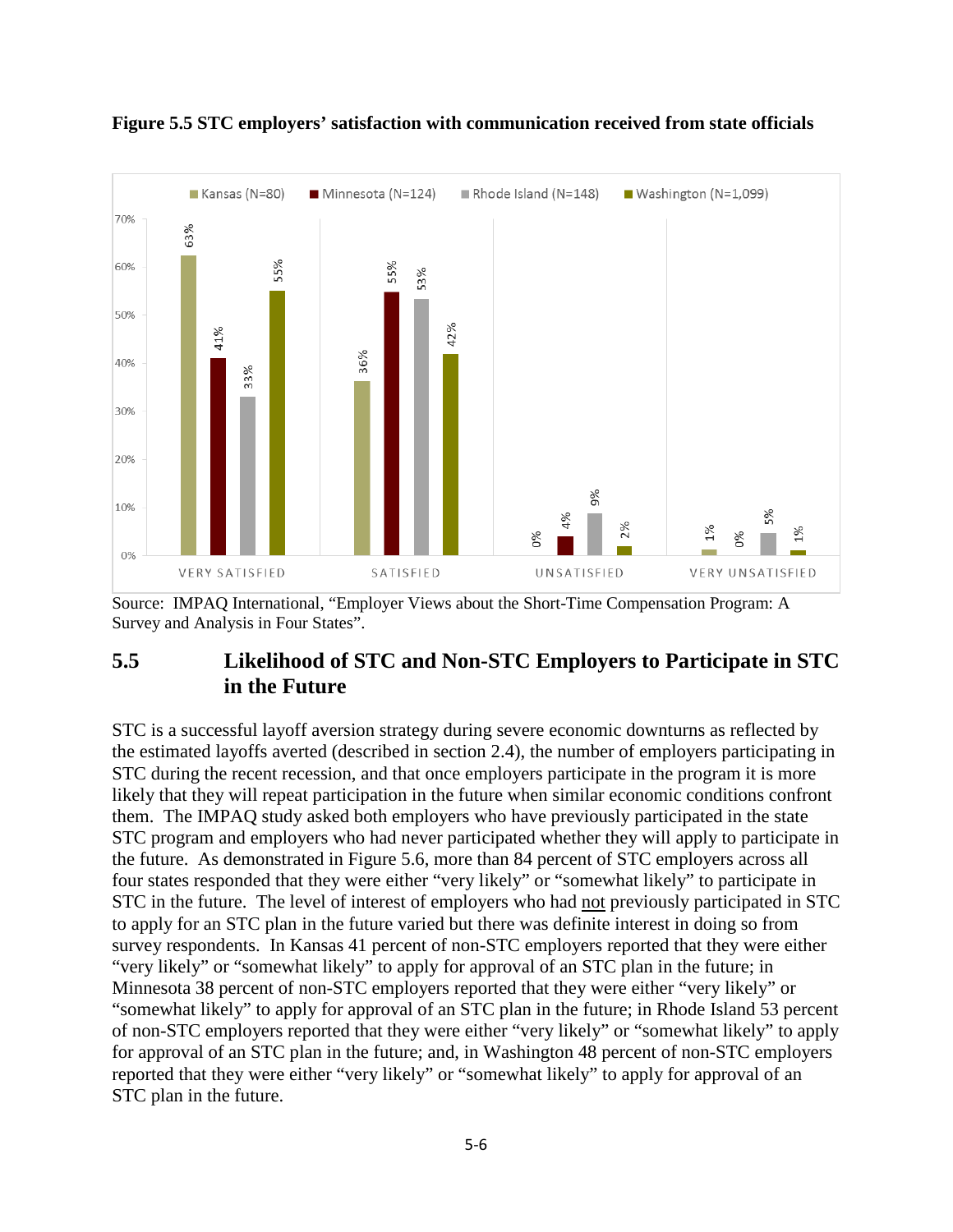**Figure 5.5 STC employers' satisfaction with communication received from state officials**

| | Kansas (N=80) | Minnesota (N=124) | Rhode Island (N=148) | Washington (N=1,099) |
|---|---|---|---|---|
| VERY SATISFIED | 63% | 41% | 33% | 55% |
| SATISFIED | 36% | 55% | 53% | 42% |
| UNSATISFIED | 0% | 4% | 9% | 2% |
| VERY UNSATISFIED | 1% | 0% | 5% | 1% |

Source: IMPAQ International, "Employer Views about the Short-Time Compensation Program: A Survey and Analysis in Four States".

## 5.5 Likelihood of STC and Non-STC Employers to Participate in STC in the Future

STC is a successful layoff aversion strategy during severe economic downturns as reflected by the estimated layoffs averted (described in section 2.4), the number of employers participating in STC during the recent recession, and that once employers participate in the program it is more likely that they will repeat participation in the future when similar economic conditions confront them. The IMPAQ study asked both employers who have previously participated in the state STC program and employers who had never participated whether they will apply to participate in the future. As demonstrated in Figure 5.6, more than 84 percent of STC employers across all four states responded that they were either "very likely" or "somewhat likely" to participate in STC in the future. The level of interest of employers who had not previously participated in STC to apply for an STC plan in the future varied but there was definite interest in doing so from survey respondents. In Kansas 41 percent of non-STC employers reported that they were either "very likely" or "somewhat likely" to apply for approval of an STC plan in the future; in Minnesota 38 percent of non-STC employers reported that they were either "very likely" or "somewhat likely" to apply for approval of an STC plan in the future; in Rhode Island 53 percent of non-STC employers reported that they were either "very likely" or "somewhat likely" to apply for approval of an STC plan in the future; and, in Washington 48 percent of non-STC employers reported that they were either "very likely" or "somewhat likely" to apply for approval of an STC plan in the future.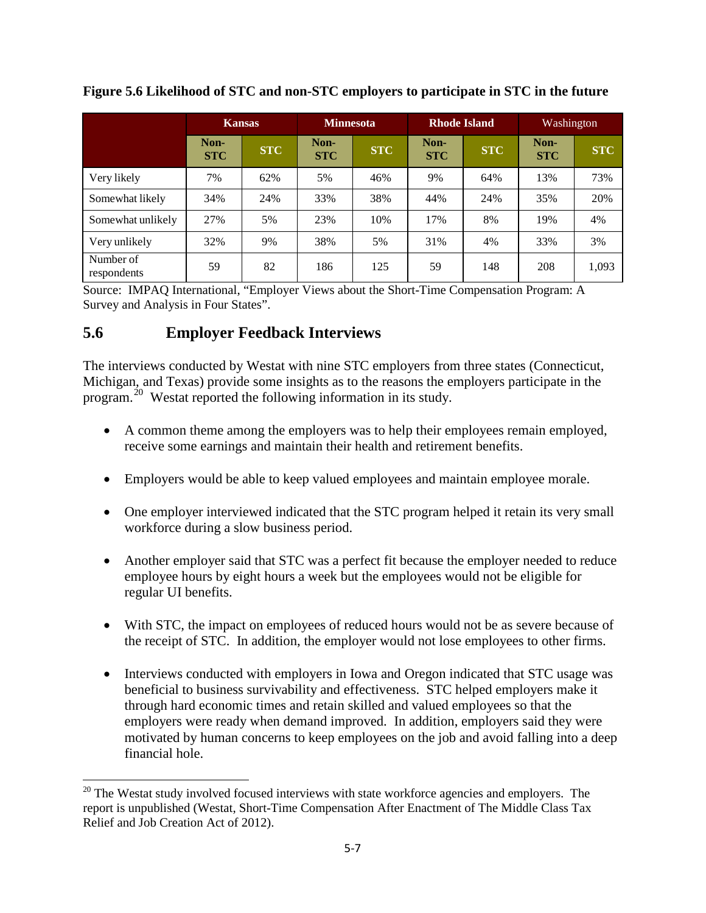**Figure 5.6 Likelihood of STC and non-STC employers to participate in STC in the future**

| | Kansas | | Minnesota | | Rhode Island | | Washington | |
|---|---|---|---|---|---|---|---|---|
| | Non-STC | STC | Non-STC | STC | Non-STC | STC | Non-STC | STC |
| Very likely | 7% | 62% | 5% | 46% | 9% | 64% | 13% | 73% |
| Somewhat likely | 34% | 24% | 33% | 38% | 44% | 24% | 35% | 20% |
| Somewhat unlikely | 27% | 5% | 23% | 10% | 17% | 8% | 19% | 4% |
| Very unlikely | 32% | 9% | 38% | 5% | 31% | 4% | 33% | 3% |
| Number of respondents | 59 | 82 | 186 | 125 | 59 | 148 | 208 | 1,093 |

Source: IMPAQ International, "Employer Views about the Short-Time Compensation Program: A Survey and Analysis in Four States".

## 5.6 Employer Feedback Interviews

The interviews conducted by Westat with nine STC employers from three states (Connecticut, Michigan, and Texas) provide some insights as to the reasons the employers participate in the program.[20] Westat reported the following information in its study.

- A common theme among the employers was to help their employees remain employed, receive some earnings and maintain their health and retirement benefits.
- Employers would be able to keep valued employees and maintain employee morale.
- One employer interviewed indicated that the STC program helped it retain its very small workforce during a slow business period.
- Another employer said that STC was a perfect fit because the employer needed to reduce employee hours by eight hours a week but the employees would not be eligible for regular UI benefits.
- With STC, the impact on employees of reduced hours would not be as severe because of the receipt of STC. In addition, the employer would not lose employees to other firms.
- Interviews conducted with employers in Iowa and Oregon indicated that STC usage was beneficial to business survivability and effectiveness. STC helped employers make it through hard economic times and retain skilled and valued employees so that the employers were ready when demand improved. In addition, employers said they were motivated by human concerns to keep employees on the job and avoid falling into a deep financial hole.

[20] The Westat study involved focused interviews with state workforce agencies and employers. The report is unpublished (Westat, Short-Time Compensation After Enactment of The Middle Class Tax Relief and Job Creation Act of 2012).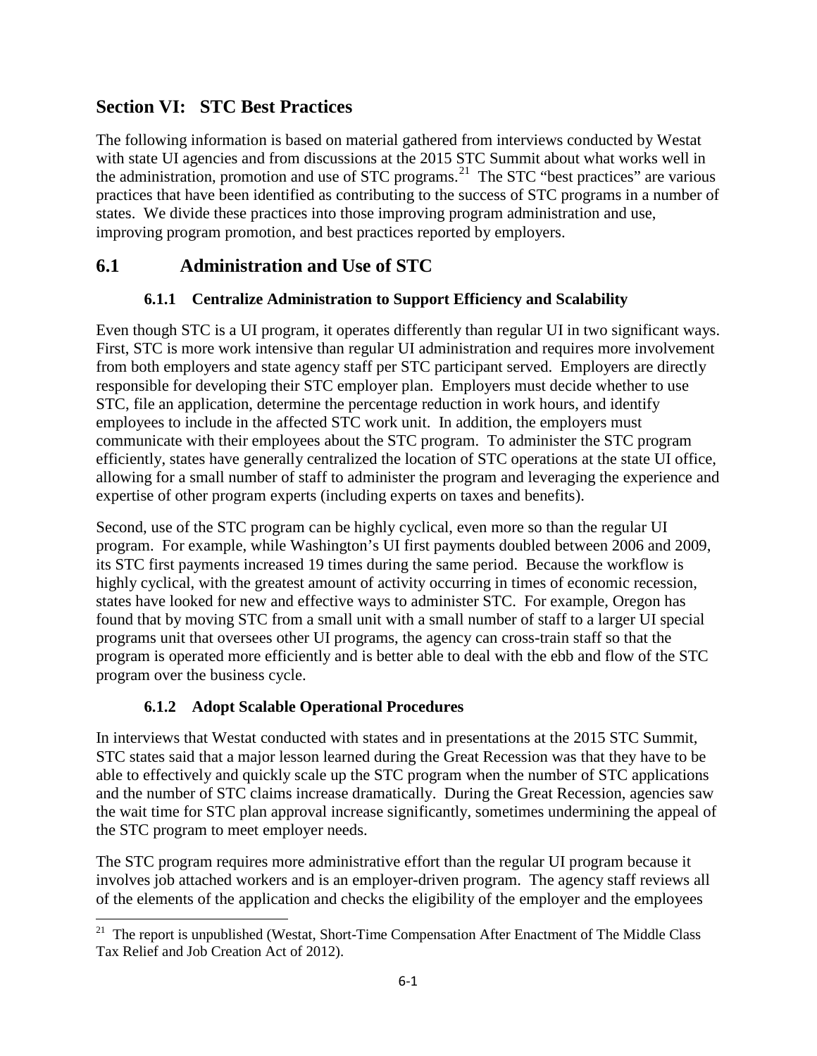# Section VI: STC Best Practices

The following information is based on material gathered from interviews conducted by Westat with state UI agencies and from discussions at the 2015 STC Summit about what works well in the administration, promotion and use of STC programs.[21] The STC "best practices" are various practices that have been identified as contributing to the success of STC programs in a number of states. We divide these practices into those improving program administration and use, improving program promotion, and best practices reported by employers.

## 6.1 Administration and Use of STC

### 6.1.1 Centralize Administration to Support Efficiency and Scalability

Even though STC is a UI program, it operates differently than regular UI in two significant ways. First, STC is more work intensive than regular UI administration and requires more involvement from both employers and state agency staff per STC participant served. Employers are directly responsible for developing their STC employer plan. Employers must decide whether to use STC, file an application, determine the percentage reduction in work hours, and identify employees to include in the affected STC work unit. In addition, the employers must communicate with their employees about the STC program. To administer the STC program efficiently, states have generally centralized the location of STC operations at the state UI office, allowing for a small number of staff to administer the program and leveraging the experience and expertise of other program experts (including experts on taxes and benefits).

Second, use of the STC program can be highly cyclical, even more so than the regular UI program. For example, while Washington's UI first payments doubled between 2006 and 2009, its STC first payments increased 19 times during the same period. Because the workflow is highly cyclical, with the greatest amount of activity occurring in times of economic recession, states have looked for new and effective ways to administer STC. For example, Oregon has found that by moving STC from a small unit with a small number of staff to a larger UI special programs unit that oversees other UI programs, the agency can cross-train staff so that the program is operated more efficiently and is better able to deal with the ebb and flow of the STC program over the business cycle.

### 6.1.2 Adopt Scalable Operational Procedures

In interviews that Westat conducted with states and in presentations at the 2015 STC Summit, STC states said that a major lesson learned during the Great Recession was that they have to be able to effectively and quickly scale up the STC program when the number of STC applications and the number of STC claims increase dramatically. During the Great Recession, agencies saw the wait time for STC plan approval increase significantly, sometimes undermining the appeal of the STC program to meet employer needs.

The STC program requires more administrative effort than the regular UI program because it involves job attached workers and is an employer-driven program. The agency staff reviews all of the elements of the application and checks the eligibility of the employer and the employees

[21] The report is unpublished (Westat, Short-Time Compensation After Enactment of The Middle Class Tax Relief and Job Creation Act of 2012).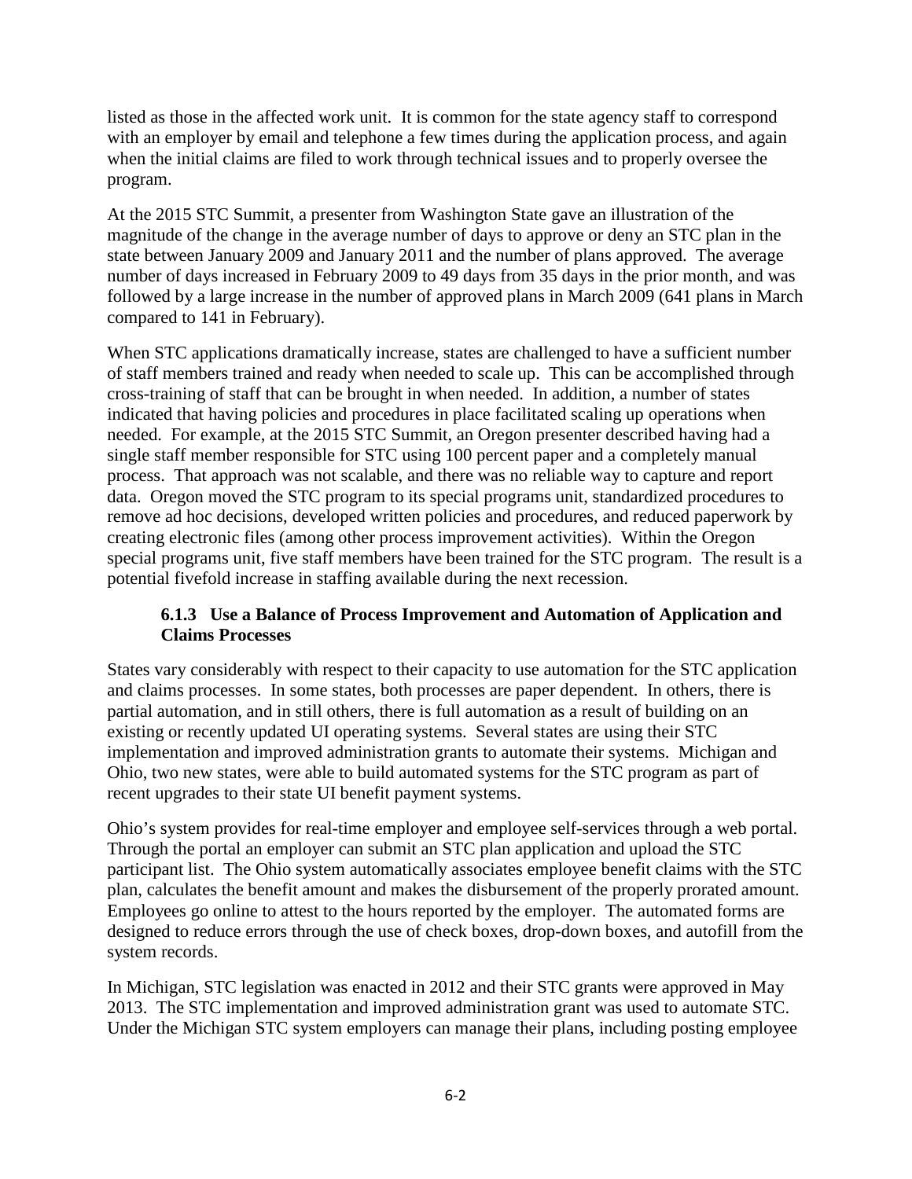listed as those in the affected work unit. It is common for the state agency staff to correspond with an employer by email and telephone a few times during the application process, and again when the initial claims are filed to work through technical issues and to properly oversee the program.

At the 2015 STC Summit, a presenter from Washington State gave an illustration of the magnitude of the change in the average number of days to approve or deny an STC plan in the state between January 2009 and January 2011 and the number of plans approved. The average number of days increased in February 2009 to 49 days from 35 days in the prior month, and was followed by a large increase in the number of approved plans in March 2009 (641 plans in March compared to 141 in February).

When STC applications dramatically increase, states are challenged to have a sufficient number of staff members trained and ready when needed to scale up. This can be accomplished through cross-training of staff that can be brought in when needed. In addition, a number of states indicated that having policies and procedures in place facilitated scaling up operations when needed. For example, at the 2015 STC Summit, an Oregon presenter described having had a single staff member responsible for STC using 100 percent paper and a completely manual process. That approach was not scalable, and there was no reliable way to capture and report data. Oregon moved the STC program to its special programs unit, standardized procedures to remove ad hoc decisions, developed written policies and procedures, and reduced paperwork by creating electronic files (among other process improvement activities). Within the Oregon special programs unit, five staff members have been trained for the STC program. The result is a potential fivefold increase in staffing available during the next recession.

### 6.1.3 Use a Balance of Process Improvement and Automation of Application and Claims Processes

States vary considerably with respect to their capacity to use automation for the STC application and claims processes. In some states, both processes are paper dependent. In others, there is partial automation, and in still others, there is full automation as a result of building on an existing or recently updated UI operating systems. Several states are using their STC implementation and improved administration grants to automate their systems. Michigan and Ohio, two new states, were able to build automated systems for the STC program as part of recent upgrades to their state UI benefit payment systems.

Ohio's system provides for real-time employer and employee self-services through a web portal. Through the portal an employer can submit an STC plan application and upload the STC participant list. The Ohio system automatically associates employee benefit claims with the STC plan, calculates the benefit amount and makes the disbursement of the properly prorated amount. Employees go online to attest to the hours reported by the employer. The automated forms are designed to reduce errors through the use of check boxes, drop-down boxes, and autofill from the system records.

In Michigan, STC legislation was enacted in 2012 and their STC grants were approved in May 2013. The STC implementation and improved administration grant was used to automate STC. Under the Michigan STC system employers can manage their plans, including posting employee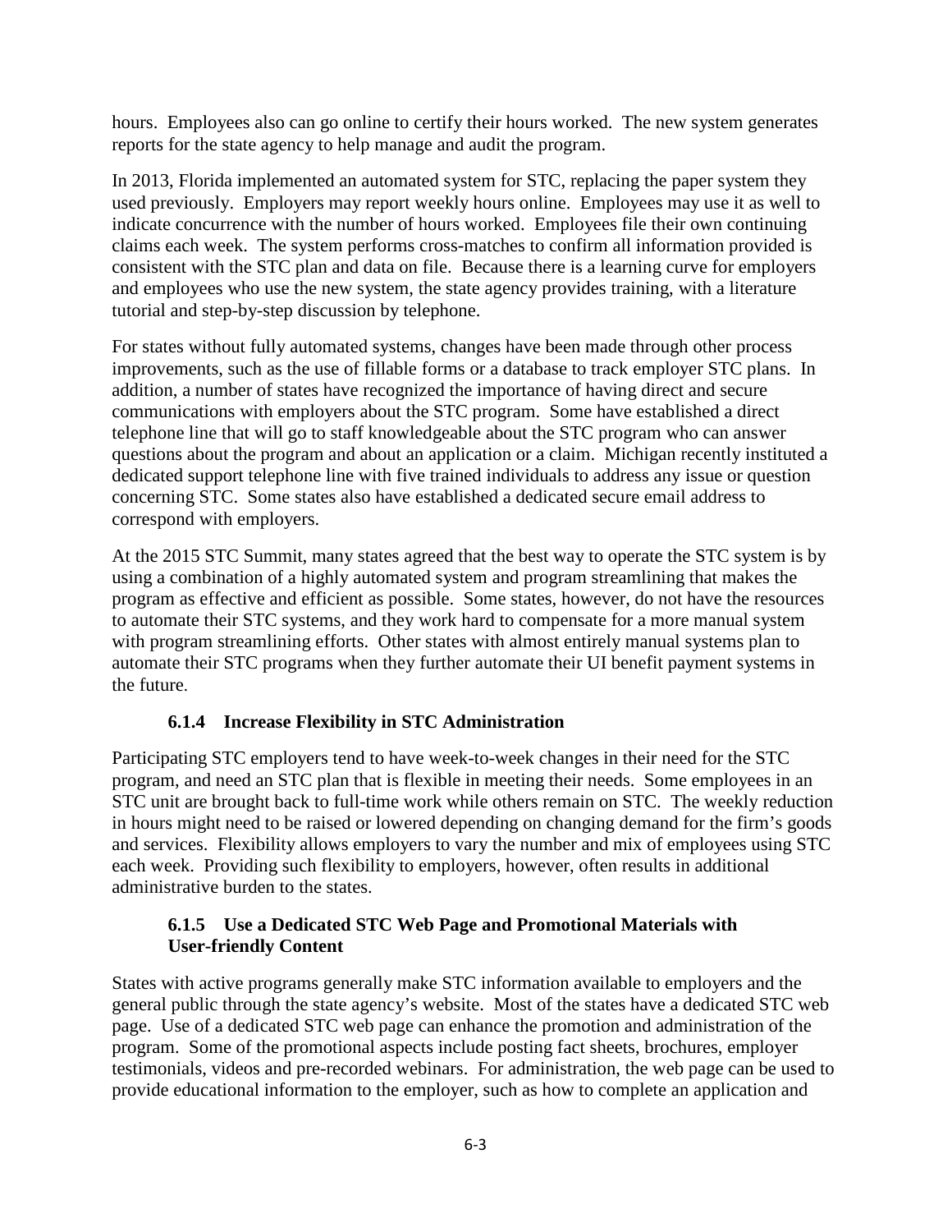hours. Employees also can go online to certify their hours worked. The new system generates reports for the state agency to help manage and audit the program.

In 2013, Florida implemented an automated system for STC, replacing the paper system they used previously. Employers may report weekly hours online. Employees may use it as well to indicate concurrence with the number of hours worked. Employees file their own continuing claims each week. The system performs cross-matches to confirm all information provided is consistent with the STC plan and data on file. Because there is a learning curve for employers and employees who use the new system, the state agency provides training, with a literature tutorial and step-by-step discussion by telephone.

For states without fully automated systems, changes have been made through other process improvements, such as the use of fillable forms or a database to track employer STC plans. In addition, a number of states have recognized the importance of having direct and secure communications with employers about the STC program. Some have established a direct telephone line that will go to staff knowledgeable about the STC program who can answer questions about the program and about an application or a claim. Michigan recently instituted a dedicated support telephone line with five trained individuals to address any issue or question concerning STC. Some states also have established a dedicated secure email address to correspond with employers.

At the 2015 STC Summit, many states agreed that the best way to operate the STC system is by using a combination of a highly automated system and program streamlining that makes the program as effective and efficient as possible. Some states, however, do not have the resources to automate their STC systems, and they work hard to compensate for a more manual system with program streamlining efforts. Other states with almost entirely manual systems plan to automate their STC programs when they further automate their UI benefit payment systems in the future.

### 6.1.4 Increase Flexibility in STC Administration

Participating STC employers tend to have week-to-week changes in their need for the STC program, and need an STC plan that is flexible in meeting their needs. Some employees in an STC unit are brought back to full-time work while others remain on STC. The weekly reduction in hours might need to be raised or lowered depending on changing demand for the firm's goods and services. Flexibility allows employers to vary the number and mix of employees using STC each week. Providing such flexibility to employers, however, often results in additional administrative burden to the states.

### 6.1.5 Use a Dedicated STC Web Page and Promotional Materials with User-friendly Content

States with active programs generally make STC information available to employers and the general public through the state agency's website. Most of the states have a dedicated STC web page. Use of a dedicated STC web page can enhance the promotion and administration of the program. Some of the promotional aspects include posting fact sheets, brochures, employer testimonials, videos and pre-recorded webinars. For administration, the web page can be used to provide educational information to the employer, such as how to complete an application and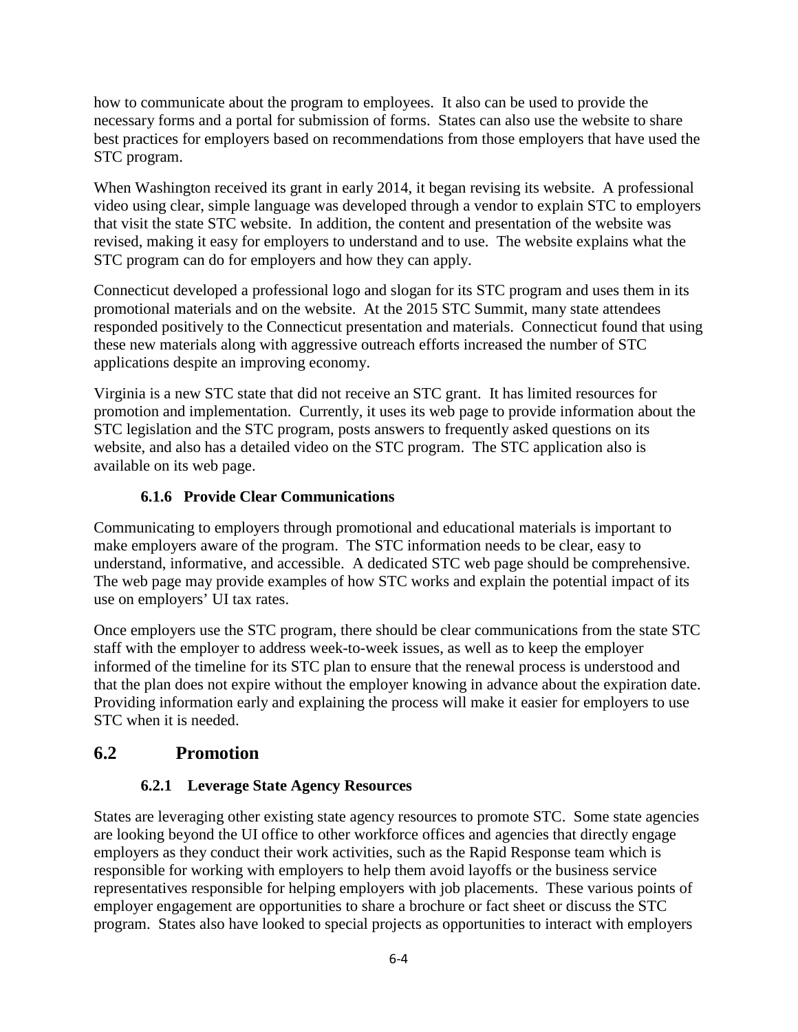how to communicate about the program to employees. It also can be used to provide the necessary forms and a portal for submission of forms. States can also use the website to share best practices for employers based on recommendations from those employers that have used the STC program.

When Washington received its grant in early 2014, it began revising its website. A professional video using clear, simple language was developed through a vendor to explain STC to employers that visit the state STC website. In addition, the content and presentation of the website was revised, making it easy for employers to understand and to use. The website explains what the STC program can do for employers and how they can apply.

Connecticut developed a professional logo and slogan for its STC program and uses them in its promotional materials and on the website. At the 2015 STC Summit, many state attendees responded positively to the Connecticut presentation and materials. Connecticut found that using these new materials along with aggressive outreach efforts increased the number of STC applications despite an improving economy.

Virginia is a new STC state that did not receive an STC grant. It has limited resources for promotion and implementation. Currently, it uses its web page to provide information about the STC legislation and the STC program, posts answers to frequently asked questions on its website, and also has a detailed video on the STC program. The STC application also is available on its web page.

### 6.1.6 Provide Clear Communications

Communicating to employers through promotional and educational materials is important to make employers aware of the program. The STC information needs to be clear, easy to understand, informative, and accessible. A dedicated STC web page should be comprehensive. The web page may provide examples of how STC works and explain the potential impact of its use on employers' UI tax rates.

Once employers use the STC program, there should be clear communications from the state STC staff with the employer to address week-to-week issues, as well as to keep the employer informed of the timeline for its STC plan to ensure that the renewal process is understood and that the plan does not expire without the employer knowing in advance about the expiration date. Providing information early and explaining the process will make it easier for employers to use STC when it is needed.

## 6.2 Promotion

### 6.2.1 Leverage State Agency Resources

States are leveraging other existing state agency resources to promote STC. Some state agencies are looking beyond the UI office to other workforce offices and agencies that directly engage employers as they conduct their work activities, such as the Rapid Response team which is responsible for working with employers to help them avoid layoffs or the business service representatives responsible for helping employers with job placements. These various points of employer engagement are opportunities to share a brochure or fact sheet or discuss the STC program. States also have looked to special projects as opportunities to interact with employers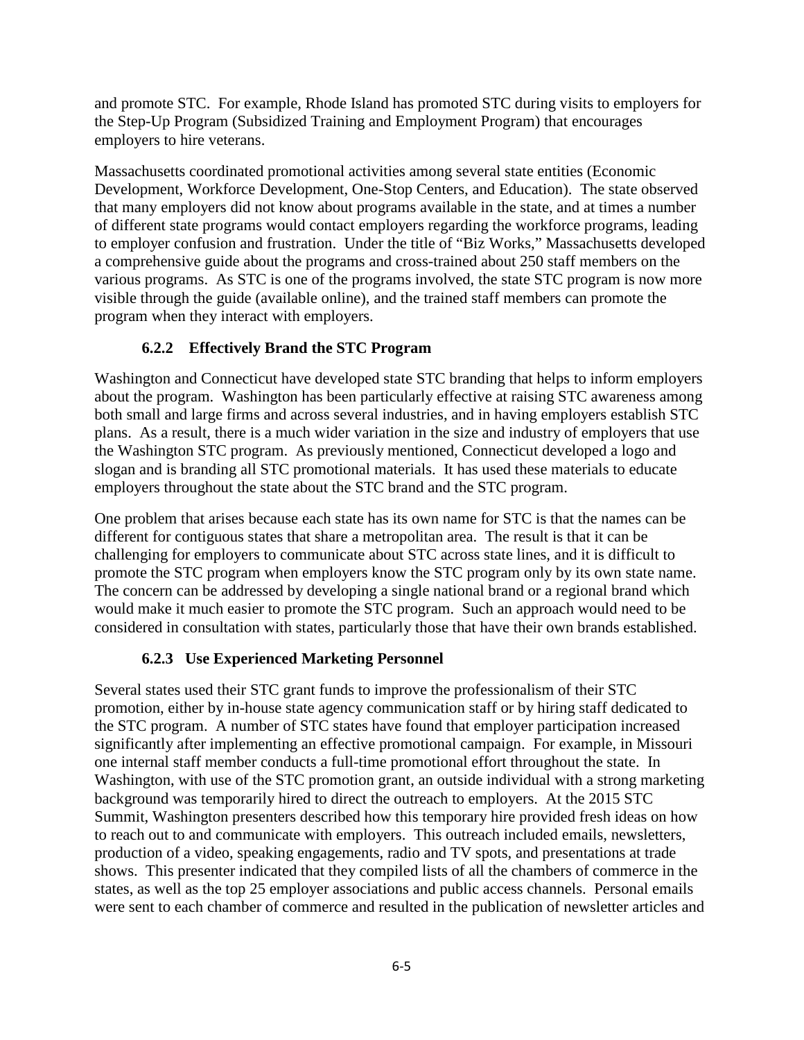and promote STC. For example, Rhode Island has promoted STC during visits to employers for the Step-Up Program (Subsidized Training and Employment Program) that encourages employers to hire veterans.

Massachusetts coordinated promotional activities among several state entities (Economic Development, Workforce Development, One-Stop Centers, and Education). The state observed that many employers did not know about programs available in the state, and at times a number of different state programs would contact employers regarding the workforce programs, leading to employer confusion and frustration. Under the title of "Biz Works," Massachusetts developed a comprehensive guide about the programs and cross-trained about 250 staff members on the various programs. As STC is one of the programs involved, the state STC program is now more visible through the guide (available online), and the trained staff members can promote the program when they interact with employers.

### 6.2.2 Effectively Brand the STC Program

Washington and Connecticut have developed state STC branding that helps to inform employers about the program. Washington has been particularly effective at raising STC awareness among both small and large firms and across several industries, and in having employers establish STC plans. As a result, there is a much wider variation in the size and industry of employers that use the Washington STC program. As previously mentioned, Connecticut developed a logo and slogan and is branding all STC promotional materials. It has used these materials to educate employers throughout the state about the STC brand and the STC program.

One problem that arises because each state has its own name for STC is that the names can be different for contiguous states that share a metropolitan area. The result is that it can be challenging for employers to communicate about STC across state lines, and it is difficult to promote the STC program when employers know the STC program only by its own state name. The concern can be addressed by developing a single national brand or a regional brand which would make it much easier to promote the STC program. Such an approach would need to be considered in consultation with states, particularly those that have their own brands established.

### 6.2.3 Use Experienced Marketing Personnel

Several states used their STC grant funds to improve the professionalism of their STC promotion, either by in-house state agency communication staff or by hiring staff dedicated to the STC program. A number of STC states have found that employer participation increased significantly after implementing an effective promotional campaign. For example, in Missouri one internal staff member conducts a full-time promotional effort throughout the state. In Washington, with use of the STC promotion grant, an outside individual with a strong marketing background was temporarily hired to direct the outreach to employers. At the 2015 STC Summit, Washington presenters described how this temporary hire provided fresh ideas on how to reach out to and communicate with employers. This outreach included emails, newsletters, production of a video, speaking engagements, radio and TV spots, and presentations at trade shows. This presenter indicated that they compiled lists of all the chambers of commerce in the states, as well as the top 25 employer associations and public access channels. Personal emails were sent to each chamber of commerce and resulted in the publication of newsletter articles and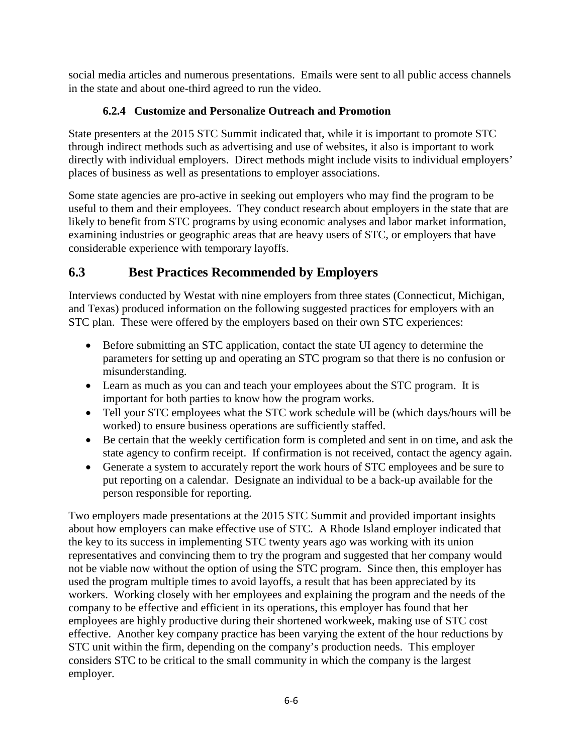social media articles and numerous presentations. Emails were sent to all public access channels in the state and about one-third agreed to run the video.

### 6.2.4 Customize and Personalize Outreach and Promotion

State presenters at the 2015 STC Summit indicated that, while it is important to promote STC through indirect methods such as advertising and use of websites, it also is important to work directly with individual employers. Direct methods might include visits to individual employers' places of business as well as presentations to employer associations.

Some state agencies are pro-active in seeking out employers who may find the program to be useful to them and their employees. They conduct research about employers in the state that are likely to benefit from STC programs by using economic analyses and labor market information, examining industries or geographic areas that are heavy users of STC, or employers that have considerable experience with temporary layoffs.

## 6.3 Best Practices Recommended by Employers

Interviews conducted by Westat with nine employers from three states (Connecticut, Michigan, and Texas) produced information on the following suggested practices for employers with an STC plan. These were offered by the employers based on their own STC experiences:

- Before submitting an STC application, contact the state UI agency to determine the parameters for setting up and operating an STC program so that there is no confusion or misunderstanding.
- Learn as much as you can and teach your employees about the STC program. It is important for both parties to know how the program works.
- Tell your STC employees what the STC work schedule will be (which days/hours will be worked) to ensure business operations are sufficiently staffed.
- Be certain that the weekly certification form is completed and sent in on time, and ask the state agency to confirm receipt. If confirmation is not received, contact the agency again.
- Generate a system to accurately report the work hours of STC employees and be sure to put reporting on a calendar. Designate an individual to be a back-up available for the person responsible for reporting.

Two employers made presentations at the 2015 STC Summit and provided important insights about how employers can make effective use of STC. A Rhode Island employer indicated that the key to its success in implementing STC twenty years ago was working with its union representatives and convincing them to try the program and suggested that her company would not be viable now without the option of using the STC program. Since then, this employer has used the program multiple times to avoid layoffs, a result that has been appreciated by its workers. Working closely with her employees and explaining the program and the needs of the company to be effective and efficient in its operations, this employer has found that her employees are highly productive during their shortened workweek, making use of STC cost effective. Another key company practice has been varying the extent of the hour reductions by STC unit within the firm, depending on the company's production needs. This employer considers STC to be critical to the small community in which the company is the largest employer.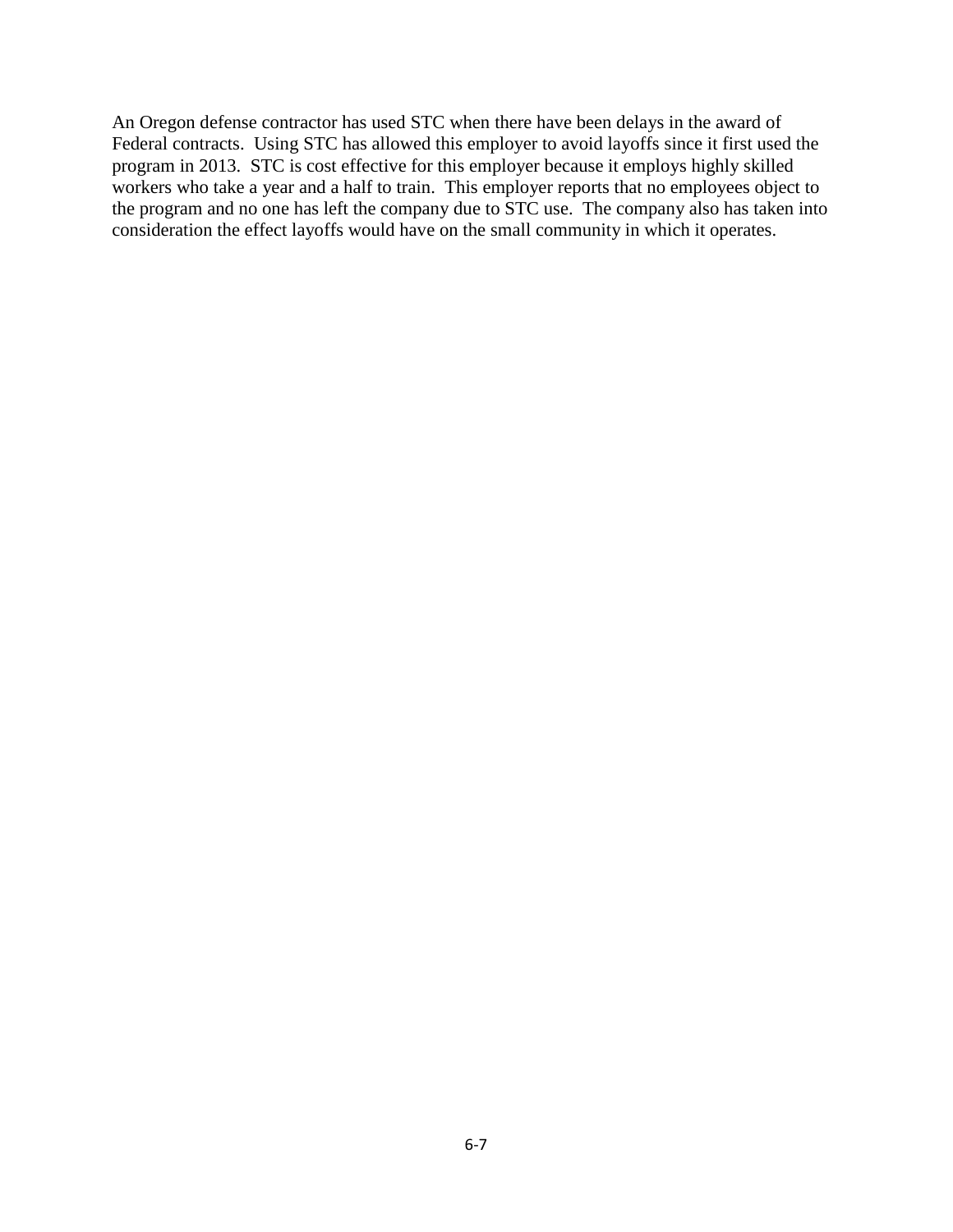An Oregon defense contractor has used STC when there have been delays in the award of Federal contracts. Using STC has allowed this employer to avoid layoffs since it first used the program in 2013. STC is cost effective for this employer because it employs highly skilled workers who take a year and a half to train. This employer reports that no employees object to the program and no one has left the company due to STC use. The company also has taken into consideration the effect layoffs would have on the small community in which it operates.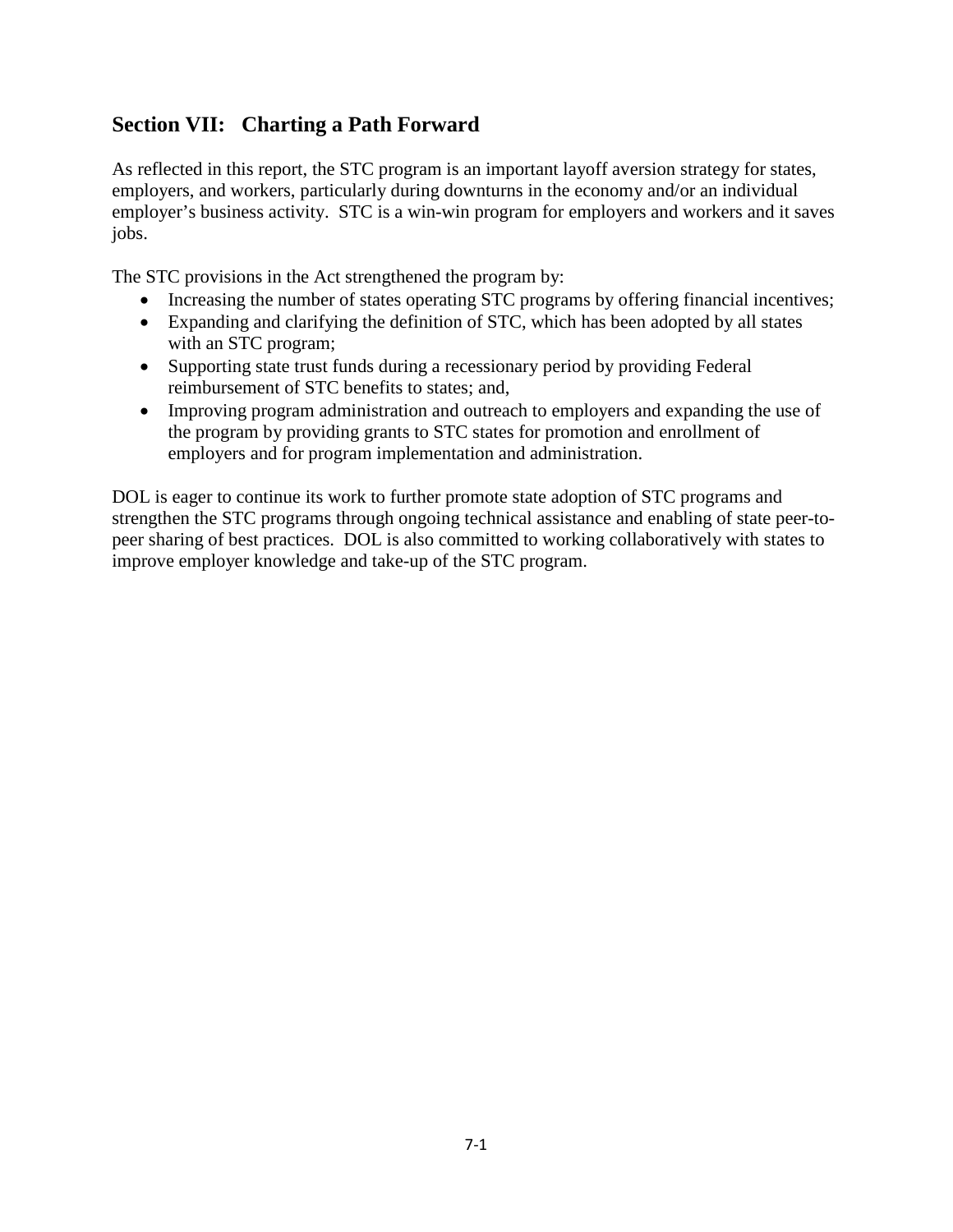## Section VII: Charting a Path Forward

As reflected in this report, the STC program is an important layoff aversion strategy for states, employers, and workers, particularly during downturns in the economy and/or an individual employer's business activity. STC is a win-win program for employers and workers and it saves jobs.

The STC provisions in the Act strengthened the program by:

- Increasing the number of states operating STC programs by offering financial incentives;
- Expanding and clarifying the definition of STC, which has been adopted by all states with an STC program;
- Supporting state trust funds during a recessionary period by providing Federal reimbursement of STC benefits to states; and,
- Improving program administration and outreach to employers and expanding the use of the program by providing grants to STC states for promotion and enrollment of employers and for program implementation and administration.

DOL is eager to continue its work to further promote state adoption of STC programs and strengthen the STC programs through ongoing technical assistance and enabling of state peer-to-peer sharing of best practices. DOL is also committed to working collaboratively with states to improve employer knowledge and take-up of the STC program.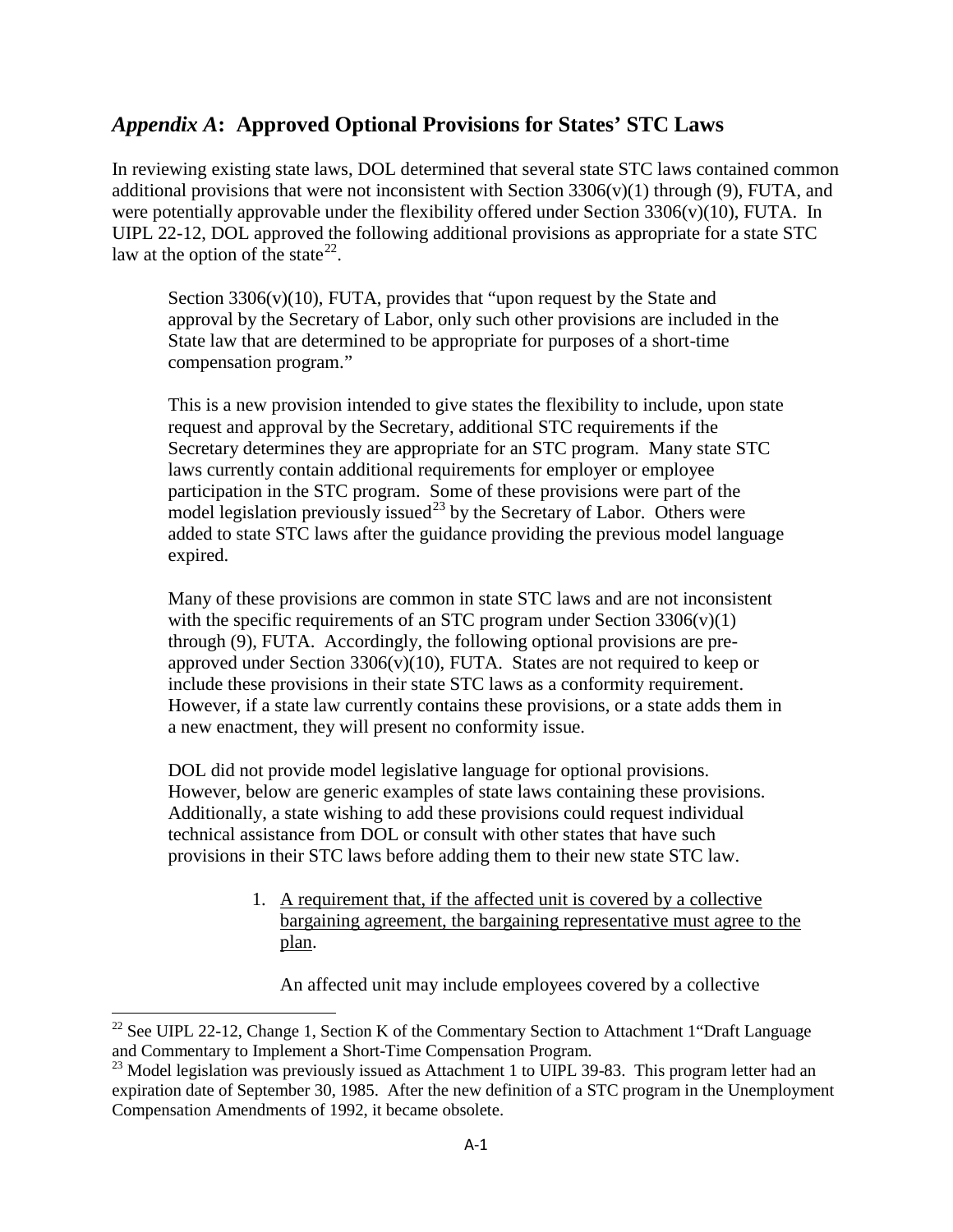## *Appendix A*: Approved Optional Provisions for States' STC Laws

In reviewing existing state laws, DOL determined that several state STC laws contained common additional provisions that were not inconsistent with Section 3306(v)(1) through (9), FUTA, and were potentially approvable under the flexibility offered under Section 3306(v)(10), FUTA. In UIPL 22-12, DOL approved the following additional provisions as appropriate for a state STC law at the option of the state[22].

> Section 3306(v)(10), FUTA, provides that "upon request by the State and approval by the Secretary of Labor, only such other provisions are included in the State law that are determined to be appropriate for purposes of a short-time compensation program."
>
> This is a new provision intended to give states the flexibility to include, upon state request and approval by the Secretary, additional STC requirements if the Secretary determines they are appropriate for an STC program. Many state STC laws currently contain additional requirements for employer or employee participation in the STC program. Some of these provisions were part of the model legislation previously issued[23] by the Secretary of Labor. Others were added to state STC laws after the guidance providing the previous model language expired.
>
> Many of these provisions are common in state STC laws and are not inconsistent with the specific requirements of an STC program under Section 3306(v)(1) through (9), FUTA. Accordingly, the following optional provisions are pre-approved under Section 3306(v)(10), FUTA. States are not required to keep or include these provisions in their state STC laws as a conformity requirement. However, if a state law currently contains these provisions, or a state adds them in a new enactment, they will present no conformity issue.
>
> DOL did not provide model legislative language for optional provisions. However, below are generic examples of state laws containing these provisions. Additionally, a state wishing to add these provisions could request individual technical assistance from DOL or consult with other states that have such provisions in their STC laws before adding them to their new state STC law.

1. <u>A requirement that, if the affected unit is covered by a collective bargaining agreement, the bargaining representative must agree to the plan</u>.

   An affected unit may include employees covered by a collective

---

[22] See UIPL 22-12, Change 1, Section K of the Commentary Section to Attachment 1"Draft Language and Commentary to Implement a Short-Time Compensation Program.

[23] Model legislation was previously issued as Attachment 1 to UIPL 39-83. This program letter had an expiration date of September 30, 1985. After the new definition of a STC program in the Unemployment Compensation Amendments of 1992, it became obsolete.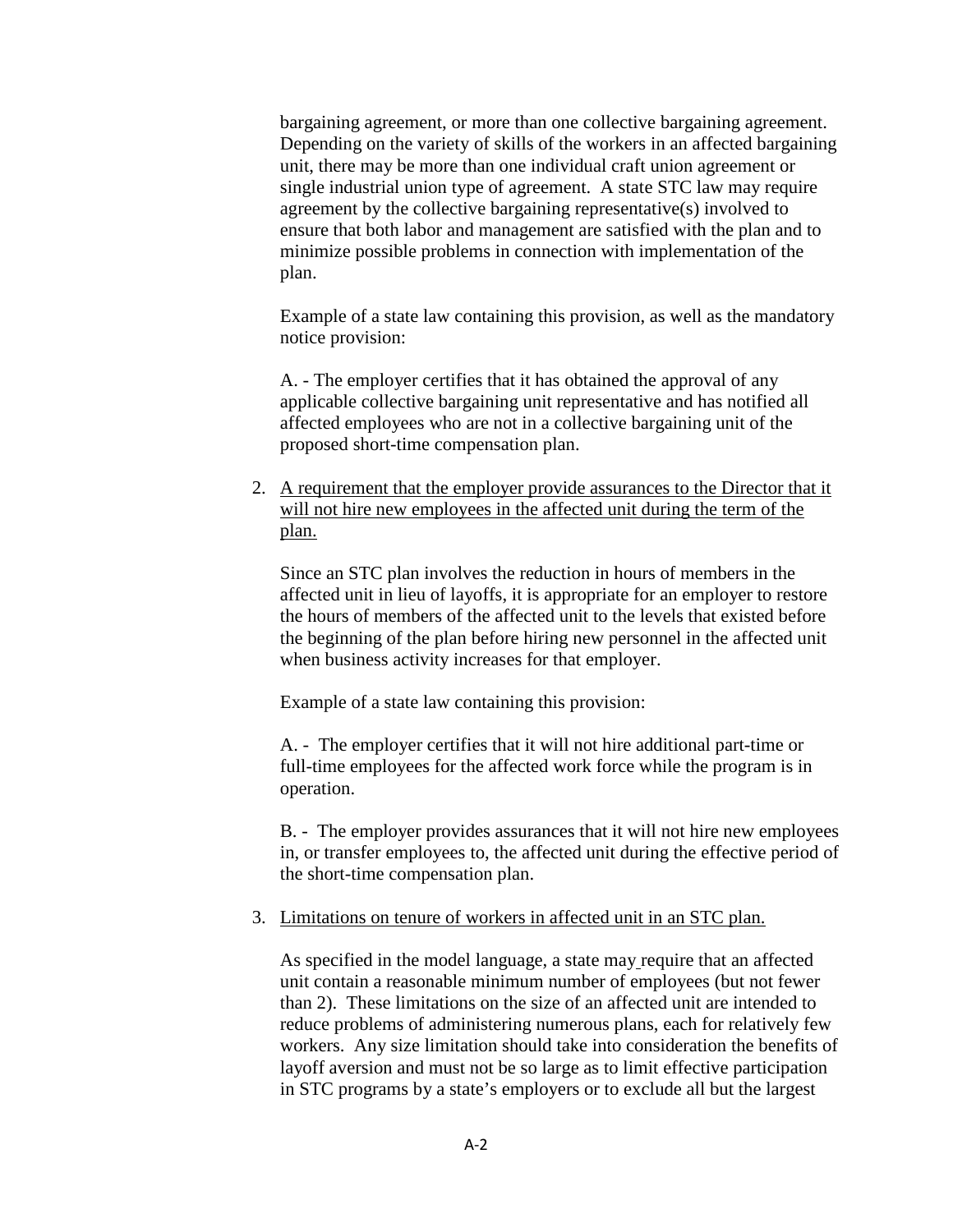bargaining agreement, or more than one collective bargaining agreement. Depending on the variety of skills of the workers in an affected bargaining unit, there may be more than one individual craft union agreement or single industrial union type of agreement. A state STC law may require agreement by the collective bargaining representative(s) involved to ensure that both labor and management are satisfied with the plan and to minimize possible problems in connection with implementation of the plan.

Example of a state law containing this provision, as well as the mandatory notice provision:

A. - The employer certifies that it has obtained the approval of any applicable collective bargaining unit representative and has notified all affected employees who are not in a collective bargaining unit of the proposed short-time compensation plan.

2. <u>A requirement that the employer provide assurances to the Director that it will not hire new employees in the affected unit during the term of the plan.</u>

   Since an STC plan involves the reduction in hours of members in the affected unit in lieu of layoffs, it is appropriate for an employer to restore the hours of members of the affected unit to the levels that existed before the beginning of the plan before hiring new personnel in the affected unit when business activity increases for that employer.

   Example of a state law containing this provision:

   A. - The employer certifies that it will not hire additional part-time or full-time employees for the affected work force while the program is in operation.

   B. - The employer provides assurances that it will not hire new employees in, or transfer employees to, the affected unit during the effective period of the short-time compensation plan.

3. <u>Limitations on tenure of workers in affected unit in an STC plan.</u>

   As specified in the model language, a state may require that an affected unit contain a reasonable minimum number of employees (but not fewer than 2). These limitations on the size of an affected unit are intended to reduce problems of administering numerous plans, each for relatively few workers. Any size limitation should take into consideration the benefits of layoff aversion and must not be so large as to limit effective participation in STC programs by a state's employers or to exclude all but the largest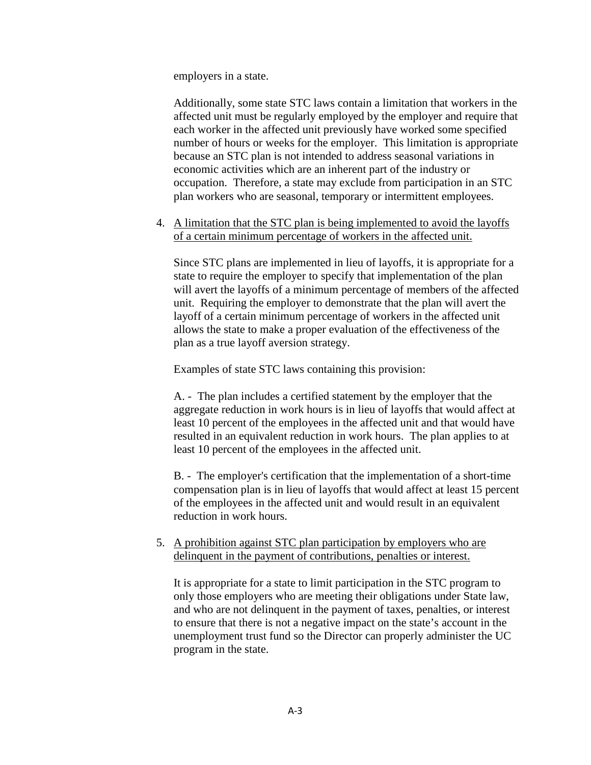employers in a state.

Additionally, some state STC laws contain a limitation that workers in the affected unit must be regularly employed by the employer and require that each worker in the affected unit previously have worked some specified number of hours or weeks for the employer. This limitation is appropriate because an STC plan is not intended to address seasonal variations in economic activities which are an inherent part of the industry or occupation. Therefore, a state may exclude from participation in an STC plan workers who are seasonal, temporary or intermittent employees.

4. <u>A limitation that the STC plan is being implemented to avoid the layoffs of a certain minimum percentage of workers in the affected unit.</u>

   Since STC plans are implemented in lieu of layoffs, it is appropriate for a state to require the employer to specify that implementation of the plan will avert the layoffs of a minimum percentage of members of the affected unit. Requiring the employer to demonstrate that the plan will avert the layoff of a certain minimum percentage of workers in the affected unit allows the state to make a proper evaluation of the effectiveness of the plan as a true layoff aversion strategy.

   Examples of state STC laws containing this provision:

   A. - The plan includes a certified statement by the employer that the aggregate reduction in work hours is in lieu of layoffs that would affect at least 10 percent of the employees in the affected unit and that would have resulted in an equivalent reduction in work hours. The plan applies to at least 10 percent of the employees in the affected unit.

   B. - The employer's certification that the implementation of a short-time compensation plan is in lieu of layoffs that would affect at least 15 percent of the employees in the affected unit and would result in an equivalent reduction in work hours.

5. <u>A prohibition against STC plan participation by employers who are delinquent in the payment of contributions, penalties or interest.</u>

   It is appropriate for a state to limit participation in the STC program to only those employers who are meeting their obligations under State law, and who are not delinquent in the payment of taxes, penalties, or interest to ensure that there is not a negative impact on the state's account in the unemployment trust fund so the Director can properly administer the UC program in the state.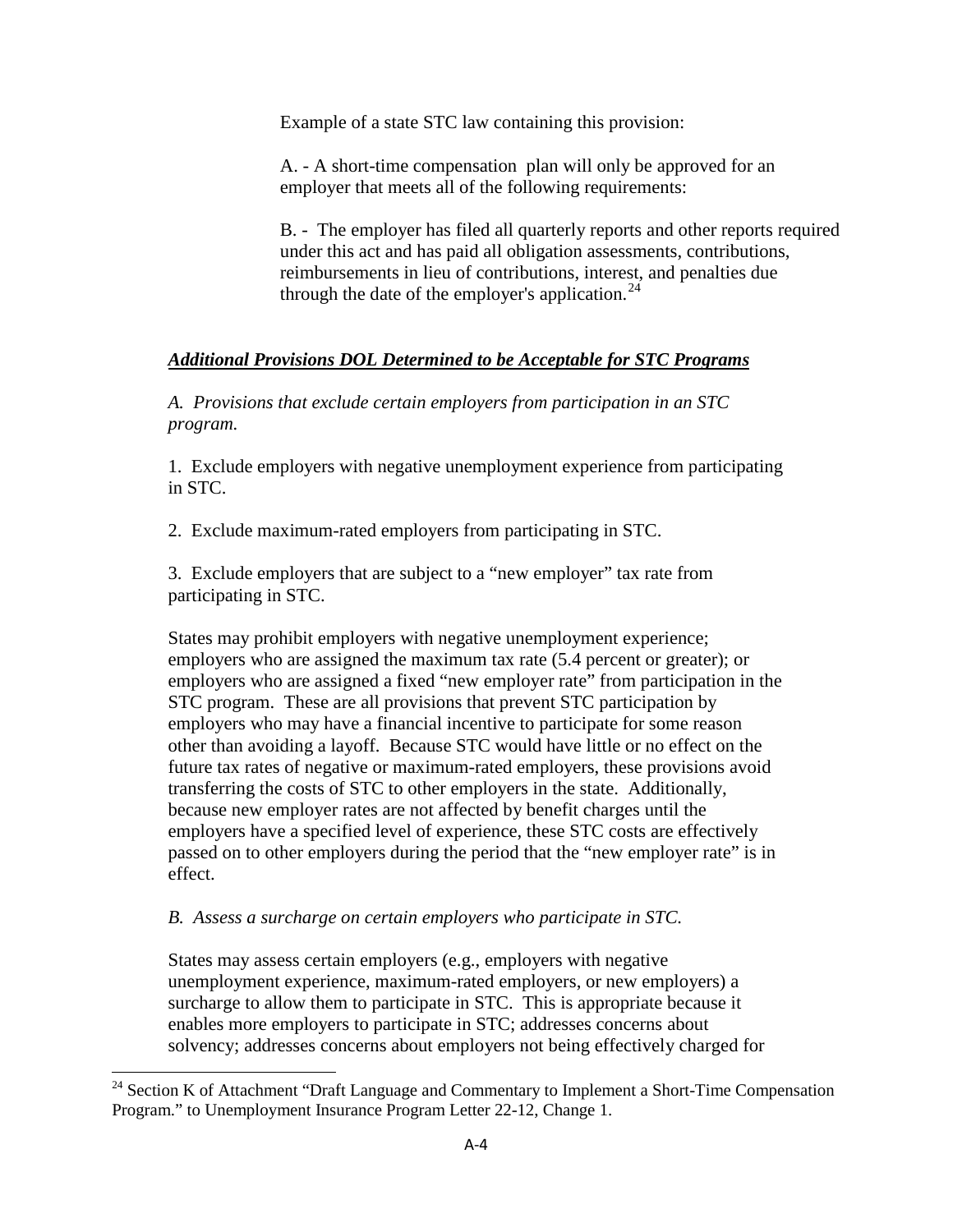Example of a state STC law containing this provision:

A. - A short-time compensation plan will only be approved for an employer that meets all of the following requirements:

B. - The employer has filed all quarterly reports and other reports required under this act and has paid all obligation assessments, contributions, reimbursements in lieu of contributions, interest, and penalties due through the date of the employer's application.[24]

***<u>Additional Provisions DOL Determined to be Acceptable for STC Programs</u>***

*A. Provisions that exclude certain employers from participation in an STC program.*

1. Exclude employers with negative unemployment experience from participating in STC.

2. Exclude maximum-rated employers from participating in STC.

3. Exclude employers that are subject to a "new employer" tax rate from participating in STC.

States may prohibit employers with negative unemployment experience; employers who are assigned the maximum tax rate (5.4 percent or greater); or employers who are assigned a fixed "new employer rate" from participation in the STC program. These are all provisions that prevent STC participation by employers who may have a financial incentive to participate for some reason other than avoiding a layoff. Because STC would have little or no effect on the future tax rates of negative or maximum-rated employers, these provisions avoid transferring the costs of STC to other employers in the state. Additionally, because new employer rates are not affected by benefit charges until the employers have a specified level of experience, these STC costs are effectively passed on to other employers during the period that the "new employer rate" is in effect.

*B. Assess a surcharge on certain employers who participate in STC.*

States may assess certain employers (e.g., employers with negative unemployment experience, maximum-rated employers, or new employers) a surcharge to allow them to participate in STC. This is appropriate because it enables more employers to participate in STC; addresses concerns about solvency; addresses concerns about employers not being effectively charged for

[24] Section K of Attachment "Draft Language and Commentary to Implement a Short-Time Compensation Program." to Unemployment Insurance Program Letter 22-12, Change 1.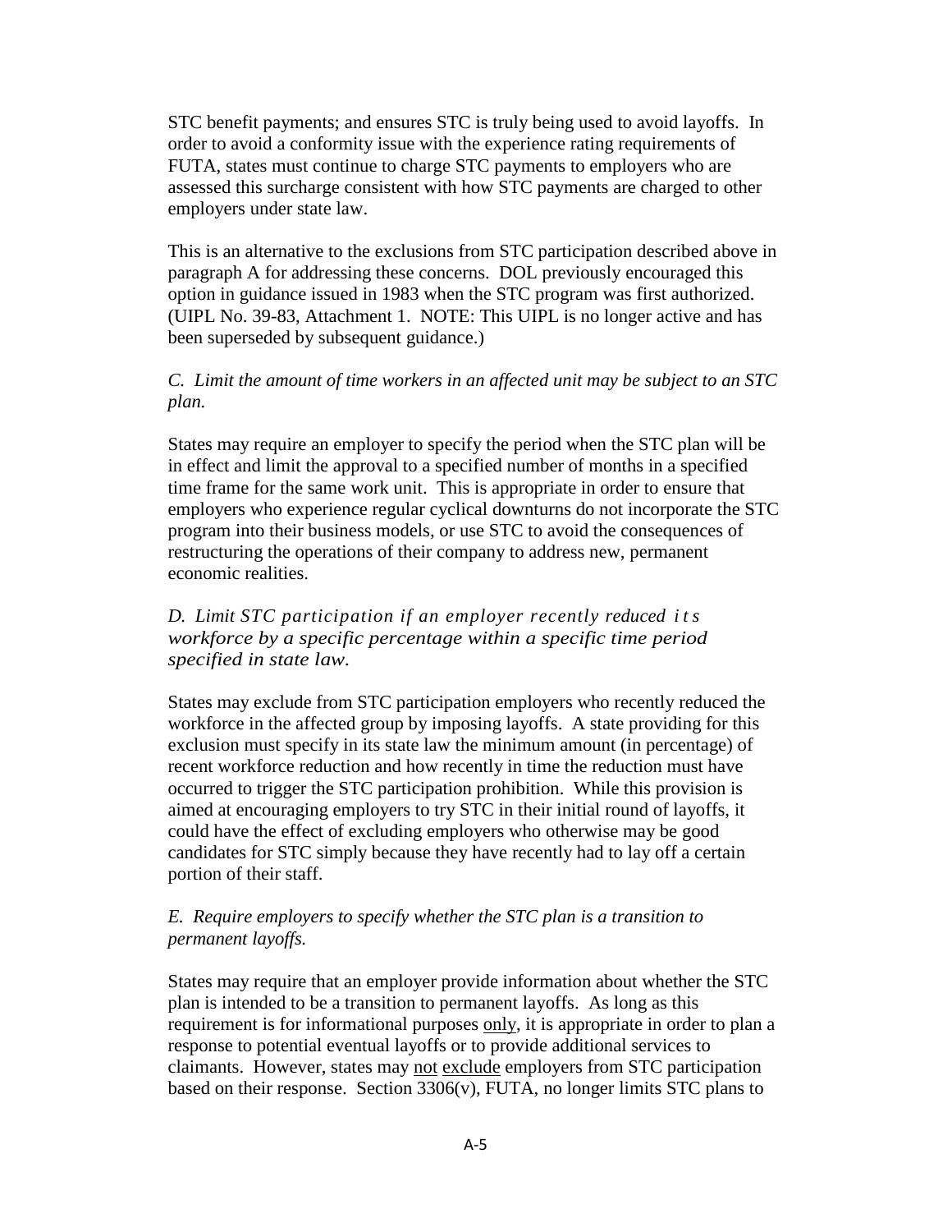STC benefit payments; and ensures STC is truly being used to avoid layoffs. In order to avoid a conformity issue with the experience rating requirements of FUTA, states must continue to charge STC payments to employers who are assessed this surcharge consistent with how STC payments are charged to other employers under state law.

This is an alternative to the exclusions from STC participation described above in paragraph A for addressing these concerns. DOL previously encouraged this option in guidance issued in 1983 when the STC program was first authorized. (UIPL No. 39-83, Attachment 1. NOTE: This UIPL is no longer active and has been superseded by subsequent guidance.)

*C. Limit the amount of time workers in an affected unit may be subject to an STC plan.*

States may require an employer to specify the period when the STC plan will be in effect and limit the approval to a specified number of months in a specified time frame for the same work unit. This is appropriate in order to ensure that employers who experience regular cyclical downturns do not incorporate the STC program into their business models, or use STC to avoid the consequences of restructuring the operations of their company to address new, permanent economic realities.

*D. Limit STC participation if an employer recently reduced its workforce by a specific percentage within a specific time period specified in state law.*

States may exclude from STC participation employers who recently reduced the workforce in the affected group by imposing layoffs. A state providing for this exclusion must specify in its state law the minimum amount (in percentage) of recent workforce reduction and how recently in time the reduction must have occurred to trigger the STC participation prohibition. While this provision is aimed at encouraging employers to try STC in their initial round of layoffs, it could have the effect of excluding employers who otherwise may be good candidates for STC simply because they have recently had to lay off a certain portion of their staff.

*E. Require employers to specify whether the STC plan is a transition to permanent layoffs.*

States may require that an employer provide information about whether the STC plan is intended to be a transition to permanent layoffs. As long as this requirement is for informational purposes <u>only</u>, it is appropriate in order to plan a response to potential eventual layoffs or to provide additional services to claimants. However, states may <u>not</u> <u>exclude</u> employers from STC participation based on their response. Section 3306(v), FUTA, no longer limits STC plans to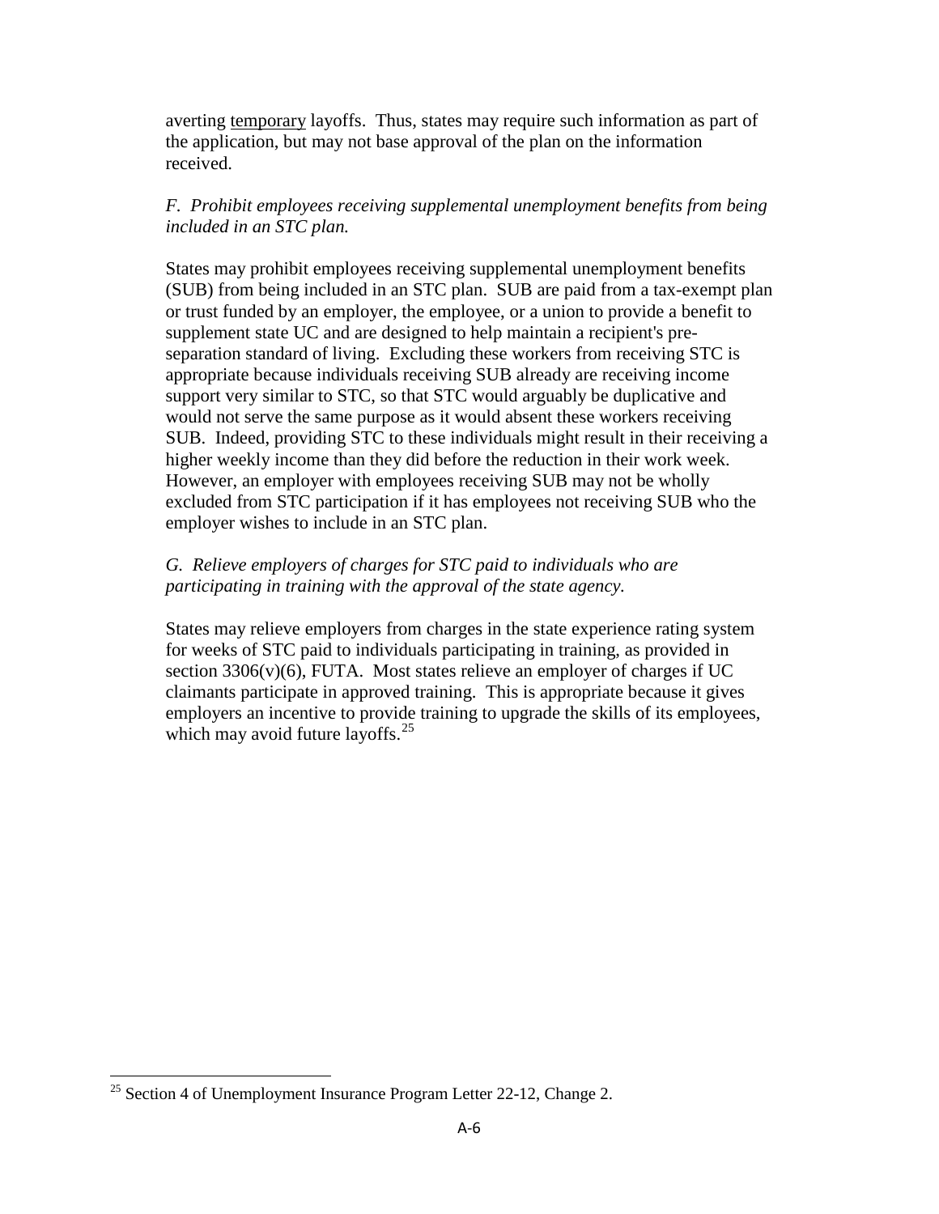averting temporary layoffs. Thus, states may require such information as part of the application, but may not base approval of the plan on the information received.

*F. Prohibit employees receiving supplemental unemployment benefits from being included in an STC plan.*

States may prohibit employees receiving supplemental unemployment benefits (SUB) from being included in an STC plan. SUB are paid from a tax-exempt plan or trust funded by an employer, the employee, or a union to provide a benefit to supplement state UC and are designed to help maintain a recipient's pre-separation standard of living. Excluding these workers from receiving STC is appropriate because individuals receiving SUB already are receiving income support very similar to STC, so that STC would arguably be duplicative and would not serve the same purpose as it would absent these workers receiving SUB. Indeed, providing STC to these individuals might result in their receiving a higher weekly income than they did before the reduction in their work week. However, an employer with employees receiving SUB may not be wholly excluded from STC participation if it has employees not receiving SUB who the employer wishes to include in an STC plan.

*G. Relieve employers of charges for STC paid to individuals who are participating in training with the approval of the state agency.*

States may relieve employers from charges in the state experience rating system for weeks of STC paid to individuals participating in training, as provided in section 3306(v)(6), FUTA. Most states relieve an employer of charges if UC claimants participate in approved training. This is appropriate because it gives employers an incentive to provide training to upgrade the skills of its employees, which may avoid future layoffs.[25]

---

[25] Section 4 of Unemployment Insurance Program Letter 22-12, Change 2.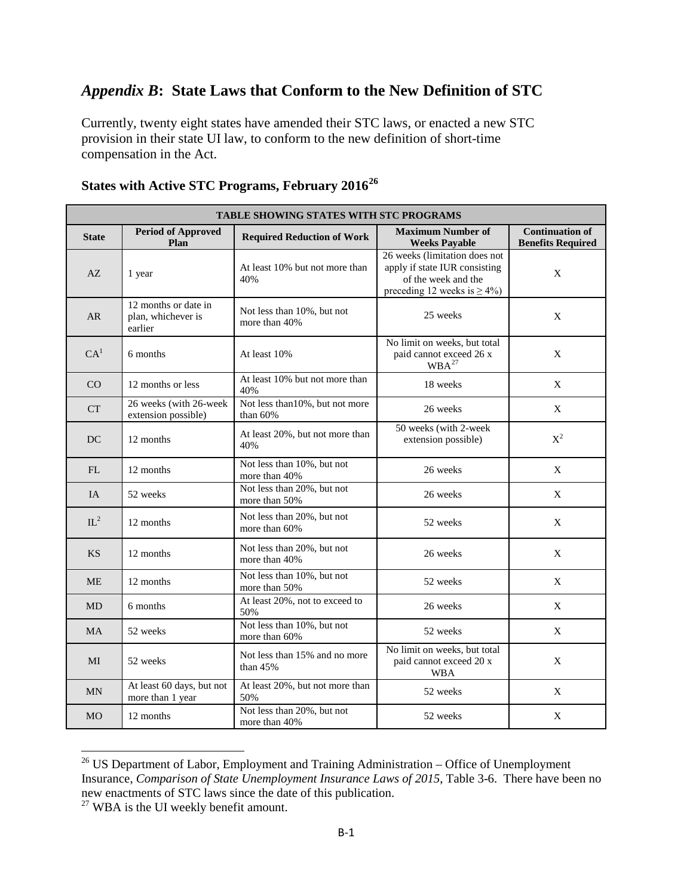# *Appendix B*: State Laws that Conform to the New Definition of STC

Currently, twenty eight states have amended their STC laws, or enacted a new STC provision in their state UI law, to conform to the new definition of short-time compensation in the Act.

## States with Active STC Programs, February 2016[26]

| TABLE SHOWING STATES WITH STC PROGRAMS | | | | |
|---|---|---|---|---|
| **State** | **Period of Approved Plan** | **Required Reduction of Work** | **Maximum Number of Weeks Payable** | **Continuation of Benefits Required** |
| AZ | 1 year | At least 10% but not more than 40% | 26 weeks (limitation does not apply if state IUR consisting of the week and the preceding 12 weeks is ≥ 4%) | X |
| AR | 12 months or date in plan, whichever is earlier | Not less than 10%, but not more than 40% | 25 weeks | X |
| CA[1] | 6 months | At least 10% | No limit on weeks, but total paid cannot exceed 26 x WBA[27] | X |
| CO | 12 months or less | At least 10% but not more than 40% | 18 weeks | X |
| CT | 26 weeks (with 26-week extension possible) | Not less than10%, but not more than 60% | 26 weeks | X |
| DC | 12 months | At least 20%, but not more than 40% | 50 weeks (with 2-week extension possible) | X[2] |
| FL | 12 months | Not less than 10%, but not more than 40% | 26 weeks | X |
| IA | 52 weeks | Not less than 20%, but not more than 50% | 26 weeks | X |
| IL[2] | 12 months | Not less than 20%, but not more than 60% | 52 weeks | X |
| KS | 12 months | Not less than 20%, but not more than 40% | 26 weeks | X |
| ME | 12 months | Not less than 10%, but not more than 50% | 52 weeks | X |
| MD | 6 months | At least 20%, not to exceed to 50% | 26 weeks | X |
| MA | 52 weeks | Not less than 10%, but not more than 60% | 52 weeks | X |
| MI | 52 weeks | Not less than 15% and no more than 45% | No limit on weeks, but total paid cannot exceed 20 x WBA | X |
| MN | At least 60 days, but not more than 1 year | At least 20%, but not more than 50% | 52 weeks | X |
| MO | 12 months | Not less than 20%, but not more than 40% | 52 weeks | X |

[26] US Department of Labor, Employment and Training Administration – Office of Unemployment Insurance, *Comparison of State Unemployment Insurance Laws of 2015*, Table 3-6. There have been no new enactments of STC laws since the date of this publication.

[27] WBA is the UI weekly benefit amount.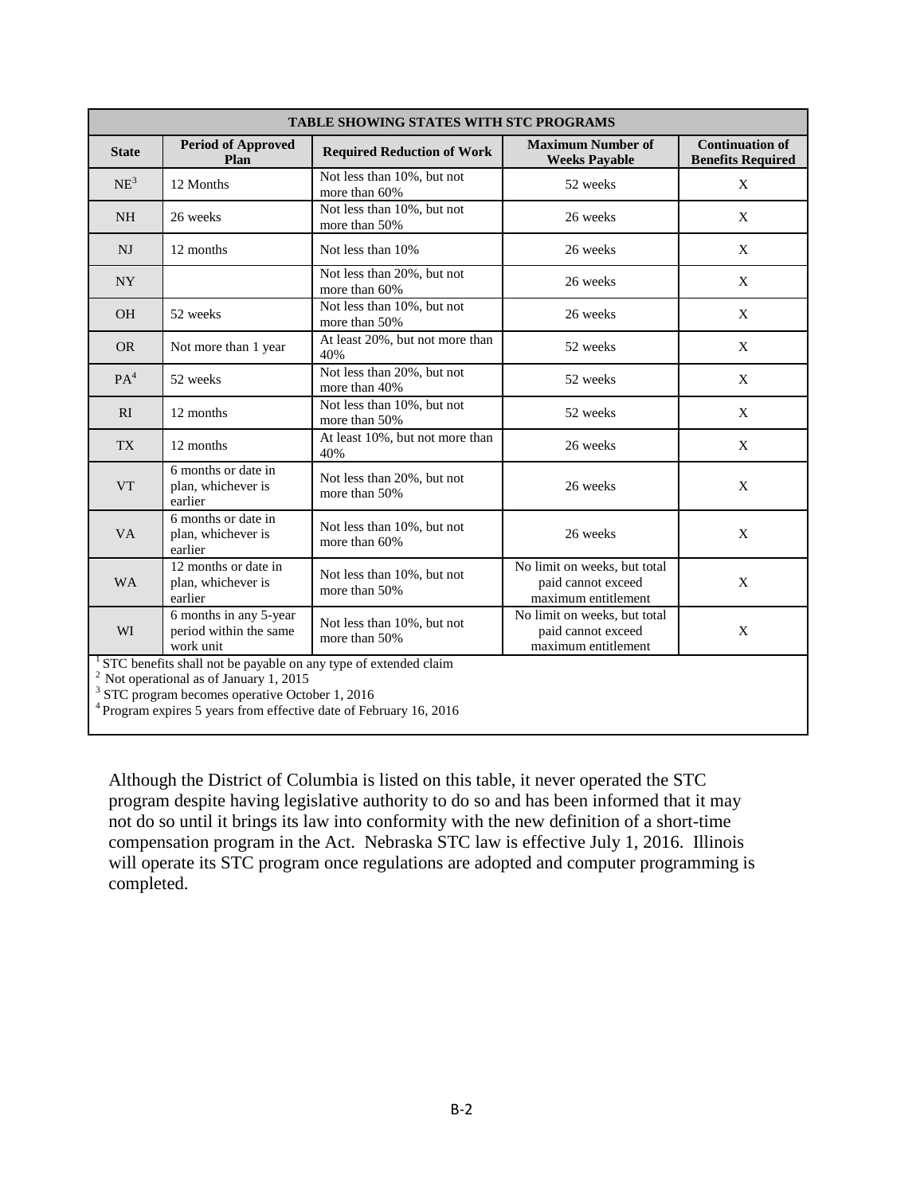| TABLE SHOWING STATES WITH STC PROGRAMS | | | | |
|---|---|---|---|---|
| **State** | **Period of Approved Plan** | **Required Reduction of Work** | **Maximum Number of Weeks Payable** | **Continuation of Benefits Required** |
| NE[3] | 12 Months | Not less than 10%, but not more than 60% | 52 weeks | X |
| NH | 26 weeks | Not less than 10%, but not more than 50% | 26 weeks | X |
| NJ | 12 months | Not less than 10% | 26 weeks | X |
| NY | | Not less than 20%, but not more than 60% | 26 weeks | X |
| OH | 52 weeks | Not less than 10%, but not more than 50% | 26 weeks | X |
| OR | Not more than 1 year | At least 20%, but not more than 40% | 52 weeks | X |
| PA[4] | 52 weeks | Not less than 20%, but not more than 40% | 52 weeks | X |
| RI | 12 months | Not less than 10%, but not more than 50% | 52 weeks | X |
| TX | 12 months | At least 10%, but not more than 40% | 26 weeks | X |
| VT | 6 months or date in plan, whichever is earlier | Not less than 20%, but not more than 50% | 26 weeks | X |
| VA | 6 months or date in plan, whichever is earlier | Not less than 10%, but not more than 60% | 26 weeks | X |
| WA | 12 months or date in plan, whichever is earlier | Not less than 10%, but not more than 50% | No limit on weeks, but total paid cannot exceed maximum entitlement | X |
| WI | 6 months in any 5-year period within the same work unit | Not less than 10%, but not more than 50% | No limit on weeks, but total paid cannot exceed maximum entitlement | X |

[1] STC benefits shall not be payable on any type of extended claim
[2] Not operational as of January 1, 2015
[3] STC program becomes operative October 1, 2016
[4] Program expires 5 years from effective date of February 16, 2016

Although the District of Columbia is listed on this table, it never operated the STC program despite having legislative authority to do so and has been informed that it may not do so until it brings its law into conformity with the new definition of a short-time compensation program in the Act. Nebraska STC law is effective July 1, 2016. Illinois will operate its STC program once regulations are adopted and computer programming is completed.